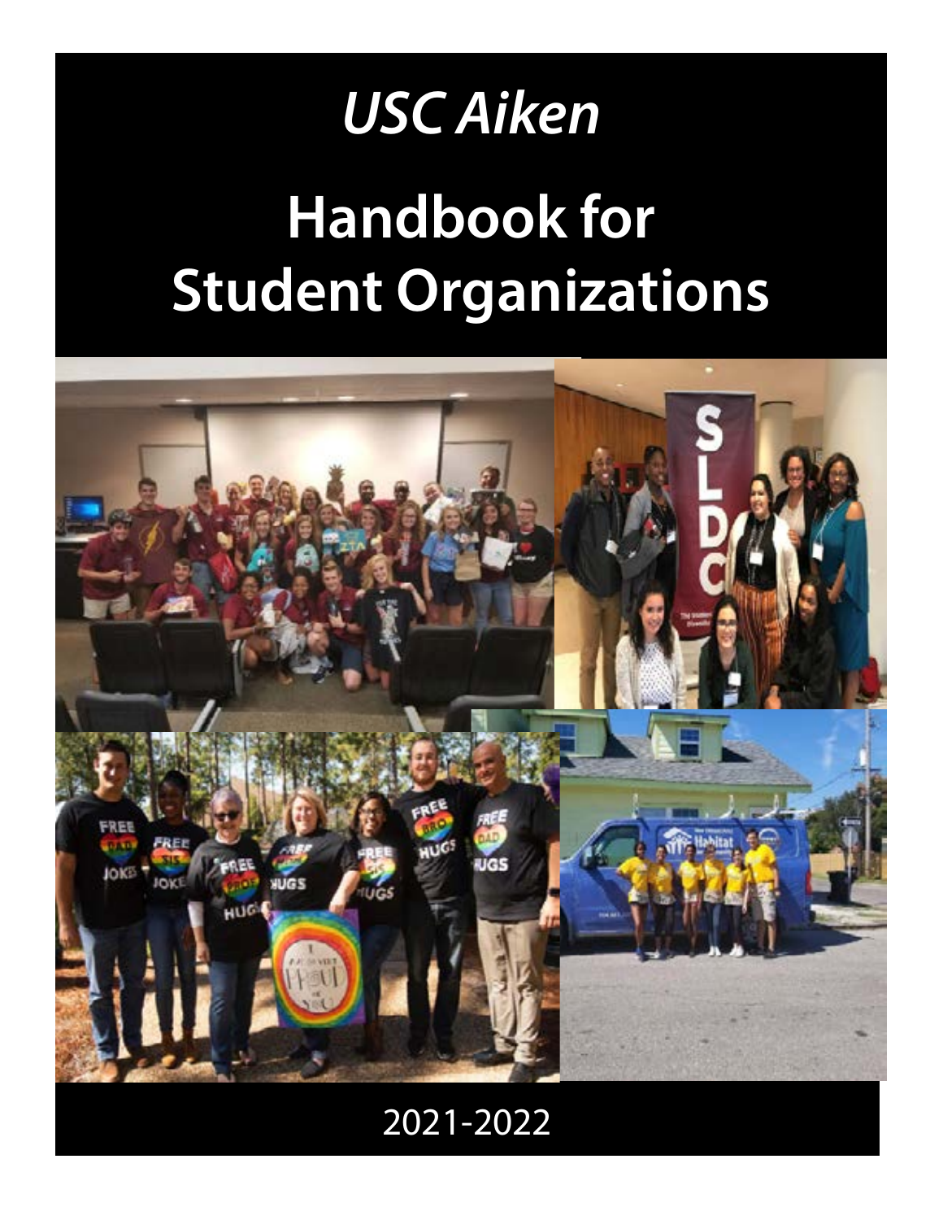*USC Aiken*

# Handbook for Student Organizations

2021-2022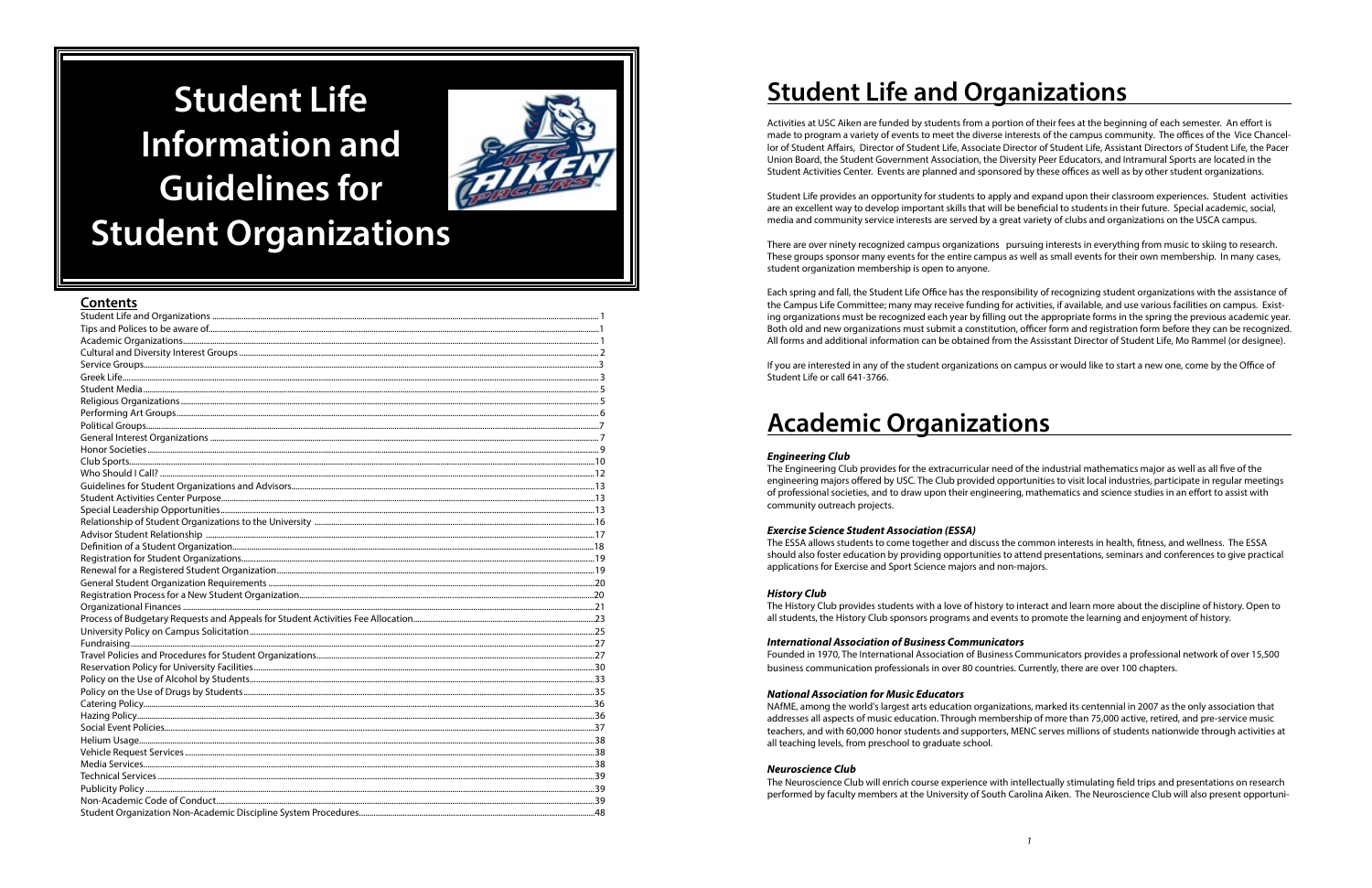# Student Life Information and Guidelines for Student Organizations

## Contents

| | |
|---|---|
| Student Life and Organizations | 1 |
| Tips and Polices to be aware of | 1 |
| Academic Organizations | 1 |
| Cultural and Diversity Interest Groups | 2 |
| Service Groups | 3 |
| Greek Life | 3 |
| Student Media | 5 |
| Religious Organizations | 5 |
| Performing Art Groups | 6 |
| Political Groups | 7 |
| General Interest Organizations | 7 |
| Honor Societies | 9 |
| Club Sports | 10 |
| Who Should I Call? | 12 |
| Guidelines for Student Organizations and Advisors | 13 |
| Student Activities Center Purpose | 13 |
| Special Leadership Opportunities | 13 |
| Relationship of Student Organizations to the University | 16 |
| Advisor Student Relationship | 17 |
| Definition of a Student Organization | 18 |
| Registration for Student Organizations | 19 |
| Renewal for a Registered Student Organization | 19 |
| General Student Organization Requirements | 20 |
| Registration Process for a New Student Organization | 20 |
| Organizational Finances | 21 |
| Process of Budgetary Requests and Appeals for Student Activities Fee Allocation | 23 |
| University Policy on Campus Solicitation | 25 |
| Fundraising | 27 |
| Travel Policies and Procedures for Student Organizations | 27 |
| Reservation Policy for University Facilities | 30 |
| Policy on the Use of Alcohol by Students | 33 |
| Policy on the Use of Drugs by Students | 35 |
| Catering Policy | 36 |
| Hazing Policy | 36 |
| Social Event Policies | 37 |
| Helium Usage | 38 |
| Vehicle Request Services | 38 |
| Media Services | 38 |
| Technical Services | 39 |
| Publicity Policy | 39 |
| Non-Academic Code of Conduct | 39 |
| Student Organization Non-Academic Discipline System Procedures | 48 |

# Student Life and Organizations

Activities at USC Aiken are funded by students from a portion of their fees at the beginning of each semester. An effort is made to program a variety of events to meet the diverse interests of the campus community. The offices of the Vice Chancellor of Student Affairs, Director of Student Life, Associate Director of Student Life, Assistant Directors of Student Life, the Pacer Union Board, the Student Government Association, the Diversity Peer Educators, and Intramural Sports are located in the Student Activities Center. Events are planned and sponsored by these offices as well as by other student organizations.

Student Life provides an opportunity for students to apply and expand upon their classroom experiences. Student activities are an excellent way to develop important skills that will be beneficial to students in their future. Special academic, social, media and community service interests are served by a great variety of clubs and organizations on the USCA campus.

There are over ninety recognized campus organizations pursuing interests in everything from music to skiing to research. These groups sponsor many events for the entire campus as well as small events for their own membership. In many cases, student organization membership is open to anyone.

Each spring and fall, the Student Life Office has the responsibility of recognizing student organizations with the assistance of the Campus Life Committee; many may receive funding for activities, if available, and use various facilities on campus. Existing organizations must be recognized each year by filling out the appropriate forms in the spring the previous academic year. Both old and new organizations must submit a constitution, officer form and registration form before they can be recognized. All forms and additional information can be obtained from the Assisstant Director of Student Life, Mo Rammel (or designee).

If you are interested in any of the student organizations on campus or would like to start a new one, come by the Office of Student Life or call 641-3766.

# Academic Organizations

***Engineering Club***

The Engineering Club provides for the extracurricular need of the industrial mathematics major as well as all five of the engineering majors offered by USC. The Club provided opportunities to visit local industries, participate in regular meetings of professional societies, and to draw upon their engineering, mathematics and science studies in an effort to assist with community outreach projects.

***Exercise Science Student Association (ESSA)***

The ESSA allows students to come together and discuss the common interests in health, fitness, and wellness. The ESSA should also foster education by providing opportunities to attend presentations, seminars and conferences to give practical applications for Exercise and Sport Science majors and non-majors.

***History Club***

The History Club provides students with a love of history to interact and learn more about the discipline of history. Open to all students, the History Club sponsors programs and events to promote the learning and enjoyment of history.

***International Association of Business Communicators***

Founded in 1970, The International Association of Business Communicators provides a professional network of over 15,500 business communication professionals in over 80 countries. Currently, there are over 100 chapters.

***National Association for Music Educators***

NAfME, among the world's largest arts education organizations, marked its centennial in 2007 as the only association that addresses all aspects of music education. Through membership of more than 75,000 active, retired, and pre-service music teachers, and with 60,000 honor students and supporters, MENC serves millions of students nationwide through activities at all teaching levels, from preschool to graduate school.

***Neuroscience Club***

The Neuroscience Club will enrich course experience with intellectually stimulating field trips and presentations on research performed by faculty members at the University of South Carolina Aiken. The Neuroscience Club will also present opportuni-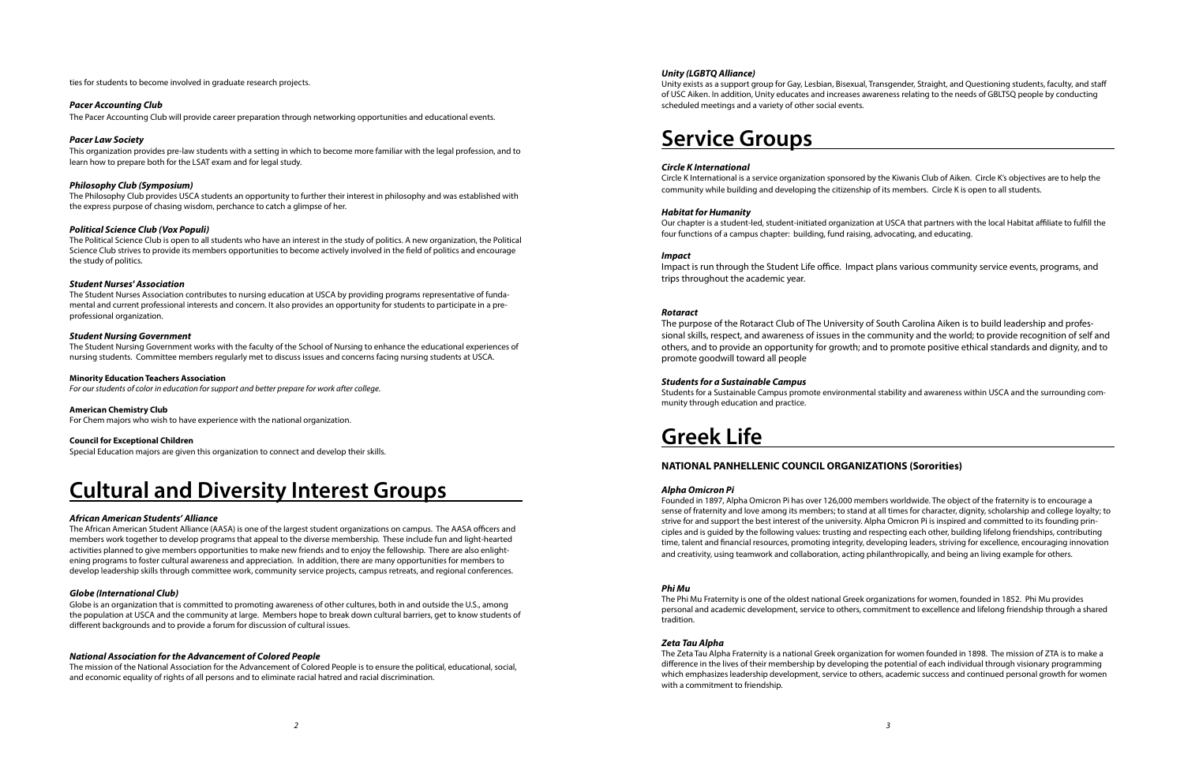ties for students to become involved in graduate research projects.

***Pacer Accounting Club***

The Pacer Accounting Club will provide career preparation through networking opportunities and educational events.

***Pacer Law Society***

This organization provides pre-law students with a setting in which to become more familiar with the legal profession, and to learn how to prepare both for the LSAT exam and for legal study.

***Philosophy Club (Symposium)***

The Philosophy Club provides USCA students an opportunity to further their interest in philosophy and was established with the express purpose of chasing wisdom, perchance to catch a glimpse of her.

***Political Science Club (Vox Populi)***

The Political Science Club is open to all students who have an interest in the study of politics. A new organization, the Political Science Club strives to provide its members opportunities to become actively involved in the field of politics and encourage the study of politics.

***Student Nurses' Association***

The Student Nurses Association contributes to nursing education at USCA by providing programs representative of fundamental and current professional interests and concern. It also provides an opportunity for students to participate in a pre-professional organization.

***Student Nursing Government***

The Student Nursing Government works with the faculty of the School of Nursing to enhance the educational experiences of nursing students. Committee members regularly met to discuss issues and concerns facing nursing students at USCA.

**Minority Education Teachers Association**

*For our students of color in education for support and better prepare for work after college.*

**American Chemistry Club**

For Chem majors who wish to have experience with the national organization.

**Council for Exceptional Children**

Special Education majors are given this organization to connect and develop their skills.

# Cultural and Diversity Interest Groups

***African American Students' Alliance***

The African American Student Alliance (AASA) is one of the largest student organizations on campus. The AASA officers and members work together to develop programs that appeal to the diverse membership. These include fun and light-hearted activities planned to give members opportunities to make new friends and to enjoy the fellowship. There are also enlightening programs to foster cultural awareness and appreciation. In addition, there are many opportunities for members to develop leadership skills through committee work, community service projects, campus retreats, and regional conferences.

***Globe (International Club)***

Globe is an organization that is committed to promoting awareness of other cultures, both in and outside the U.S., among the population at USCA and the community at large. Members hope to break down cultural barriers, get to know students of different backgrounds and to provide a forum for discussion of cultural issues.

***National Association for the Advancement of Colored People***

The mission of the National Association for the Advancement of Colored People is to ensure the political, educational, social, and economic equality of rights of all persons and to eliminate racial hatred and racial discrimination.

***Unity (LGBTQ Alliance)***

Unity exists as a support group for Gay, Lesbian, Bisexual, Transgender, Straight, and Questioning students, faculty, and staff of USC Aiken. In addition, Unity educates and increases awareness relating to the needs of GBLTSQ people by conducting scheduled meetings and a variety of other social events.

# Service Groups

***Circle K International***

Circle K International is a service organization sponsored by the Kiwanis Club of Aiken. Circle K's objectives are to help the community while building and developing the citizenship of its members. Circle K is open to all students.

***Habitat for Humanity***

Our chapter is a student-led, student-initiated organization at USCA that partners with the local Habitat affiliate to fulfill the four functions of a campus chapter: building, fund raising, advocating, and educating.

***Impact***

Impact is run through the Student Life office. Impact plans various community service events, programs, and trips throughout the academic year.

***Rotaract***

The purpose of the Rotaract Club of The University of South Carolina Aiken is to build leadership and professional skills, respect, and awareness of issues in the community and the world; to provide recognition of self and others, and to provide an opportunity for growth; and to promote positive ethical standards and dignity, and to promote goodwill toward all people

***Students for a Sustainable Campus***

Students for a Sustainable Campus promote environmental stability and awareness within USCA and the surrounding community through education and practice.

# Greek Life

## NATIONAL PANHELLENIC COUNCIL ORGANIZATIONS (Sororities)

***Alpha Omicron Pi***

Founded in 1897, Alpha Omicron Pi has over 126,000 members worldwide. The object of the fraternity is to encourage a sense of fraternity and love among its members; to stand at all times for character, dignity, scholarship and college loyalty; to strive for and support the best interest of the university. Alpha Omicron Pi is inspired and committed to its founding principles and is guided by the following values: trusting and respecting each other, building lifelong friendships, contributing time, talent and financial resources, promoting integrity, developing leaders, striving for excellence, encouraging innovation and creativity, using teamwork and collaboration, acting philanthropically, and being an living example for others.

***Phi Mu***

The Phi Mu Fraternity is one of the oldest national Greek organizations for women, founded in 1852. Phi Mu provides personal and academic development, service to others, commitment to excellence and lifelong friendship through a shared tradition.

***Zeta Tau Alpha***

The Zeta Tau Alpha Fraternity is a national Greek organization for women founded in 1898. The mission of ZTA is to make a difference in the lives of their membership by developing the potential of each individual through visionary programming which emphasizes leadership development, service to others, academic success and continued personal growth for women with a commitment to friendship.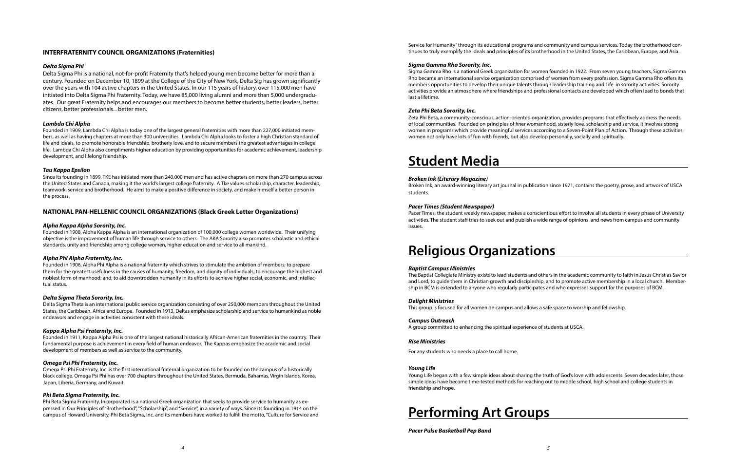## INTERFRATERNITY COUNCIL ORGANIZATIONS (Fraternities)

***Delta Sigma Phi***

Delta Sigma Phi is a national, not-for-profit Fraternity that's helped young men become better for more than a century. Founded on December 10, 1899 at the College of the City of New York, Delta Sig has grown significantly over the years with 104 active chapters in the United States. In our 115 years of history, over 115,000 men have initiated into Delta Sigma Phi Fraternity. Today, we have 85,000 living alumni and more than 5,000 undergraduates. Our great Fraternity helps and encourages our members to become better students, better leaders, better citizens, better professionals... better men.

***Lambda Chi Alpha***

Founded in 1909, Lambda Chi Alpha is today one of the largest general fraternities with more than 227,000 initiated members, as well as having chapters at more than 300 universities. Lambda Chi Alpha looks to foster a high Christian standard of life and ideals, to promote honorable friendship, brotherly love, and to secure members the greatest advantages in college life. Lambda Chi Alpha also compliments higher education by providing opportunities for academic achievement, leadership development, and lifelong friendship.

***Tau Kappa Epsilon***

Since its founding in 1899, TKE has initiated more than 240,000 men and has active chapters on more than 270 campus across the United States and Canada, making it the world's largest college fraternity. A Tke values scholarship, character, leadership, teamwork, service and brotherhood. He aims to make a positive difference in society, and make himself a better person in the process.

## NATIONAL PAN-HELLENIC COUNCIL ORGANIZATIONS (Black Greek Letter Organizations)

***Alpha Kappa Alpha Sorority, Inc.***

Founded in 1908, Alpha Kappa Alpha is an international organization of 100,000 college women worldwide. Their unifying objective is the improvement of human life through service to others. The AKA Sorority also promotes scholastic and ethical standards, unity and friendship among college women, higher education and service to all mankind.

***Alpha Phi Alpha Fraternity, Inc.***

Founded in 1906, Alpha Phi Alpha is a national fraternity which strives to stimulate the ambition of members; to prepare them for the greatest usefulness in the causes of humanity, freedom, and dignity of individuals; to encourage the highest and noblest form of manhood; and, to aid downtrodden humanity in its efforts to achieve higher social, economic, and intellectual status.

***Delta Sigma Theta Sorority, Inc.***

Delta Sigma Theta is an international public service organization consisting of over 250,000 members throughout the United States, the Caribbean, Africa and Europe. Founded in 1913, Deltas emphasize scholarship and service to humankind as noble endeavors and engage in activities consistent with these ideals.

***Kappa Alpha Psi Fraternity, Inc.***

Founded in 1911, Kappa Alpha Psi is one of the largest national historically African-American fraternities in the country. Their fundamental purpose is achievement in every field of human endeavor. The Kappas emphasize the academic and social development of members as well as service to the community.

***Omega Psi Phi Fraternity, Inc.***

Omega Psi Phi Fraternity, Inc. is the first international fraternal organization to be founded on the campus of a historically black college. Omega Psi Phi has over 700 chapters throughout the United States, Bermuda, Bahamas, Virgin Islands, Korea, Japan, Liberia, Germany, and Kuwait.

***Phi Beta Sigma Fraternity, Inc.***

Phi Beta Sigma Fraternity, Incorporated is a national Greek organization that seeks to provide service to humanity as expressed in Our Principles of "Brotherhood", "Scholarship", and "Service", in a variety of ways. Since its founding in 1914 on the campus of Howard University, Phi Beta Sigma, Inc. and its members have worked to fulfill the motto, "Culture for Service and Service for Humanity" through its educational programs and community and campus services. Today the brotherhood continues to truly exemplify the ideals and principles of its brotherhood in the United States, the Caribbean, Europe, and Asia.

***Sigma Gamma Rho Sorority, Inc.***

Sigma Gamma Rho is a national Greek organization for women founded in 1922. From seven young teachers, Sigma Gamma Rho became an international service organization comprised of women from every profession. Sigma Gamma Rho offers its members opportunities to develop their unique talents through leadership training and Life in sorority activities. Sorority activities provide an atmosphere where friendships and professional contacts are developed which often lead to bonds that last a lifetime.

***Zeta Phi Beta Sorority, Inc.***

Zeta Phi Beta, a community-conscious, action-oriented organization, provides programs that effectively address the needs of local communities. Founded on principles of finer womanhood, sisterly love, scholarship and service, it involves strong women in programs which provide meaningful services according to a Seven-Point Plan of Action. Through these activities, women not only have lots of fun with friends, but also develop personally, socially and spiritually.

# Student Media

***Broken Ink (Literary Magazine)***

Broken Ink, an award-winning literary art journal in publication since 1971, contains the poetry, prose, and artwork of USCA students.

***Pacer Times (Student Newspaper)***

Pacer Times, the student weekly newspaper, makes a conscientious effort to involve all students in every phase of University activities. The student staff tries to seek out and publish a wide range of opinions and news from campus and community issues.

# Religious Organizations

***Baptist Campus Ministries***

The Baptist Collegiate Ministry exists to lead students and others in the academic community to faith in Jesus Christ as Savior and Lord, to guide them in Christian growth and discipleship, and to promote active membership in a local church. Membership in BCM is extended to anyone who regularly participates and who expresses support for the purposes of BCM.

***Delight Ministries***

This group is focused for all women on campus and allows a safe space to worship and fellowship.

***Campus Outreach***

A group committed to enhancing the spiritual experience of students at USCA.

***Rise Ministries***

For any students who needs a place to call home.

***Young Life***

Young Life began with a few simple ideas about sharing the truth of God's love with adolescents. Seven decades later, those simple ideas have become time-tested methods for reaching out to middle school, high school and college students in friendship and hope.

# Performing Art Groups

***Pacer Pulse Basketball Pep Band***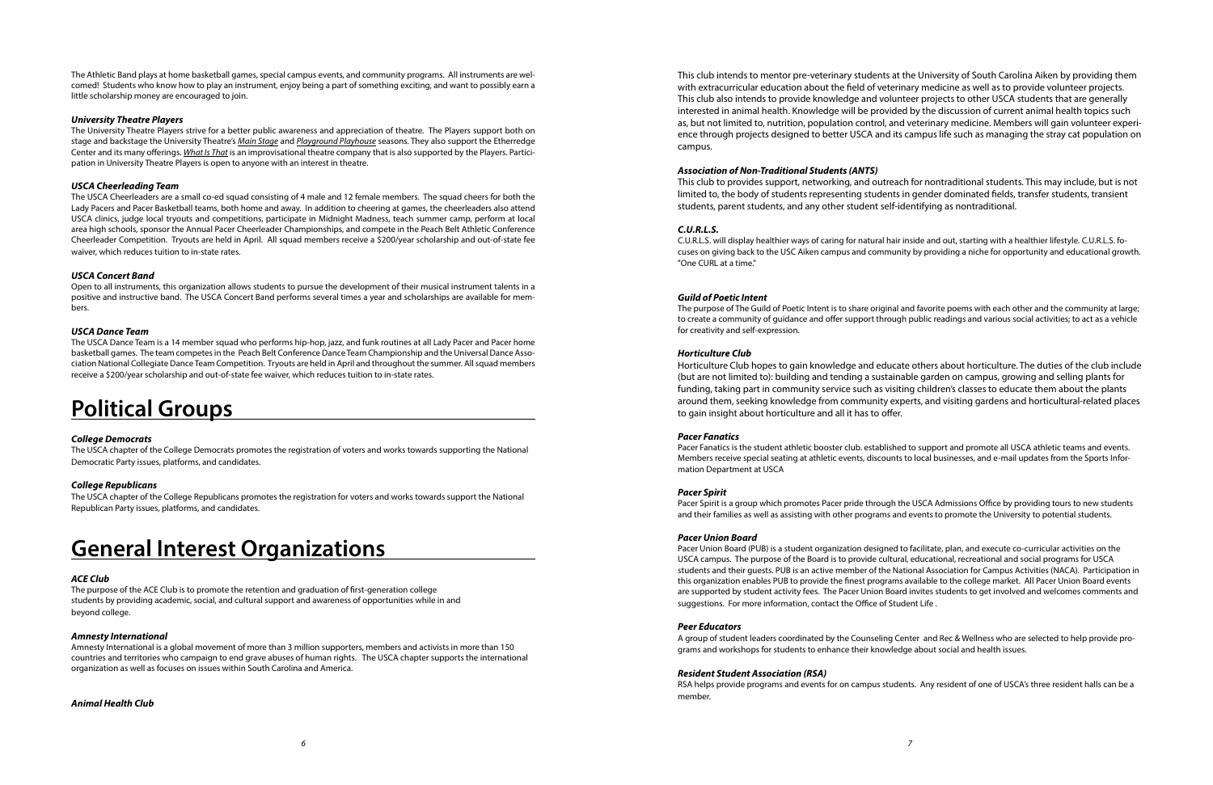The Athletic Band plays at home basketball games, special campus events, and community programs. All instruments are welcomed! Students who know how to play an instrument, enjoy being a part of something exciting, and want to possibly earn a little scholarship money are encouraged to join.

***University Theatre Players***

The University Theatre Players strive for a better public awareness and appreciation of theatre. The Players support both on stage and backstage the University Theatre's *Main Stage* and *Playground Playhouse* seasons. They also support the Etherredge Center and its many offerings. *What Is That* is an improvisational theatre company that is also supported by the Players. Participation in University Theatre Players is open to anyone with an interest in theatre.

***USCA Cheerleading Team***

The USCA Cheerleaders are a small co-ed squad consisting of 4 male and 12 female members. The squad cheers for both the Lady Pacers and Pacer Basketball teams, both home and away. In addition to cheering at games, the cheerleaders also attend USCA clinics, judge local tryouts and competitions, participate in Midnight Madness, teach summer camp, perform at local area high schools, sponsor the Annual Pacer Cheerleader Championships, and compete in the Peach Belt Athletic Conference Cheerleader Competition. Tryouts are held in April. All squad members receive a $200/year scholarship and out-of-state fee waiver, which reduces tuition to in-state rates.

***USCA Concert Band***

Open to all instruments, this organization allows students to pursue the development of their musical instrument talents in a positive and instructive band. The USCA Concert Band performs several times a year and scholarships are available for members.

***USCA Dance Team***

The USCA Dance Team is a 14 member squad who performs hip-hop, jazz, and funk routines at all Lady Pacer and Pacer home basketball games. The team competes in the Peach Belt Conference Dance Team Championship and the Universal Dance Association National Collegiate Dance Team Competition. Tryouts are held in April and throughout the summer. All squad members receive a $200/year scholarship and out-of-state fee waiver, which reduces tuition to in-state rates.

# Political Groups

***College Democrats***

The USCA chapter of the College Democrats promotes the registration of voters and works towards supporting the National Democratic Party issues, platforms, and candidates.

***College Republicans***

The USCA chapter of the College Republicans promotes the registration for voters and works towards support the National Republican Party issues, platforms, and candidates.

# General Interest Organizations

***ACE Club***

The purpose of the ACE Club is to promote the retention and graduation of first-generation college students by providing academic, social, and cultural support and awareness of opportunities while in and beyond college.

***Amnesty International***

Amnesty International is a global movement of more than 3 million supporters, members and activists in more than 150 countries and territories who campaign to end grave abuses of human rights. The USCA chapter supports the international organization as well as focuses on issues within South Carolina and America.

***Animal Health Club***

This club intends to mentor pre-veterinary students at the University of South Carolina Aiken by providing them with extracurricular education about the field of veterinary medicine as well as to provide volunteer projects. This club also intends to provide knowledge and volunteer projects to other USCA students that are generally interested in animal health. Knowledge will be provided by the discussion of current animal health topics such as, but not limited to, nutrition, population control, and veterinary medicine. Members will gain volunteer experience through projects designed to better USCA and its campus life such as managing the stray cat population on campus.

***Association of Non-Traditional Students (ANTS)***

This club to provides support, networking, and outreach for nontraditional students. This may include, but is not limited to, the body of students representing students in gender dominated fields, transfer students, transient students, parent students, and any other student self-identifying as nontraditional.

***C.U.R.L.S.***

C.U.R.L.S. will display healthier ways of caring for natural hair inside and out, starting with a healthier lifestyle. C.U.R.L.S. focuses on giving back to the USC Aiken campus and community by providing a niche for opportunity and educational growth. "One CURL at a time."

***Guild of Poetic Intent***

The purpose of The Guild of Poetic Intent is to share original and favorite poems with each other and the community at large; to create a community of guidance and offer support through public readings and various social activities; to act as a vehicle for creativity and self-expression.

***Horticulture Club***

Horticulture Club hopes to gain knowledge and educate others about horticulture. The duties of the club include (but are not limited to): building and tending a sustainable garden on campus, growing and selling plants for funding, taking part in community service such as visiting children's classes to educate them about the plants around them, seeking knowledge from community experts, and visiting gardens and horticultural-related places to gain insight about horticulture and all it has to offer.

***Pacer Fanatics***

Pacer Fanatics is the student athletic booster club. established to support and promote all USCA athletic teams and events. Members receive special seating at athletic events, discounts to local businesses, and e-mail updates from the Sports Information Department at USCA

***Pacer Spirit***

Pacer Spirit is a group which promotes Pacer pride through the USCA Admissions Office by providing tours to new students and their families as well as assisting with other programs and events to promote the University to potential students.

***Pacer Union Board***

Pacer Union Board (PUB) is a student organization designed to facilitate, plan, and execute co-curricular activities on the USCA campus. The purpose of the Board is to provide cultural, educational, recreational and social programs for USCA students and their guests. PUB is an active member of the National Association for Campus Activities (NACA). Participation in this organization enables PUB to provide the finest programs available to the college market. All Pacer Union Board events are supported by student activity fees. The Pacer Union Board invites students to get involved and welcomes comments and suggestions. For more information, contact the Office of Student Life .

***Peer Educators***

A group of student leaders coordinated by the Counseling Center and Rec & Wellness who are selected to help provide programs and workshops for students to enhance their knowledge about social and health issues.

***Resident Student Association (RSA)***

RSA helps provide programs and events for on campus students. Any resident of one of USCA's three resident halls can be a member.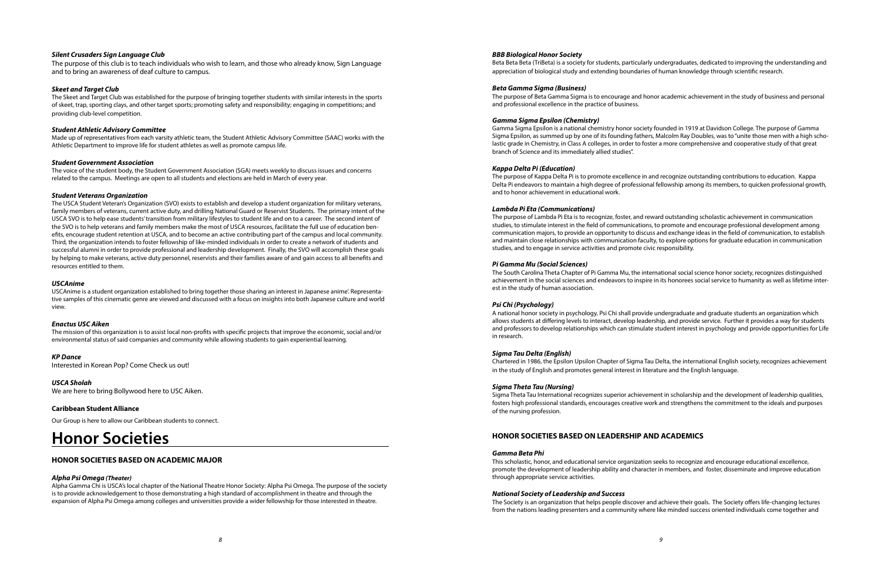***Silent Crusaders Sign Language Club***

The purpose of this club is to teach individuals who wish to learn, and those who already know, Sign Language and to bring an awareness of deaf culture to campus.

***Skeet and Target Club***

The Skeet and Target Club was established for the purpose of bringing together students with similar interests in the sports of skeet, trap, sporting clays, and other target sports; promoting safety and responsibility; engaging in competitions; and providing club-level competition.

***Student Athletic Advisory Committee***

Made up of representatives from each varsity athletic team, the Student Athletic Advisory Committee (SAAC) works with the Athletic Department to improve life for student athletes as well as promote campus life.

***Student Government Association***

The voice of the student body, the Student Government Association (SGA) meets weekly to discuss issues and concerns related to the campus. Meetings are open to all students and elections are held in March of every year.

***Student Veterans Organization***

The USCA Student Veteran's Organization (SVO) exists to establish and develop a student organization for military veterans, family members of veterans, current active duty, and drilling National Guard or Reservist Students. The primary intent of the USCA SVO is to help ease students' transition from military lifestyles to student life and on to a career. The second intent of the SVO is to help veterans and family members make the most of USCA resources, facilitate the full use of education benefits, encourage student retention at USCA, and to become an active contributing part of the campus and local community. Third, the organization intends to foster fellowship of like-minded individuals in order to create a network of students and successful alumni in order to provide professional and leadership development. Finally, the SVO will accomplish these goals by helping to make veterans, active duty personnel, reservists and their families aware of and gain access to all benefits and resources entitled to them.

***USCAnime***

USCAnime is a student organization established to bring together those sharing an interest in Japanese anime'. Representative samples of this cinematic genre are viewed and discussed with a focus on insights into both Japanese culture and world view.

***Enactus USC Aiken***

The mission of this organization is to assist local non-profits with specific projects that improve the economic, social and/or environmental status of said companies and community while allowing students to gain experiential learning.

***KP Dance***

Interested in Korean Pop? Come Check us out!

***USCA Sholah***

We are here to bring Bollywood here to USC Aiken.

**Caribbean Student Alliance**

Our Group is here to allow our Caribbean students to connect.

# Honor Societies

## HONOR SOCIETIES BASED ON ACADEMIC MAJOR

***Alpha Psi Omega (Theater)***

Alpha Gamma Chi is USCA's local chapter of the National Theatre Honor Society: Alpha Psi Omega. The purpose of the society is to provide acknowledgement to those demonstrating a high standard of accomplishment in theatre and through the expansion of Alpha Psi Omega among colleges and universities provide a wider fellowship for those interested in theatre.

***BBB Biological Honor Society***

Beta Beta Beta (TriBeta) is a society for students, particularly undergraduates, dedicated to improving the understanding and appreciation of biological study and extending boundaries of human knowledge through scientific research.

***Beta Gamma Sigma (Business)***

The purpose of Beta Gamma Sigma is to encourage and honor academic achievement in the study of business and personal and professional excellence in the practice of business.

***Gamma Sigma Epsilon (Chemistry)***

Gamma Sigma Epsilon is a national chemistry honor society founded in 1919 at Davidson College. The purpose of Gamma Sigma Epsilon, as summed up by one of its founding fathers, Malcolm Ray Doubles, was to "unite those men with a high scholastic grade in Chemistry, in Class A colleges, in order to foster a more comprehensive and cooperative study of that great branch of Science and its immediately allied studies".

***Kappa Delta Pi (Education)***

The purpose of Kappa Delta Pi is to promote excellence in and recognize outstanding contributions to education. Kappa Delta Pi endeavors to maintain a high degree of professional fellowship among its members, to quicken professional growth, and to honor achievement in educational work.

***Lambda Pi Eta (Communications)***

The purpose of Lambda Pi Eta is to recognize, foster, and reward outstanding scholastic achievement in communication studies, to stimulate interest in the field of communications, to promote and encourage professional development among communication majors, to provide an opportunity to discuss and exchange ideas in the field of communication, to establish and maintain close relationships with communication faculty, to explore options for graduate education in communication studies, and to engage in service activities and promote civic responsibility.

***Pi Gamma Mu (Social Sciences)***

The South Carolina Theta Chapter of Pi Gamma Mu, the international social science honor society, recognizes distinguished achievement in the social sciences and endeavors to inspire in its honorees social service to humanity as well as lifetime interest in the study of human association.

***Psi Chi (Psychology)***

A national honor society in psychology, Psi Chi shall provide undergraduate and graduate students an organization which allows students at differing levels to interact, develop leadership, and provide service. Further it provides a way for students and professors to develop relationships which can stimulate student interest in psychology and provide opportunities for Life in research.

***Sigma Tau Delta (English)***

Chartered in 1986, the Epsilon Upsilon Chapter of Sigma Tau Delta, the international English society, recognizes achievement in the study of English and promotes general interest in literature and the English language.

***Sigma Theta Tau (Nursing)***

Sigma Theta Tau International recognizes superior achievement in scholarship and the development of leadership qualities, fosters high professional standards, encourages creative work and strengthens the commitment to the ideals and purposes of the nursing profession.

## HONOR SOCIETIES BASED ON LEADERSHIP AND ACADEMICS

***Gamma Beta Phi***

This scholastic, honor, and educational service organization seeks to recognize and encourage educational excellence, promote the development of leadership ability and character in members, and foster, disseminate and improve education through appropriate service activities.

***National Society of Leadership and Success***

The Society is an organization that helps people discover and achieve their goals. The Society offers life-changing lectures from the nations leading presenters and a community where like minded success oriented individuals come together and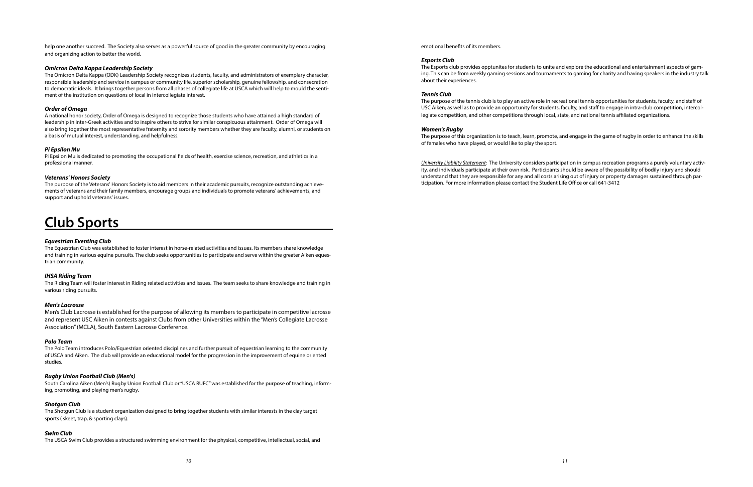help one another succeed. The Society also serves as a powerful source of good in the greater community by encouraging and organizing action to better the world.

### *Omicron Delta Kappa Leadership Society*

The Omicron Delta Kappa (ODK) Leadership Society recognizes students, faculty, and administrators of exemplary character, responsible leadership and service in campus or community life, superior scholarship, genuine fellowship, and consecration to democratic ideals. It brings together persons from all phases of collegiate life at USCA which will help to mould the sentiment of the institution on questions of local in intercollegiate interest.

### *Order of Omega*

A national honor society, Order of Omega is designed to recognize those students who have attained a high standard of leadership in inter-Greek activities and to inspire others to strive for similar conspicuous attainment. Order of Omega will also bring together the most representative fraternity and sorority members whether they are faculty, alumni, or students on a basis of mutual interest, understanding, and helpfulness.

### *Pi Epsilon Mu*

Pi Epsilon Mu is dedicated to promoting the occupational fields of health, exercise science, recreation, and athletics in a professional manner.

### *Veterans' Honors Society*

The purpose of the Veterans' Honors Society is to aid members in their academic pursuits, recognize outstanding achievements of veterans and their family members, encourage groups and individuals to promote veterans' achievements, and support and uphold veterans' issues.

# Club Sports

### *Equestrian Eventing Club*

The Equestrian Club was established to foster interest in horse-related activities and issues. Its members share knowledge and training in various equine pursuits. The club seeks opportunities to participate and serve within the greater Aiken equestrian community.

### *IHSA Riding Team*

The Riding Team will foster interest in Riding related activities and issues. The team seeks to share knowledge and training in various riding pursuits.

### *Men's Lacrosse*

Men's Club Lacrosse is established for the purpose of allowing its members to participate in competitive lacrosse and represent USC Aiken in contests against Clubs from other Universities within the "Men's Collegiate Lacrosse Association" (MCLA), South Eastern Lacrosse Conference.

### *Polo Team*

The Polo Team introduces Polo/Equestrian oriented disciplines and further pursuit of equestrian learning to the community of USCA and Aiken. The club will provide an educational model for the progression in the improvement of equine oriented studies.

### *Rugby Union Football Club (Men's)*

South Carolina Aiken (Men's) Rugby Union Football Club or "USCA RUFC" was established for the purpose of teaching, informing, promoting, and playing men's rugby.

### *Shotgun Club*

The Shotgun Club is a student organization designed to bring together students with similar interests in the clay target sports ( skeet, trap, & sporting clays).

### *Swim Club*

The USCA Swim Club provides a structured swimming environment for the physical, competitive, intellectual, social, and emotional benefits of its members.

### *Esports Club*

The Esports club provides opptunites for students to unite and explore the educational and entertainment aspects of gaming. This can be from weekly gaming sessions and tournaments to gaming for charity and having speakers in the industry talk about their experiences.

### *Tennis Club*

The purpose of the tennis club is to play an active role in recreational tennis opportunities for students, faculty, and staff of USC Aiken; as well as to provide an opportunity for students, faculty, and staff to engage in intra-club competition, intercollegiate competition, and other competitions through local, state, and national tennis affiliated organizations.

### *Women's Rugby*

The purpose of this organization is to teach, learn, promote, and engage in the game of rugby in order to enhance the skills of females who have played, or would like to play the sport.

*University Liability Statement:* The University considers participation in campus recreation programs a purely voluntary activity, and individuals participate at their own risk. Participants should be aware of the possibility of bodily injury and should understand that they are responsible for any and all costs arising out of injury or property damages sustained through participation. For more information please contact the Student Life Office or call 641-3412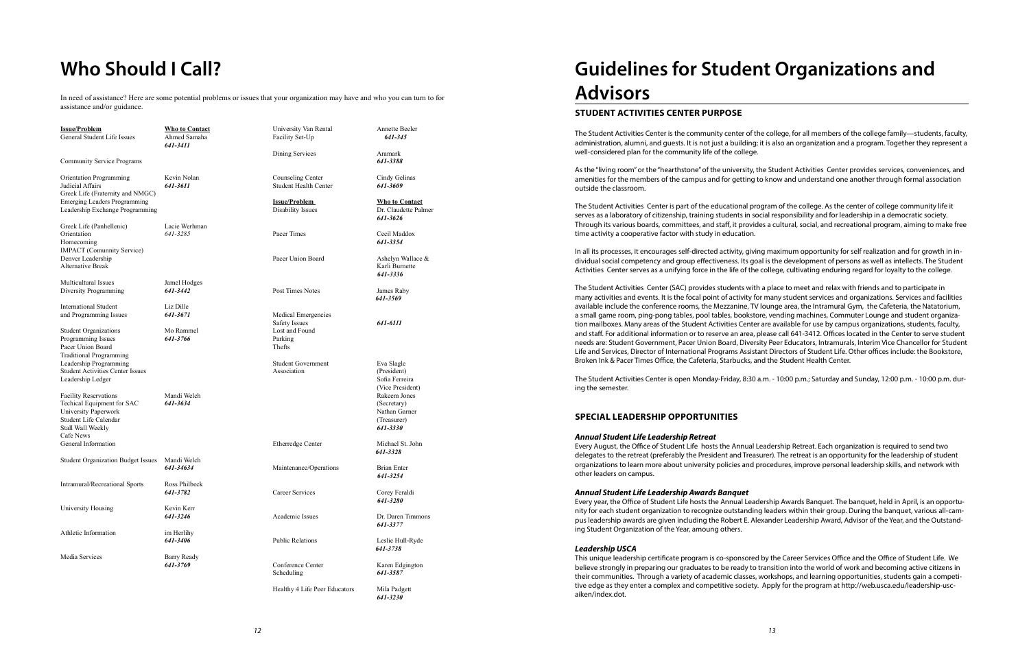# Who Should I Call?

In need of assistance? Here are some potential problems or issues that your organization may have and who you can turn to for assistance and/or guidance.

| Issue/Problem | Who to Contact |
|---|---|
| General Student Life Issues | Ahmed Samaha 641-3411 |
| Community Service Programs | |
| Orientation Programming<br>Judicial Affairs<br>Greek Life (Fraternity and NMGC)<br>Emerging Leaders Programming<br>Leadership Exchange Programming | Kevin Nolan 641-3611 |
| Greek Life (Panhellenic)<br>Orientation<br>Homecoming<br>IMPACT (Comunnity Service)<br>Denver Leadership<br>Alternative Break | Lacie Werhman 641-3285 |
| Multicultural Issues<br>Diversity Programming | Jamel Hodges 641-3442 |
| International Student and Programming Issues | Liz Dille 641-3671 |
| Student Organizations<br>Programming Issues<br>Pacer Union Board<br>Traditional Programming<br>Leadership Programming<br>Student Activities Center Issues<br>Leadership Ledger | Mo Rammel 641-3766 |
| Facility Reservations<br>Techical Equipment for SAC<br>University Paperwork<br>Student Life Calendar<br>Stall Wall Weekly<br>Cafe News<br>General Information | Mandi Welch 641-3634 |
| Student Organization Budget Issues | Mandi Welch 641-34634 |
| Intramural/Recreational Sports | Ross Philbeck 641-3782 |
| University Housing | Kevin Kerr 641-3246 |
| Athletic Information | im Herlihy 641-3406 |
| Media Services | Barry Ready 641-3769 |
| University Van Rental<br>Facility Set-Up | Annette Beeler 641-345 |
| Dining Services | Aramark 641-3388 |
| Counseling Center<br>Student Health Center | Cindy Gelinas 641-3609 |

| Issue/Problem | Who to Contact |
|---|---|
| Disability Issues | Dr. Claudette Palmer 641-3626 |
| Pacer Times | Cecil Maddox 641-3354 |
| Pacer Union Board | Ashelyn Wallace & Karli Burnette 641-3336 |
| Post Times Notes | James Raby 641-3569 |
| Medical Emergencies<br>Safety Issues<br>Lost and Found<br>Parking<br>Thefts | 641-6111 |
| Student Government Association | Eva Slagle (President)<br>Sofia Ferreira (Vice President)<br>Rakeem Jones (Secretary)<br>Nathan Garner (Treasurer)<br>641-3330 |
| Etherredge Center | Michael St. John 641-3328 |
| Maintenance/Operations | Brian Enter 641-3254 |
| Career Services | Corey Feraldi 641-3280 |
| Academic Issues | Dr. Daren Timmons 641-3377 |
| Public Relations | Leslie Hull-Ryde 641-3738 |
| Conference Center Scheduling | Karen Edgington 641-3587 |
| Healthy 4 Life Peer Educators | Mila Padgett 641-3230 |

# Guidelines for Student Organizations and Advisors

## STUDENT ACTIVITIES CENTER PURPOSE

The Student Activities Center is the community center of the college, for all members of the college family—students, faculty, administration, alumni, and guests. It is not just a building; it is also an organization and a program. Together they represent a well-considered plan for the community life of the college.

As the "living room" or the "hearthstone" of the university, the Student Activities Center provides services, conveniences, and amenities for the members of the campus and for getting to know and understand one another through formal association outside the classroom.

The Student Activities Center is part of the educational program of the college. As the center of college community life it serves as a laboratory of citizenship, training students in social responsibility and for leadership in a democratic society. Through its various boards, committees, and staff, it provides a cultural, social, and recreational program, aiming to make free time activity a cooperative factor with study in education.

In all its processes, it encourages self-directed activity, giving maximum opportunity for self realization and for growth in individual social competency and group effectiveness. Its goal is the development of persons as well as intellects. The Student Activities Center serves as a unifying force in the life of the college, cultivating enduring regard for loyalty to the college.

The Student Activities Center (SAC) provides students with a place to meet and relax with friends and to participate in many activities and events. It is the focal point of activity for many student services and organizations. Services and facilities available include the conference rooms, the Mezzanine, TV lounge area, the Intramural Gym, the Cafeteria, the Natatorium, a small game room, ping-pong tables, pool tables, bookstore, vending machines, Commuter Lounge and student organization mailboxes. Many areas of the Student Activities Center are available for use by campus organizations, students, faculty, and staff. For additional information or to reserve an area, please call 641-3412. Offices located in the Center to serve student needs are: Student Government, Pacer Union Board, Diversity Peer Educators, Intramurals, Interim Vice Chancellor for Student Life and Services, Director of International Programs Assistant Directors of Student Life. Other offices include: the Bookstore, Broken Ink & Pacer Times Office, the Cafeteria, Starbucks, and the Student Health Center.

The Student Activities Center is open Monday-Friday, 8:30 a.m. - 10:00 p.m.; Saturday and Sunday, 12:00 p.m. - 10:00 p.m. during the semester.

## SPECIAL LEADERSHIP OPPORTUNITIES

### *Annual Student Life Leadership Retreat*

Every August, the Office of Student Life hosts the Annual Leadership Retreat. Each organization is required to send two delegates to the retreat (preferably the President and Treasurer). The retreat is an opportunity for the leadership of student organizations to learn more about university policies and procedures, improve personal leadership skills, and network with other leaders on campus.

### *Annual Student Life Leadership Awards Banquet*

Every year, the Office of Student Life hosts the Annual Leadership Awards Banquet. The banquet, held in April, is an opportunity for each student organization to recognize outstanding leaders within their group. During the banquet, various all-campus leadership awards are given including the Robert E. Alexander Leadership Award, Advisor of the Year, and the Outstanding Student Organization of the Year, amoung others.

### *Leadership USCA*

This unique leadership certificate program is co-sponsored by the Career Services Office and the Office of Student Life. We believe strongly in preparing our graduates to be ready to transition into the world of work and becoming active citizens in their communities. Through a variety of academic classes, workshops, and learning opportunities, students gain a competitive edge as they enter a complex and competitive society. Apply for the program at http://web.usca.edu/leadership-usc-aiken/index.dot.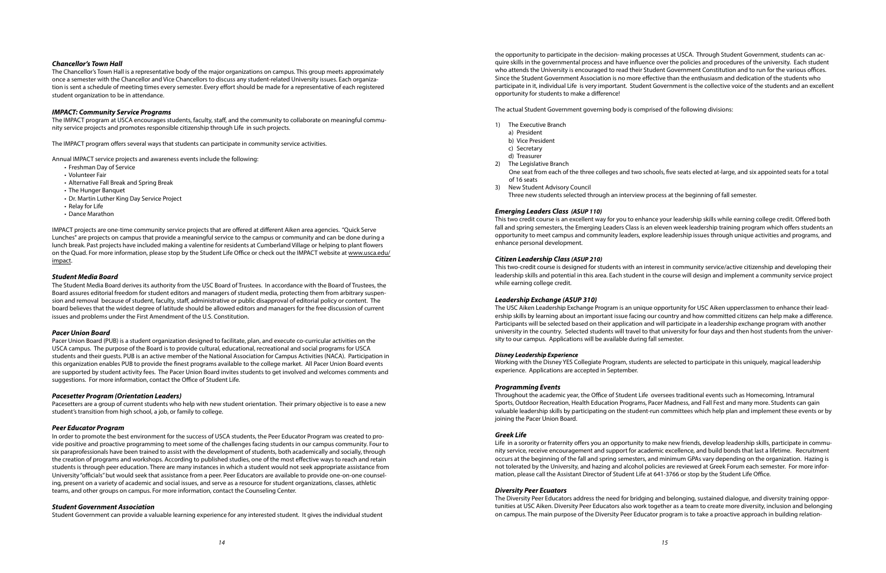### *Chancellor's Town Hall*

The Chancellor's Town Hall is a representative body of the major organizations on campus. This group meets approximately once a semester with the Chancellor and Vice Chancellors to discuss any student-related University issues. Each organization is sent a schedule of meeting times every semester. Every effort should be made for a representative of each registered student organization to be in attendance.

### *IMPACT: Community Service Programs*

The IMPACT program at USCA encourages students, faculty, staff, and the community to collaborate on meaningful community service projects and promotes responsible citizenship through Life in such projects.

The IMPACT program offers several ways that students can participate in community service activities.

Annual IMPACT service projects and awareness events include the following:

- Freshman Day of Service
- Volunteer Fair
- Alternative Fall Break and Spring Break
- The Hunger Banquet
- Dr. Martin Luther King Day Service Project
- Relay for Life
- Dance Marathon

IMPACT projects are one-time community service projects that are offered at different Aiken area agencies. "Quick Serve Lunches" are projects on campus that provide a meaningful service to the campus or community and can be done during a lunch break. Past projects have included making a valentine for residents at Cumberland Village or helping to plant flowers on the Quad. For more information, please stop by the Student Life Office or check out the IMPACT website at www.usca.edu/impact.

### *Student Media Board*

The Student Media Board derives its authority from the USC Board of Trustees. In accordance with the Board of Trustees, the Board assures editorial freedom for student editors and managers of student media, protecting them from arbitrary suspension and removal because of student, faculty, staff, administrative or public disapproval of editorial policy or content. The board believes that the widest degree of latitude should be allowed editors and managers for the free discussion of current issues and problems under the First Amendment of the U.S. Constitution.

### *Pacer Union Board*

Pacer Union Board (PUB) is a student organization designed to facilitate, plan, and execute co-curricular activities on the USCA campus. The purpose of the Board is to provide cultural, educational, recreational and social programs for USCA students and their guests. PUB is an active member of the National Association for Campus Activities (NACA). Participation in this organization enables PUB to provide the finest programs available to the college market. All Pacer Union Board events are supported by student activity fees. The Pacer Union Board invites students to get involved and welcomes comments and suggestions. For more information, contact the Office of Student Life.

### *Pacesetter Program (Orientation Leaders)*

Pacesetters are a group of current students who help with new student orientation. Their primary objective is to ease a new student's transition from high school, a job, or family to college.

### *Peer Educator Program*

In order to promote the best environment for the success of USCA students, the Peer Educator Program was created to provide positive and proactive programming to meet some of the challenges facing students in our campus community. Four to six paraprofessionals have been trained to assist with the development of students, both academically and socially, through the creation of programs and workshops. According to published studies, one of the most effective ways to reach and retain students is through peer education. There are many instances in which a student would not seek appropriate assistance from University "officials" but would seek that assistance from a peer. Peer Educators are available to provide one-on-one counseling, present on a variety of academic and social issues, and serve as a resource for student organizations, classes, athletic teams, and other groups on campus. For more information, contact the Counseling Center.

### *Student Government Association*

Student Government can provide a valuable learning experience for any interested student. It gives the individual student the opportunity to participate in the decision- making processes at USCA. Through Student Government, students can acquire skills in the governmental process and have influence over the policies and procedures of the university. Each student who attends the University is encouraged to read their Student Government Constitution and to run for the various offices. Since the Student Government Association is no more effective than the enthusiasm and dedication of the students who participate in it, individual Life is very important. Student Government is the collective voice of the students and an excellent opportunity for students to make a difference!

The actual Student Government governing body is comprised of the following divisions:

1) The Executive Branch
   a) President
   b) Vice President
   c) Secretary
   d) Treasurer
2) The Legislative Branch
   One seat from each of the three colleges and two schools, five seats elected at-large, and six appointed seats for a total of 16 seats
3) New Student Advisory Council
   Three new students selected through an interview process at the beginning of fall semester.

### *Emerging Leaders Class (ASUP 110)*

This two credit course is an excellent way for you to enhance your leadership skills while earning college credit. Offered both fall and spring semesters, the Emerging Leaders Class is an eleven week leadership training program which offers students an opportunity to meet campus and community leaders, explore leadership issues through unique activities and programs, and enhance personal development.

### *Citizen Leadership Class (ASUP 210)*

This two-credit course is designed for students with an interest in community service/active citizenship and developing their leadership skills and potential in this area. Each student in the course will design and implement a community service project while earning college credit.

### *Leadership Exchange (ASUP 310)*

The USC Aiken Leadership Exchange Program is an unique opportunity for USC Aiken upperclassmen to enhance their leadership skills by learning about an important issue facing our country and how committed citizens can help make a difference. Participants will be selected based on their application and will participate in a leadership exchange program with another university in the country. Selected students will travel to that university for four days and then host students from the university to our campus. Applications will be available during fall semester.

#### *Disney Leadership Experience*

Working with the Disney YES Collegiate Program, students are selected to participate in this uniquely, magical leadership experience. Applications are accepted in September.

### *Programming Events*

Throughout the academic year, the Office of Student Life oversees traditional events such as Homecoming, Intramural Sports, Outdoor Recreation, Health Education Programs, Pacer Madness, and Fall Fest and many more. Students can gain valuable leadership skills by participating on the student-run committees which help plan and implement these events or by joining the Pacer Union Board.

### *Greek Life*

Life in a sorority or fraternity offers you an opportunity to make new friends, develop leadership skills, participate in community service, receive encouragement and support for academic excellence, and build bonds that last a lifetime. Recruitment occurs at the beginning of the fall and spring semesters, and minimum GPAs vary depending on the organization. Hazing is not tolerated by the University, and hazing and alcohol policies are reviewed at Greek Forum each semester. For more information, please call the Assistant Director of Student Life at 641-3766 or stop by the Student Life Office.

### *Diversity Peer Ecuators*

The Diversity Peer Educators address the need for bridging and belonging, sustained dialogue, and diversity training opportunities at USC Aiken. Diversity Peer Educators also work together as a team to create more diversity, inclusion and belonging on campus. The main purpose of the Diversity Peer Educator program is to take a proactive approach in building relation-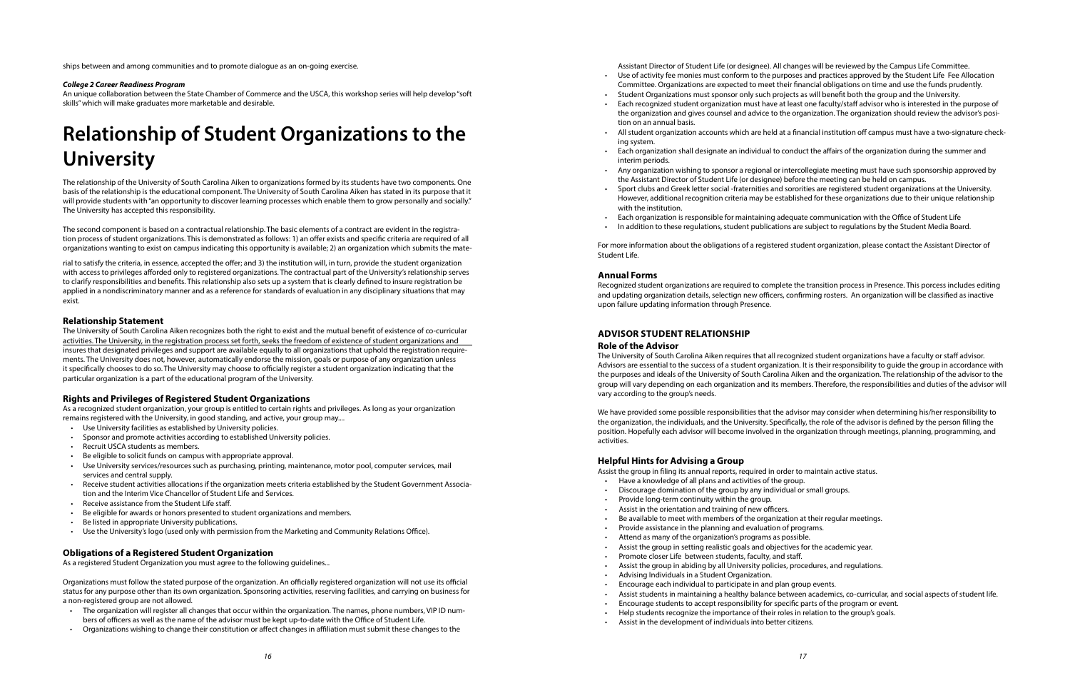ships between and among communities and to promote dialogue as an on-going exercise.

***College 2 Career Readiness Program***

An unique collaboration between the State Chamber of Commerce and the USCA, this workshop series will help develop "soft skills" which will make graduates more marketable and desirable.

# Relationship of Student Organizations to the University

The relationship of the University of South Carolina Aiken to organizations formed by its students have two components. One basis of the relationship is the educational component. The University of South Carolina Aiken has stated in its purpose that it will provide students with "an opportunity to discover learning processes which enable them to grow personally and socially." The University has accepted this responsibility.

The second component is based on a contractual relationship. The basic elements of a contract are evident in the registration process of student organizations. This is demonstrated as follows: 1) an offer exists and specific criteria are required of all organizations wanting to exist on campus indicating this opportunity is available; 2) an organization which submits the material to satisfy the criteria, in essence, accepted the offer; and 3) the institution will, in turn, provide the student organization with access to privileges afforded only to registered organizations. The contractual part of the University's relationship serves to clarify responsibilities and benefits. This relationship also sets up a system that is clearly defined to insure registration be applied in a nondiscriminatory manner and as a reference for standards of evaluation in any disciplinary situations that may exist.

### Relationship Statement

The University of South Carolina Aiken recognizes both the right to exist and the mutual benefit of existence of co-curricular activities. The University, in the registration process set forth, seeks the freedom of existence of student organizations and insures that designated privileges and support are available equally to all organizations that uphold the registration requirements. The University does not, however, automatically endorse the mission, goals or purpose of any organization unless it specifically chooses to do so. The University may choose to officially register a student organization indicating that the particular organization is a part of the educational program of the University.

### Rights and Privileges of Registered Student Organizations

As a recognized student organization, your group is entitled to certain rights and privileges. As long as your organization remains registered with the University, in good standing, and active, your group may....

- Use University facilities as established by University policies.
- Sponsor and promote activities according to established University policies.
- Recruit USCA students as members.
- Be eligible to solicit funds on campus with appropriate approval.
- Use University services/resources such as purchasing, printing, maintenance, motor pool, computer services, mail services and central supply.
- Receive student activities allocations if the organization meets criteria established by the Student Government Association and the Interim Vice Chancellor of Student Life and Services.
- Receive assistance from the Student Life staff.
- Be eligible for awards or honors presented to student organizations and members.
- Be listed in appropriate University publications.
- Use the University's logo (used only with permission from the Marketing and Community Relations Office).

### Obligations of a Registered Student Organization

As a registered Student Organization you must agree to the following guidelines...

Organizations must follow the stated purpose of the organization. An officially registered organization will not use its official status for any purpose other than its own organization. Sponsoring activities, reserving facilities, and carrying on business for a non-registered group are not allowed.

- The organization will register all changes that occur within the organization. The names, phone numbers, VIP ID numbers of officers as well as the name of the advisor must be kept up-to-date with the Office of Student Life.
- Organizations wishing to change their constitution or affect changes in affiliation must submit these changes to the Assistant Director of Student Life (or designee). All changes will be reviewed by the Campus Life Committee.
- Use of activity fee monies must conform to the purposes and practices approved by the Student Life Fee Allocation Committee. Organizations are expected to meet their financial obligations on time and use the funds prudently.
- Student Organizations must sponsor only such projects as will benefit both the group and the University.
- Each recognized student organization must have at least one faculty/staff advisor who is interested in the purpose of the organization and gives counsel and advice to the organization. The organization should review the advisor's position on an annual basis.
- All student organization accounts which are held at a financial institution off campus must have a two-signature checking system.
- Each organization shall designate an individual to conduct the affairs of the organization during the summer and interim periods.
- Any organization wishing to sponsor a regional or intercollegiate meeting must have such sponsorship approved by the Assistant Director of Student Life (or designee) before the meeting can be held on campus.
- Sport clubs and Greek letter social -fraternities and sororities are registered student organizations at the University. However, additional recognition criteria may be established for these organizations due to their unique relationship with the institution.
- Each organization is responsible for maintaining adequate communication with the Office of Student Life
- In addition to these regulations, student publications are subject to regulations by the Student Media Board.

For more information about the obligations of a registered student organization, please contact the Assistant Director of Student Life.

### Annual Forms

Recognized student organizations are required to complete the transition process in Presence. This porcess includes editing and updating organization details, selectign new officers, confirming rosters. An organization will be classified as inactive upon failure updating information through Presence.

## ADVISOR STUDENT RELATIONSHIP

### Role of the Advisor

The University of South Carolina Aiken requires that all recognized student organizations have a faculty or staff advisor. Advisors are essential to the success of a student organization. It is their responsibility to guide the group in accordance with the purposes and ideals of the University of South Carolina Aiken and the organization. The relationship of the advisor to the group will vary depending on each organization and its members. Therefore, the responsibilities and duties of the advisor will vary according to the group's needs.

We have provided some possible responsibilities that the advisor may consider when determining his/her responsibility to the organization, the individuals, and the University. Specifically, the role of the advisor is defined by the person filling the position. Hopefully each advisor will become involved in the organization through meetings, planning, programming, and activities.

### Helpful Hints for Advising a Group

Assist the group in filing its annual reports, required in order to maintain active status.

- Have a knowledge of all plans and activities of the group.
- Discourage domination of the group by any individual or small groups.
- Provide long-term continuity within the group.
- Assist in the orientation and training of new officers.
- Be available to meet with members of the organization at their regular meetings.
- Provide assistance in the planning and evaluation of programs.
- Attend as many of the organization's programs as possible.
- Assist the group in setting realistic goals and objectives for the academic year.
- Promote closer Life between students, faculty, and staff.
- Assist the group in abiding by all University policies, procedures, and regulations.
- Advising Individuals in a Student Organization.
- Encourage each individual to participate in and plan group events.
- Assist students in maintaining a healthy balance between academics, co-curricular, and social aspects of student life.
- Encourage students to accept responsibility for specific parts of the program or event.
- Help students recognize the importance of their roles in relation to the group's goals.
- Assist in the development of individuals into better citizens.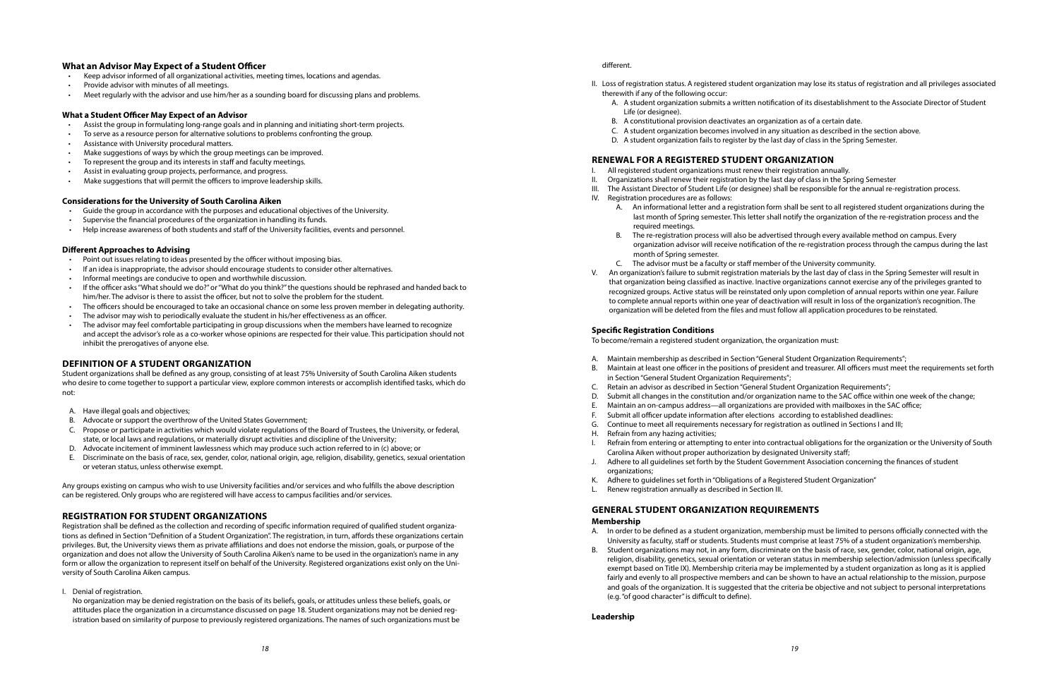### What an Advisor May Expect of a Student Officer

- Keep advisor informed of all organizational activities, meeting times, locations and agendas.
- Provide advisor with minutes of all meetings.
- Meet regularly with the advisor and use him/her as a sounding board for discussing plans and problems.

### What a Student Officer May Expect of an Advisor

- Assist the group in formulating long-range goals and in planning and initiating short-term projects.
- To serve as a resource person for alternative solutions to problems confronting the group.
- Assistance with University procedural matters.
- Make suggestions of ways by which the group meetings can be improved.
- To represent the group and its interests in staff and faculty meetings.
- Assist in evaluating group projects, performance, and progress.
- Make suggestions that will permit the officers to improve leadership skills.

### Considerations for the University of South Carolina Aiken

- Guide the group in accordance with the purposes and educational objectives of the University.
- Supervise the financial procedures of the organization in handling its funds.
- Help increase awareness of both students and staff of the University facilities, events and personnel.

### Different Approaches to Advising

- Point out issues relating to ideas presented by the officer without imposing bias.
- If an idea is inappropriate, the advisor should encourage students to consider other alternatives.
- Informal meetings are conducive to open and worthwhile discussion.
- If the officer asks "What should we do?" or "What do you think?" the questions should be rephrased and handed back to him/her. The advisor is there to assist the officer, but not to solve the problem for the student.
- The officers should be encouraged to take an occasional chance on some less proven member in delegating authority.
- The advisor may wish to periodically evaluate the student in his/her effectiveness as an officer.
- The advisor may feel comfortable participating in group discussions when the members have learned to recognize and accept the advisor's role as a co-worker whose opinions are respected for their value. This participation should not inhibit the prerogatives of anyone else.

## DEFINITION OF A STUDENT ORGANIZATION

Student organizations shall be defined as any group, consisting of at least 75% University of South Carolina Aiken students who desire to come together to support a particular view, explore common interests or accomplish identified tasks, which do not:

A. Have illegal goals and objectives;
B. Advocate or support the overthrow of the United States Government;
C. Propose or participate in activities which would violate regulations of the Board of Trustees, the University, or federal, state, or local laws and regulations, or materially disrupt activities and discipline of the University;
D. Advocate incitement of imminent lawlessness which may produce such action referred to in (c) above; or
E. Discriminate on the basis of race, sex, gender, color, national origin, age, religion, disability, genetics, sexual orientation or veteran status, unless otherwise exempt.

Any groups existing on campus who wish to use University facilities and/or services and who fulfills the above description can be registered. Only groups who are registered will have access to campus facilities and/or services.

## REGISTRATION FOR STUDENT ORGANIZATIONS

Registration shall be defined as the collection and recording of specific information required of qualified student organizations as defined in Section "Definition of a Student Organization". The registration, in turn, affords these organizations certain privileges. But, the University views them as private affiliations and does not endorse the mission, goals, or purpose of the organization and does not allow the University of South Carolina Aiken's name to be used in the organization's name in any form or allow the organization to represent itself on behalf of the University. Registered organizations exist only on the University of South Carolina Aiken campus.

I. Denial of registration.

No organization may be denied registration on the basis of its beliefs, goals, or attitudes unless these beliefs, goals, or attitudes place the organization in a circumstance discussed on page 18. Student organizations may not be denied registration based on similarity of purpose to previously registered organizations. The names of such organizations must be different.

II. Loss of registration status. A registered student organization may lose its status of registration and all privileges associated therewith if any of the following occur:

A. A student organization submits a written notification of its disestablishment to the Associate Director of Student Life (or designee).
B. A constitutional provision deactivates an organization as of a certain date.
C. A student organization becomes involved in any situation as described in the section above.
D. A student organization fails to register by the last day of class in the Spring Semester.

## RENEWAL FOR A REGISTERED STUDENT ORGANIZATION

I. All registered student organizations must renew their registration annually.
II. Organizations shall renew their registration by the last day of class in the Spring Semester
III. The Assistant Director of Student Life (or designee) shall be responsible for the annual re-registration process.
IV. Registration procedures are as follows:
   A. An informational letter and a registration form shall be sent to all registered student organizations during the last month of Spring semester. This letter shall notify the organization of the re-registration process and the required meetings.
   B. The re-registration process will also be advertised through every available method on campus. Every organization advisor will receive notification of the re-registration process through the campus during the last month of Spring semester.
   C. The advisor must be a faculty or staff member of the University community.
V. An organization's failure to submit registration materials by the last day of class in the Spring Semester will result in that organization being classified as inactive. Inactive organizations cannot exercise any of the privileges granted to recognized groups. Active status will be reinstated only upon completion of annual reports within one year. Failure to complete annual reports within one year of deactivation will result in loss of the organization's recognition. The organization will be deleted from the files and must follow all application procedures to be reinstated.

### Specific Registration Conditions

To become/remain a registered student organization, the organization must:

A. Maintain membership as described in Section "General Student Organization Requirements";
B. Maintain at least one officer in the positions of president and treasurer. All officers must meet the requirements set forth in Section "General Student Organization Requirements";
C. Retain an advisor as described in Section "General Student Organization Requirements";
D. Submit all changes in the constitution and/or organization name to the SAC office within one week of the change;
E. Maintain an on-campus address—all organizations are provided with mailboxes in the SAC office;
F. Submit all officer update information after elections according to established deadlines:
G. Continue to meet all requirements necessary for registration as outlined in Sections I and III;
H. Refrain from any hazing activities;
I. Refrain from entering or attempting to enter into contractual obligations for the organization or the University of South Carolina Aiken without proper authorization by designated University staff;
J. Adhere to all guidelines set forth by the Student Government Association concerning the finances of student organizations;
K. Adhere to guidelines set forth in "Obligations of a Registered Student Organization"
L. Renew registration annually as described in Section III.

## GENERAL STUDENT ORGANIZATION REQUIREMENTS

### Membership

A. In order to be defined as a student organization, membership must be limited to persons officially connected with the University as faculty, staff or students. Students must comprise at least 75% of a student organization's membership.
B. Student organizations may not, in any form, discriminate on the basis of race, sex, gender, color, national origin, age, religion, disability, genetics, sexual orientation or veteran status in membership selection/admission (unless specifically exempt based on Title IX). Membership criteria may be implemented by a student organization as long as it is applied fairly and evenly to all prospective members and can be shown to have an actual relationship to the mission, purpose and goals of the organization. It is suggested that the criteria be objective and not subject to personal interpretations (e.g. "of good character" is difficult to define).

### Leadership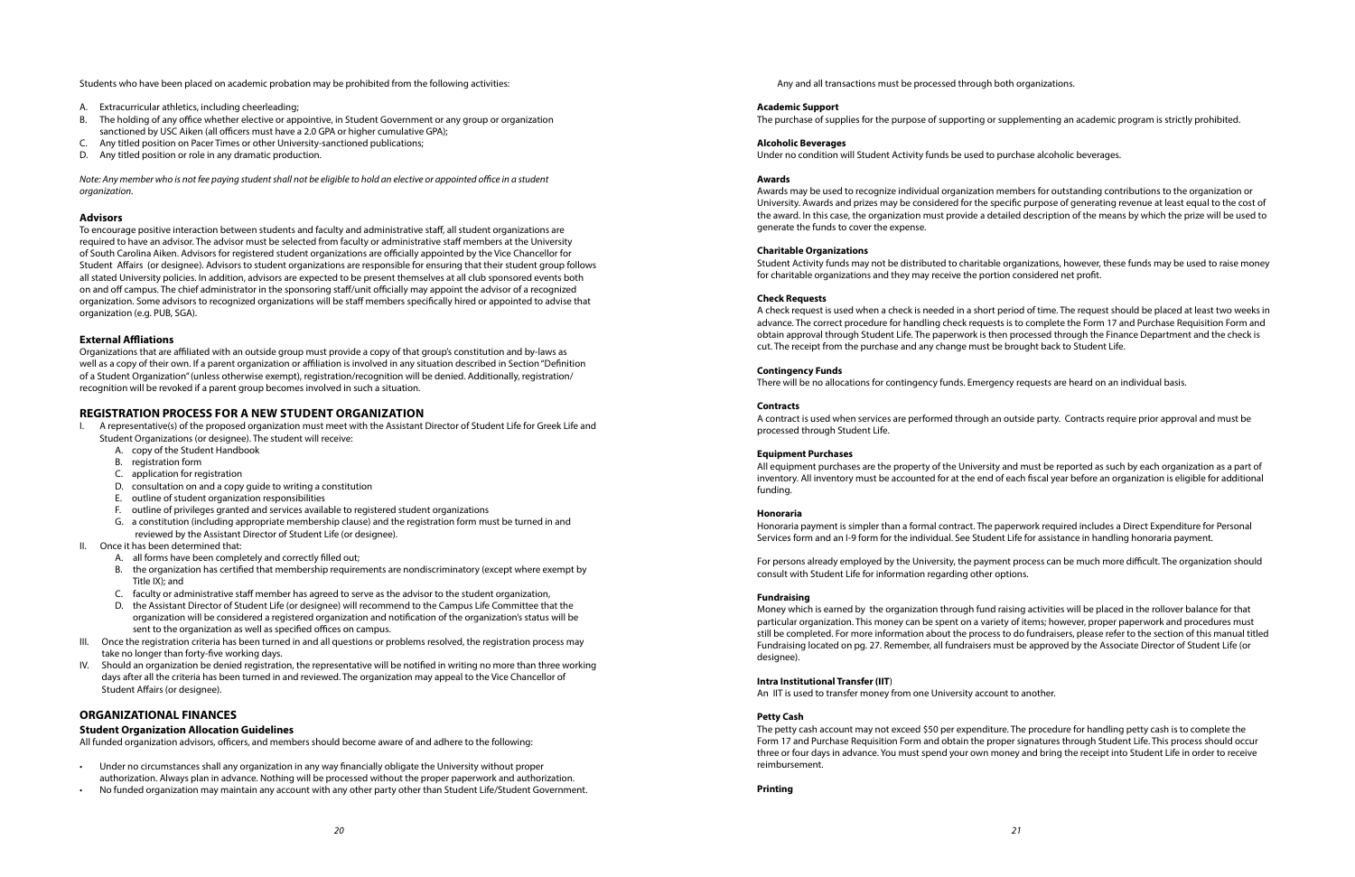Students who have been placed on academic probation may be prohibited from the following activities:

A. Extracurricular athletics, including cheerleading;
B. The holding of any office whether elective or appointive, in Student Government or any group or organization sanctioned by USC Aiken (all officers must have a 2.0 GPA or higher cumulative GPA);
C. Any titled position on Pacer Times or other University-sanctioned publications;
D. Any titled position or role in any dramatic production.

*Note: Any member who is not fee paying student shall not be eligible to hold an elective or appointed office in a student organization.*

### Advisors

To encourage positive interaction between students and faculty and administrative staff, all student organizations are required to have an advisor. The advisor must be selected from faculty or administrative staff members at the University of South Carolina Aiken. Advisors for registered student organizations are officially appointed by the Vice Chancellor for Student Affairs (or designee). Advisors to student organizations are responsible for ensuring that their student group follows all stated University policies. In addition, advisors are expected to be present themselves at all club sponsored events both on and off campus. The chief administrator in the sponsoring staff/unit officially may appoint the advisor of a recognized organization. Some advisors to recognized organizations will be staff members specifically hired or appointed to advise that organization (e.g. PUB, SGA).

### External Affliations

Organizations that are affiliated with an outside group must provide a copy of that group's constitution and by-laws as well as a copy of their own. If a parent organization or affiliation is involved in any situation described in Section "Definition of a Student Organization" (unless otherwise exempt), registration/recognition will be denied. Additionally, registration/recognition will be revoked if a parent group becomes involved in such a situation.

## REGISTRATION PROCESS FOR A NEW STUDENT ORGANIZATION

I. A representative(s) of the proposed organization must meet with the Assistant Director of Student Life for Greek Life and Student Organizations (or designee). The student will receive:
   A. copy of the Student Handbook
   B. registration form
   C. application for registration
   D. consultation on and a copy guide to writing a constitution
   E. outline of student organization responsibilities
   F. outline of privileges granted and services available to registered student organizations
   G. a constitution (including appropriate membership clause) and the registration form must be turned in and reviewed by the Assistant Director of Student Life (or designee).
II. Once it has been determined that:
   A. all forms have been completely and correctly filled out;
   B. the organization has certified that membership requirements are nondiscriminatory (except where exempt by Title IX); and
   C. faculty or administrative staff member has agreed to serve as the advisor to the student organization,
   D. the Assistant Director of Student Life (or designee) will recommend to the Campus Life Committee that the organization will be considered a registered organization and notification of the organization's status will be sent to the organization as well as specified offices on campus.
III. Once the registration criteria has been turned in and all questions or problems resolved, the registration process may take no longer than forty-five working days.
IV. Should an organization be denied registration, the representative will be notified in writing no more than three working days after all the criteria has been turned in and reviewed. The organization may appeal to the Vice Chancellor of Student Affairs (or designee).

## ORGANIZATIONAL FINANCES

### Student Organization Allocation Guidelines

All funded organization advisors, officers, and members should become aware of and adhere to the following:

- Under no circumstances shall any organization in any way financially obligate the University without proper authorization. Always plan in advance. Nothing will be processed without the proper paperwork and authorization.
- No funded organization may maintain any account with any other party other than Student Life/Student Government. Any and all transactions must be processed through both organizations.

### Academic Support

The purchase of supplies for the purpose of supporting or supplementing an academic program is strictly prohibited.

### Alcoholic Beverages

Under no condition will Student Activity funds be used to purchase alcoholic beverages.

### Awards

Awards may be used to recognize individual organization members for outstanding contributions to the organization or University. Awards and prizes may be considered for the specific purpose of generating revenue at least equal to the cost of the award. In this case, the organization must provide a detailed description of the means by which the prize will be used to generate the funds to cover the expense.

### Charitable Organizations

Student Activity funds may not be distributed to charitable organizations, however, these funds may be used to raise money for charitable organizations and they may receive the portion considered net profit.

### Check Requests

A check request is used when a check is needed in a short period of time. The request should be placed at least two weeks in advance. The correct procedure for handling check requests is to complete the Form 17 and Purchase Requisition Form and obtain approval through Student Life. The paperwork is then processed through the Finance Department and the check is cut. The receipt from the purchase and any change must be brought back to Student Life.

### Contingency Funds

There will be no allocations for contingency funds. Emergency requests are heard on an individual basis.

### Contracts

A contract is used when services are performed through an outside party. Contracts require prior approval and must be processed through Student Life.

### Equipment Purchases

All equipment purchases are the property of the University and must be reported as such by each organization as a part of inventory. All inventory must be accounted for at the end of each fiscal year before an organization is eligible for additional funding.

### Honoraria

Honoraria payment is simpler than a formal contract. The paperwork required includes a Direct Expenditure for Personal Services form and an I-9 form for the individual. See Student Life for assistance in handling honoraria payment.

For persons already employed by the University, the payment process can be much more difficult. The organization should consult with Student Life for information regarding other options.

### Fundraising

Money which is earned by the organization through fund raising activities will be placed in the rollover balance for that particular organization. This money can be spent on a variety of items; however, proper paperwork and procedures must still be completed. For more information about the process to do fundraisers, please refer to the section of this manual titled Fundraising located on pg. 27. Remember, all fundraisers must be approved by the Associate Director of Student Life (or designee).

### Intra Institutional Transfer (IIT)

An IIT is used to transfer money from one University account to another.

### Petty Cash

The petty cash account may not exceed $50 per expenditure. The procedure for handling petty cash is to complete the Form 17 and Purchase Requisition Form and obtain the proper signatures through Student Life. This process should occur three or four days in advance. You must spend your own money and bring the receipt into Student Life in order to receive reimbursement.

### Printing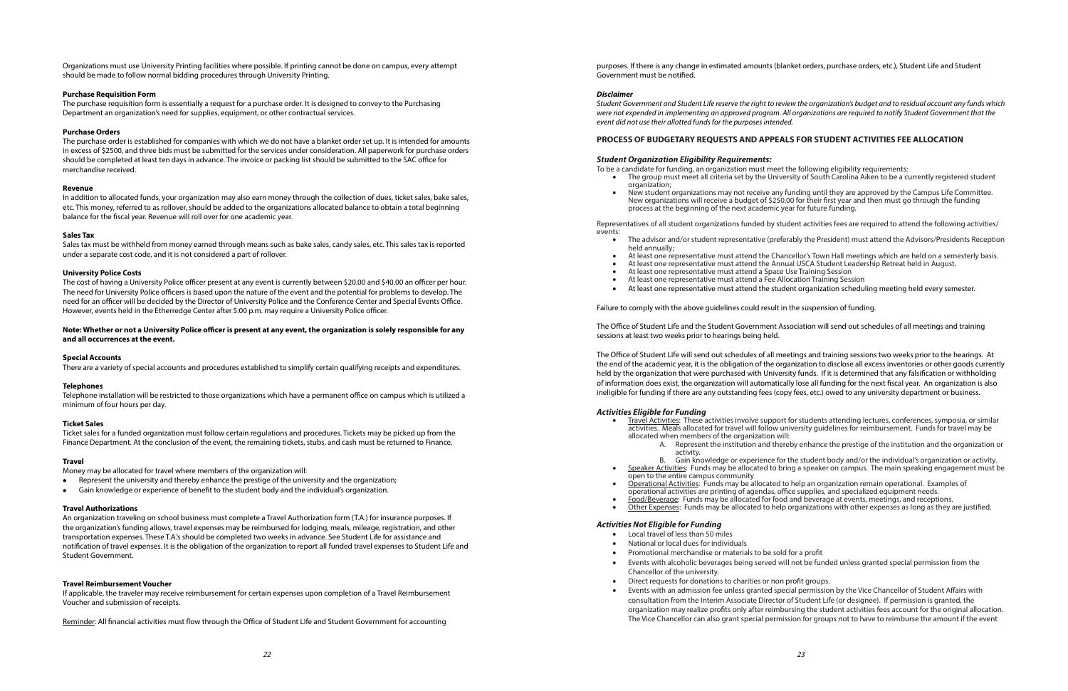Organizations must use University Printing facilities where possible. If printing cannot be done on campus, every attempt should be made to follow normal bidding procedures through University Printing.

**Purchase Requisition Form**

The purchase requisition form is essentially a request for a purchase order. It is designed to convey to the Purchasing Department an organization's need for supplies, equipment, or other contractual services.

**Purchase Orders**

The purchase order is established for companies with which we do not have a blanket order set up. It is intended for amounts in excess of $2500, and three bids must be submitted for the services under consideration. All paperwork for purchase orders should be completed at least ten days in advance. The invoice or packing list should be submitted to the SAC office for merchandise received.

**Revenue**

In addition to allocated funds, your organization may also earn money through the collection of dues, ticket sales, bake sales, etc. This money, referred to as rollover, should be added to the organizations allocated balance to obtain a total beginning balance for the fiscal year. Revenue will roll over for one academic year.

**Sales Tax**

Sales tax must be withheld from money earned through means such as bake sales, candy sales, etc. This sales tax is reported under a separate cost code, and it is not considered a part of rollover.

**University Police Costs**

The cost of having a University Police officer present at any event is currently between $20.00 and $40.00 an officer per hour. The need for University Police officers is based upon the nature of the event and the potential for problems to develop. The need for an officer will be decided by the Director of University Police and the Conference Center and Special Events Office. However, events held in the Etherredge Center after 5:00 p.m. may require a University Police officer.

**Note: Whether or not a University Police officer is present at any event, the organization is solely responsible for any and all occurrences at the event.**

**Special Accounts**

There are a variety of special accounts and procedures established to simplify certain qualifying receipts and expenditures.

**Telephones**

Telephone installation will be restricted to those organizations which have a permanent office on campus which is utilized a minimum of four hours per day.

**Ticket Sales**

Ticket sales for a funded organization must follow certain regulations and procedures. Tickets may be picked up from the Finance Department. At the conclusion of the event, the remaining tickets, stubs, and cash must be returned to Finance.

**Travel**

Money may be allocated for travel where members of the organization will:

- Represent the university and thereby enhance the prestige of the university and the organization;
- Gain knowledge or experience of benefit to the student body and the individual's organization.

**Travel Authorizations**

An organization traveling on school business must complete a Travel Authorization form (T.A.) for insurance purposes. If the organization's funding allows, travel expenses may be reimbursed for lodging, meals, mileage, registration, and other transportation expenses. These T.A.'s should be completed two weeks in advance. See Student Life for assistance and notification of travel expenses. It is the obligation of the organization to report all funded travel expenses to Student Life and Student Government.

**Travel Reimbursement Voucher**

If applicable, the traveler may receive reimbursement for certain expenses upon completion of a Travel Reimbursement Voucher and submission of receipts.

Reminder: All financial activities must flow through the Office of Student LIfe and Student Government for accounting purposes. If there is any change in estimated amounts (blanket orders, purchase orders, etc.), Student Life and Student Government must be notified.

***Disclaimer***

*Student Government and Student Life reserve the right to review the organization's budget and to residual account any funds which were not expended in implementing an approved program. All organizations are required to notify Student Government that the event did not use their allotted funds for the purposes intended.*

## PROCESS OF BUDGETARY REQUESTS AND APPEALS FOR STUDENT ACTIVITIES FEE ALLOCATION

***Student Organization Eligibility Requirements:***

To be a candidate for funding, an organization must meet the following eligibility requirements:

- The group must meet all criteria set by the University of South Carolina Aiken to be a currently registered student organization;
- New student organizations may not receive any funding until they are approved by the Campus Life Committee. New organizations will receive a budget of $250.00 for their first year and then must go through the funding process at the beginning of the next academic year for future funding.

Representatives of all student organizations funded by student activities fees are required to attend the following activities/ events:

- The advisor and/or student representative (preferably the President) must attend the Advisors/Presidents Reception held annually;
- At least one representative must attend the Chancellor's Town Hall meetings which are held on a semesterly basis.
- At least one representative must attend the Annual USCA Student Leadership Retreat held in August.
- At least one representative must attend a Space Use Training Session
- At least one representative must attend a Fee Allocation Training Session
- At least one representative must attend the student organization scheduling meeting held every semester.

Failure to comply with the above guidelines could result in the suspension of funding.

The Office of Student Life and the Student Government Association will send out schedules of all meetings and training sessions at least two weeks prior to hearings being held.

The Office of Student Life will send out schedules of all meetings and training sessions two weeks prior to the hearings. At the end of the academic year, it is the obligation of the organization to disclose all excess inventories or other goods currently held by the organization that were purchased with University funds. If it is determined that any falsification or withholding of information does exist, the organization will automatically lose all funding for the next fiscal year. An organization is also ineligible for funding if there are any outstanding fees (copy fees, etc.) owed to any university department or business.

***Activities Eligible for Funding***

- Travel Activities: These activities involve support for students attending lectures, conferences, symposia, or similar activities. Meals allocated for travel will follow university guidelines for reimbursement. Funds for travel may be allocated when members of the organization will:
  - A. Represent the institution and thereby enhance the prestige of the institution and the organization or activity.
  - B. Gain knowledge or experience for the student body and/or the individual's organization or activity.
- Speaker Activities: Funds may be allocated to bring a speaker on campus. The main speaking engagement must be open to the entire campus community
- Operational Activities: Funds may be allocated to help an organization remain operational. Examples of operational activities are printing of agendas, office supplies, and specialized equipment needs.
- Food/Beverage: Funds may be allocated for food and beverage at events, meetings, and receptions.
- Other Expenses: Funds may be allocated to help organizations with other expenses as long as they are justified.

***Activities Not Eligible for Funding***

- Local travel of less than 50 miles
- National or local dues for individuals
- Promotional merchandise or materials to be sold for a profit
- Events with alcoholic beverages being served will not be funded unless granted special permission from the Chancellor of the university.
- Direct requests for donations to charities or non profit groups.
- Events with an admission fee unless granted special permission by the Vice Chancellor of Student Affairs with consultation from the Interim Associate Director of Student Life (or designee). If permission is granted, the organization may realize profits only after reimbursing the student activities fees account for the original allocation. The Vice Chancellor can also grant special permission for groups not to have to reimburse the amount if the event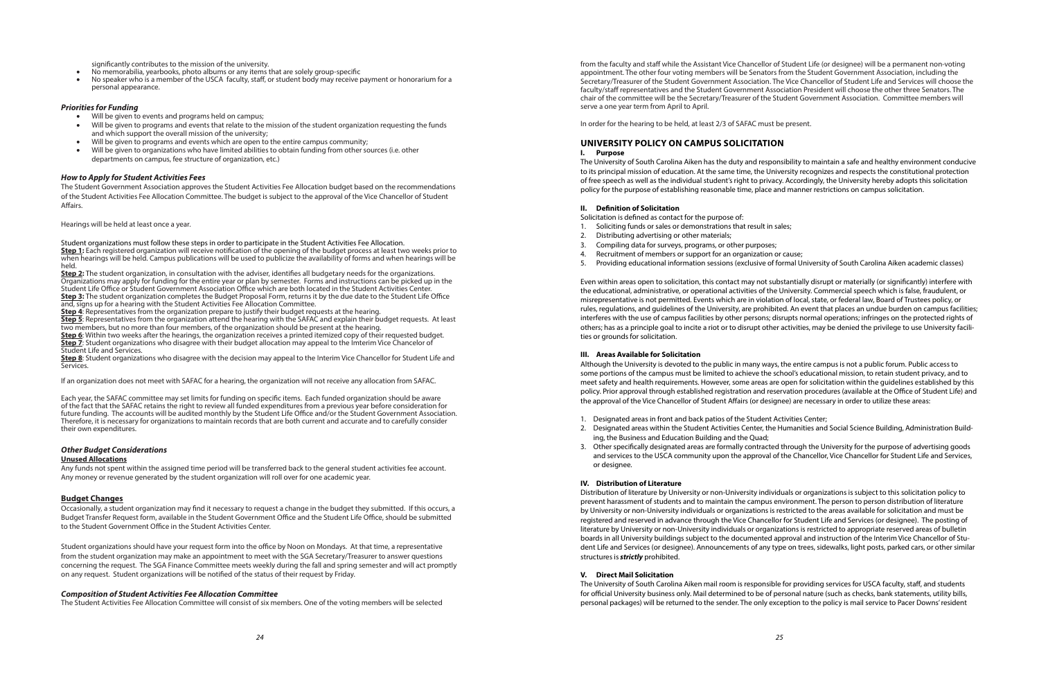significantly contributes to the mission of the university.

- No memorabilia, yearbooks, photo albums or any items that are solely group-specific
- No speaker who is a member of the USCA faculty, staff, or student body may receive payment or honorarium for a personal appearance.

### *Priorities for Funding*

- Will be given to events and programs held on campus;
- Will be given to programs and events that relate to the mission of the student organization requesting the funds and which support the overall mission of the university;
- Will be given to programs and events which are open to the entire campus community;
- Will be given to organizations who have limited abilities to obtain funding from other sources (i.e. other departments on campus, fee structure of organization, etc.)

### *How to Apply for Student Activities Fees*

The Student Government Association approves the Student Activities Fee Allocation budget based on the recommendations of the Student Activities Fee Allocation Committee. The budget is subject to the approval of the Vice Chancellor of Student Affairs.

Hearings will be held at least once a year.

Student organizations must follow these steps in order to participate in the Student Activities Fee Allocation.

**Step 1:** Each registered organization will receive notification of the opening of the budget process at least two weeks prior to when hearings will be held. Campus publications will be used to publicize the availability of forms and when hearings will be held.

**Step 2:** The student organization, in consultation with the adviser, identifies all budgetary needs for the organizations. Organizations may apply for funding for the entire year or plan by semester. Forms and instructions can be picked up in the Student Life Office or Student Government Association Office which are both located in the Student Activities Center.

**Step 3:** The student organization completes the Budget Proposal Form, returns it by the due date to the Student Life Office and, signs up for a hearing with the Student Activities Fee Allocation Committee.

**Step 4**: Representatives from the organization prepare to justify their budget requests at the hearing.

**Step 5**: Representatives from the organization attend the hearing with the SAFAC and explain their budget requests. At least two members, but no more than four members, of the organization should be present at the hearing.

**Step 6**: Within two weeks after the hearings, the organization receives a printed itemized copy of their requested budget.

**Step 7**: Student organizations who disagree with their budget allocation may appeal to the Imterim Vice Chancelor of Student Life and Services.

**Step 8**: Student organizations who disagree with the decision may appeal to the Interim Vice Chancellor for Student Life and Services.

If an organization does not meet with SAFAC for a hearing, the organization will not receive any allocation from SAFAC.

Each year, the SAFAC committee may set limits for funding on specific items. Each funded organization should be aware of the fact that the SAFAC retains the right to review all funded expenditures from a previous year before consideration for future funding. The accounts will be audited monthly by the Student Life Office and/or the Student Government Association. Therefore, it is necessary for organizations to maintain records that are both current and accurate and to carefully consider their own expenditures.

### *Other Budget Considerations*

**Unused Allocations**

Any funds not spent within the assigned time period will be transferred back to the general student activities fee account. Any money or revenue generated by the student organization will roll over for one academic year.

## Budget Changes

Occasionally, a student organization may find it necessary to request a change in the budget they submitted. If this occurs, a Budget Transfer Request form, available in the Student Government Office and the Student Life Office, should be submitted to the Student Government Office in the Student Activities Center.

Student organizations should have your request form into the office by Noon on Mondays. At that time, a representative from the student organization may make an appointment to meet with the SGA Secretary/Treasurer to answer questions concerning the request. The SGA Finance Committee meets weekly during the fall and spring semester and will act promptly on any request. Student organizations will be notified of the status of their request by Friday.

### *Composition of Student Activities Fee Allocation Committee*

The Student Activities Fee Allocation Committee will consist of six members. One of the voting members will be selected from the faculty and staff while the Assistant Vice Chancellor of Student Life (or designee) will be a permanent non-voting appointment. The other four voting members will be Senators from the Student Government Association, including the Secretary/Treasurer of the Student Government Association. The Vice Chancellor of Student Life and Services will choose the faculty/staff representatives and the Student Government Association President will choose the other three Senators. The chair of the committee will be the Secretary/Treasurer of the Student Government Association. Committee members will serve a one year term from April to April.

In order for the hearing to be held, at least 2/3 of SAFAC must be present.

## UNIVERSITY POLICY ON CAMPUS SOLICITATION

### I. Purpose

The University of South Carolina Aiken has the duty and responsibility to maintain a safe and healthy environment conducive to its principal mission of education. At the same time, the University recognizes and respects the constitutional protection of free speech as well as the individual student's right to privacy. Accordingly, the University hereby adopts this solicitation policy for the purpose of establishing reasonable time, place and manner restrictions on campus solicitation.

### II. Definition of Solicitation

Solicitation is defined as contact for the purpose of:

1. Soliciting funds or sales or demonstrations that result in sales;
2. Distributing advertising or other materials;
3. Compiling data for surveys, programs, or other purposes;
4. Recruitment of members or support for an organization or cause;
5. Providing educational information sessions (exclusive of formal University of South Carolina Aiken academic classes)

Even within areas open to solicitation, this contact may not substantially disrupt or materially (or significantly) interfere with the educational, administrative, or operational activities of the University. Commercial speech which is false, fraudulent, or misrepresentative is not permitted. Events which are in violation of local, state, or federal law, Board of Trustees policy, or rules, regulations, and guidelines of the University, are prohibited. An event that places an undue burden on campus facilities; interferes with the use of campus facilities by other persons; disrupts normal operations; infringes on the protected rights of others; has as a principle goal to incite a riot or to disrupt other activities, may be denied the privilege to use University facilities or grounds for solicitation.

### III. Areas Available for Solicitation

Although the University is devoted to the public in many ways, the entire campus is not a public forum. Public access to some portions of the campus must be limited to achieve the school's educational mission, to retain student privacy, and to meet safety and health requirements. However, some areas are open for solicitation within the guidelines established by this policy. Prior approval through established registration and reservation procedures (available at the Office of Student Life) and the approval of the Vice Chancellor of Student Affairs (or designee) are necessary in order to utilize these areas:

1. Designated areas in front and back patios of the Student Activities Center;
2. Designated areas within the Student Activities Center, the Humanities and Social Science Building, Administration Building, the Business and Education Building and the Quad;
3. Other specifically designated areas are formally contracted through the University for the purpose of advertising goods and services to the USCA community upon the approval of the Chancellor, Vice Chancellor for Student Life and Services, or designee.

### IV. Distribution of Literature

Distribution of literature by University or non-University individuals or organizations is subject to this solicitation policy to prevent harassment of students and to maintain the campus environment. The person to person distribution of literature by University or non-University individuals or organizations is restricted to the areas available for solicitation and must be registered and reserved in advance through the Vice Chancellor for Student Life and Services (or designee). The posting of literature by University or non-University individuals or organizations is restricted to appropriate reserved areas of bulletin boards in all University buildings subject to the documented approval and instruction of the Interim Vice Chancellor of Student Life and Services (or designee). Announcements of any type on trees, sidewalks, light posts, parked cars, or other similar structures is ***strictly*** prohibited.

### V. Direct Mail Solicitation

The University of South Carolina Aiken mail room is responsible for providing services for USCA faculty, staff, and students for official University business only. Mail determined to be of personal nature (such as checks, bank statements, utility bills, personal packages) will be returned to the sender. The only exception to the policy is mail service to Pacer Downs' resident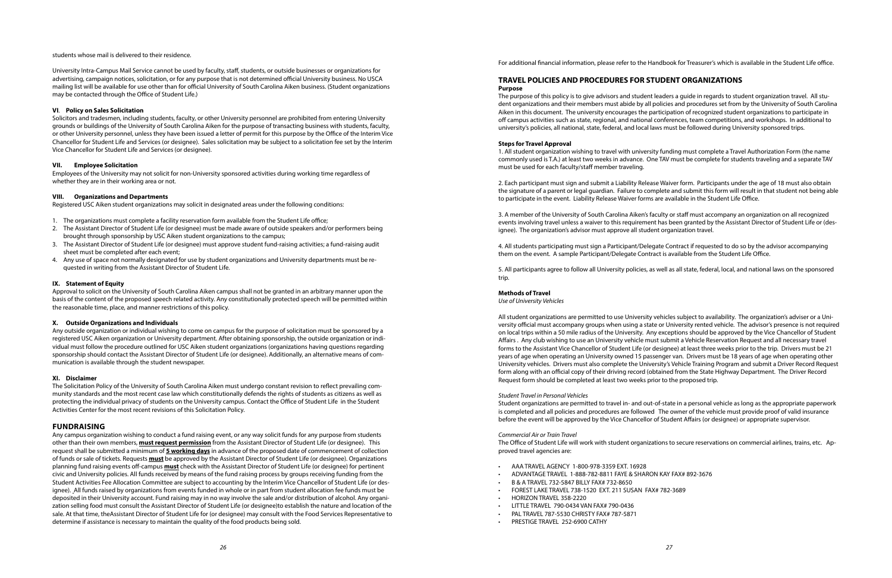students whose mail is delivered to their residence.

University Intra-Campus Mail Service cannot be used by faculty, staff, students, or outside businesses or organizations for advertising, campaign notices, solicitation, or for any purpose that is not determined official University business. No USCA mailing list will be available for use other than for official University of South Carolina Aiken business. (Student organizations may be contacted through the Office of Student Life.)

#### VI. Policy on Sales Solicitation

Solicitors and tradesmen, including students, faculty, or other University personnel are prohibited from entering University grounds or buildings of the University of South Carolina Aiken for the purpose of transacting business with students, faculty, or other University personnel, unless they have been issued a letter of permit for this purpose by the Office of the Interim Vice Chancellor for Student Life and Services (or designee). Sales solicitation may be subject to a solicitation fee set by the Interim Vice Chancellor for Student Life and Services (or designee).

#### VII. Employee Solicitation

Employees of the University may not solicit for non-University sponsored activities during working time regardless of whether they are in their working area or not.

#### VIII. Organizations and Departments

Registered USC Aiken student organizations may solicit in designated areas under the following conditions:

1. The organizations must complete a facility reservation form available from the Student Life office;
2. The Assistant Director of Student Life (or designee) must be made aware of outside speakers and/or performers being brought through sponsorship by USC Aiken student organizations to the campus;
3. The Assistant Director of Student Life (or designee) must approve student fund-raising activities; a fund-raising audit sheet must be completed after each event;
4. Any use of space not normally designated for use by student organizations and University departments must be requested in writing from the Assistant Director of Student Life.

#### IX. Statement of Equity

Approval to solicit on the University of South Carolina Aiken campus shall not be granted in an arbitrary manner upon the basis of the content of the proposed speech related activity. Any constitutionally protected speech will be permitted within the reasonable time, place, and manner restrictions of this policy.

#### X. Outside Organizations and Individuals

Any outside organization or individual wishing to come on campus for the purpose of solicitation must be sponsored by a registered USC Aiken organization or University department. After obtaining sponsorship, the outside organization or individual must follow the procedure outlined for USC Aiken student organizations (organizations having questions regarding sponsorship should contact the Assistant Director of Student Life (or designee). Additionally, an alternative means of communication is available through the student newspaper.

#### XI. Disclaimer

The Solicitation Policy of the University of South Carolina Aiken must undergo constant revision to reflect prevailing community standards and the most recent case law which constitutionally defends the rights of students as citizens as well as protecting the individual privacy of students on the University campus. Contact the Office of Student Life in the Student Activities Center for the most recent revisions of this Solicitation Policy.

## FUNDRAISING

Any campus organization wishing to conduct a fund raising event, or any way solicit funds for any purpose from students other than their own members, **must request permission** from the Assistant Director of Student Life (or designee). This request shall be submitted a minimum of **5 working days** in advance of the proposed date of commencement of collection of funds or sale of tickets. Requests **must** be approved by the Assistant Director of Student Life (or designee). Organizations planning fund raising events off-campus **must** check with the Assistant Director of Student Life (or designee) for pertinent civic and University policies. All funds received by means of the fund raising process by groups receiving funding from the Student Activities Fee Allocation Committee are subject to accounting by the Interim Vice Chancellor of Student Life (or designee). All funds raised by organizations from events funded in whole or in part from student allocation fee funds must be deposited in their University account. Fund raising may in no way involve the sale and/or distribution of alcohol. Any organization selling food must consult the Assistant Director of Student Life (or designee)to establish the nature and location of the sale. At that time, theAssistant Director of Student Life for (or designee) may consult with the Food Services Representative to determine if assistance is necessary to maintain the quality of the food products being sold.

For additional financial information, please refer to the Handbook for Treasurer's which is available in the Student Life office.

## TRAVEL POLICIES AND PROCEDURES FOR STUDENT ORGANIZATIONS

#### Purpose

The purpose of this policy is to give advisors and student leaders a guide in regards to student organization travel. All student organizations and their members must abide by all policies and procedures set from by the University of South Carolina Aiken in this document. The university encourages the participation of recognized student organizations to participate in off campus activities such as state, regional, and national conferences, team competitions, and workshops. In additional to university's policies, all national, state, federal, and local laws must be followed during University sponsored trips.

#### Steps for Travel Approval

1. All student organization wishing to travel with university funding must complete a Travel Authorization Form (the name commonly used is T.A.) at least two weeks in advance. One TAV must be complete for students traveling and a separate TAV must be used for each faculty/staff member traveling.

2. Each participant must sign and submit a Liability Release Waiver form. Participants under the age of 18 must also obtain the signature of a parent or legal guardian. Failure to complete and submit this form will result in that student not being able to participate in the event. Liability Release Waiver forms are available in the Student Life Office.

3. A member of the University of South Carolina Aiken's faculty or staff must accompany an organization on all recognized events involving travel unless a waiver to this requirement has been granted by the Assistant Director of Student Life or (designee). The organization's advisor must approve all student organization travel.

4. All students participating must sign a Participant/Delegate Contract if requested to do so by the advisor accompanying them on the event. A sample Participant/Delegate Contract is available from the Student Life Office.

5. All participants agree to follow all University policies, as well as all state, federal, local, and national laws on the sponsored trip.

#### Methods of Travel

*Use of University Vehicles*

All student organizations are permitted to use University vehicles subject to availability. The organization's adviser or a University official must accompany groups when using a state or University rented vehicle. The advisor's presence is not required on local trips within a 50 mile radius of the University. Any exceptions should be approved by the Vice Chancellor of Student Affairs . Any club wishing to use an University vehicle must submit a Vehicle Reservation Request and all necessary travel forms to the Assistant Vice Chancellor of Student Life (or designee) at least three weeks prior to the trip. Drivers must be 21 years of age when operating an University owned 15 passenger van. Drivers must be 18 years of age when operating other University vehicles. Drivers must also complete the University's Vehicle Training Program and submit a Driver Record Request form along with an official copy of their driving record (obtained from the State Highway Department. The Driver Record Request form should be completed at least two weeks prior to the proposed trip.

*Student Travel in Personal Vehicles*

Student organizations are permitted to travel in- and out-of-state in a personal vehicle as long as the appropriate paperwork is completed and all policies and procedures are followed The owner of the vehicle must provide proof of valid insurance before the event will be approved by the Vice Chancellor of Student Affairs (or designee) or appropriate supervisor.

*Commercial Air or Train Travel*

The Office of Student Life will work with student organizations to secure reservations on commercial airlines, trains, etc. Approved travel agencies are:

- AAA TRAVEL AGENCY 1-800-978-3359 EXT. 16928
- ADVANTAGE TRAVEL 1-888-782-8811 FAYE & SHARON KAY FAX# 892-3676
- B & A TRAVEL 732-5847 BILLY FAX# 732-8650
- FOREST LAKE TRAVEL 738-1520 EXT. 211 SUSAN FAX# 782-3689
- HORIZON TRAVEL 358-2220
- LITTLE TRAVEL 790-0434 VAN FAX# 790-0436
- PAL TRAVEL 787-5530 CHRISTY FAX# 787-5871
- PRESTIGE TRAVEL 252-6900 CATHY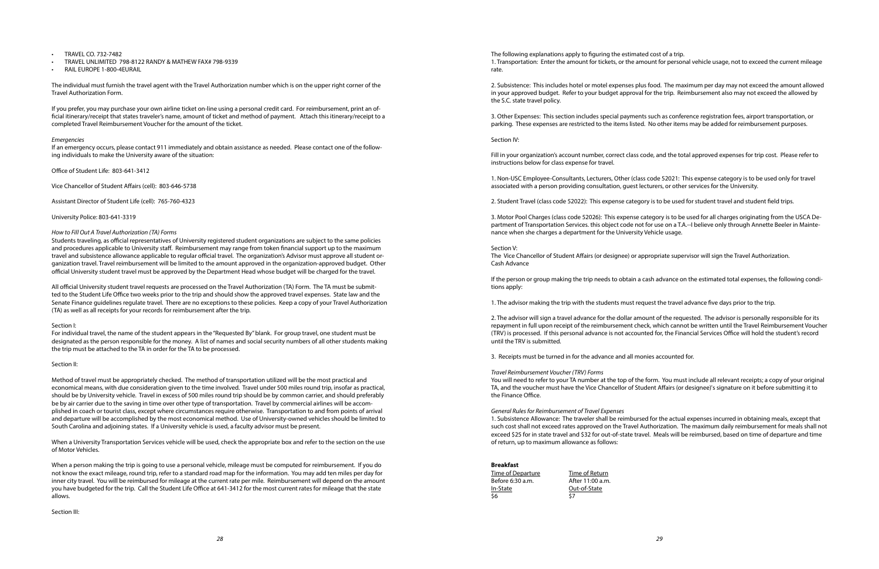- TRAVEL CO. 732-7482
- TRAVEL UNLIMITED 798-8122 RANDY & MATHEW FAX# 798-9339
- RAIL EUROPE 1-800-4EURAIL

The individual must furnish the travel agent with the Travel Authorization number which is on the upper right corner of the Travel Authorization Form.

If you prefer, you may purchase your own airline ticket on-line using a personal credit card. For reimbursement, print an official itinerary/receipt that states traveler's name, amount of ticket and method of payment. Attach this itinerary/receipt to a completed Travel Reimbursement Voucher for the amount of the ticket.

*Emergencies*

If an emergency occurs, please contact 911 immediately and obtain assistance as needed. Please contact one of the following individuals to make the University aware of the situation:

Office of Student Life: 803-641-3412

Vice Chancellor of Student Affairs (cell): 803-646-5738

Assistant Director of Student Life (cell): 765-760-4323

University Police: 803-641-3319

*How to Fill Out A Travel Authorization (TA) Forms*

Students traveling, as official representatives of University registered student organizations are subject to the same policies and procedures applicable to University staff. Reimbursement may range from token financial support up to the maximum travel and subsistence allowance applicable to regular official travel. The organization's Advisor must approve all student organization travel. Travel reimbursement will be limited to the amount approved in the organization-approved budget. Other official University student travel must be approved by the Department Head whose budget will be charged for the travel.

All official University student travel requests are processed on the Travel Authorization (TA) Form. The TA must be submitted to the Student Life Office two weeks prior to the trip and should show the approved travel expenses. State law and the Senate Finance guidelines regulate travel. There are no exceptions to these policies. Keep a copy of your Travel Authorization (TA) as well as all receipts for your records for reimbursement after the trip.

Section I:

For individual travel, the name of the student appears in the "Requested By" blank. For group travel, one student must be designated as the person responsible for the money. A list of names and social security numbers of all other students making the trip must be attached to the TA in order for the TA to be processed.

Section II:

Method of travel must be appropriately checked. The method of transportation utilized will be the most practical and economical means, with due consideration given to the time involved. Travel under 500 miles round trip, insofar as practical, should be by University vehicle. Travel in excess of 500 miles round trip should be by common carrier, and should preferably be by air carrier due to the saving in time over other type of transportation. Travel by commercial airlines will be accomplished in coach or tourist class, except where circumstances require otherwise. Transportation to and from points of arrival and departure will be accomplished by the most economical method. Use of University-owned vehicles should be limited to South Carolina and adjoining states. If a University vehicle is used, a faculty advisor must be present.

When a University Transportation Services vehicle will be used, check the appropriate box and refer to the section on the use of Motor Vehicles.

When a person making the trip is going to use a personal vehicle, mileage must be computed for reimbursement. If you do not know the exact mileage, round trip, refer to a standard road map for the information. You may add ten miles per day for inner city travel. You will be reimbursed for mileage at the current rate per mile. Reimbursement will depend on the amount you have budgeted for the trip. Call the Student Life Office at 641-3412 for the most current rates for mileage that the state allows.

Section III:

The following explanations apply to figuring the estimated cost of a trip.

1. Transportation: Enter the amount for tickets, or the amount for personal vehicle usage, not to exceed the current mileage rate.

2. Subsistence: This includes hotel or motel expenses plus food. The maximum per day may not exceed the amount allowed in your approved budget. Refer to your budget approval for the trip. Reimbursement also may not exceed the allowed by the S.C. state travel policy.

3. Other Expenses: This section includes special payments such as conference registration fees, airport transportation, or parking. These expenses are restricted to the items listed. No other items may be added for reimbursement purposes.

Section IV:

Fill in your organization's account number, correct class code, and the total approved expenses for trip cost. Please refer to instructions below for class expense for travel.

1. Non-USC Employee-Consultants, Lecturers, Other (class code 52021: This expense category is to be used only for travel associated with a person providing consultation, guest lecturers, or other services for the University.

2. Student Travel (class code 52022): This expense category is to be used for student travel and student field trips.

3. Motor Pool Charges (class code 52026): This expense category is to be used for all charges originating from the USCA Department of Transportation Services. this object code not for use on a T.A.--I believe only through Annette Beeler in Maintenance when she charges a department for the University Vehicle usage.

Section V:

The Vice Chancellor of Student Affairs (or designee) or appropriate supervisor will sign the Travel Authorization.

Cash Advance

If the person or group making the trip needs to obtain a cash advance on the estimated total expenses, the following conditions apply:

1. The advisor making the trip with the students must request the travel advance five days prior to the trip.

2. The advisor will sign a travel advance for the dollar amount of the requested. The advisor is personally responsible for its repayment in full upon receipt of the reimbursement check, which cannot be written until the Travel Reimbursement Voucher (TRV) is processed. If this personal advance is not accounted for, the Financial Services Office will hold the student's record until the TRV is submitted.

3. Receipts must be turned in for the advance and all monies accounted for.

*Travel Reimbursement Voucher (TRV) Forms*

You will need to refer to your TA number at the top of the form. You must include all relevant receipts; a copy of your original TA, and the voucher must have the Vice Chancellor of Student Affairs (or designee)'s signature on it before submitting it to the Finance Office.

*General Rules for Reimbursement of Travel Expenses*

1. Subsistence Allowance: The traveler shall be reimbursed for the actual expenses incurred in obtaining meals, except that such cost shall not exceed rates approved on the Travel Authorization. The maximum daily reimbursement for meals shall not exceed $25 for in state travel and $32 for out-of-state travel. Meals will be reimbursed, based on time of departure and time of return, up to maximum allowance as follows:

**Breakfast**

| Time of Departure | Time of Return |
|---|---|
| Before 6:30 a.m. | After 11:00 a.m. |
| In-State | Out-of-State |
| $6 | $7 |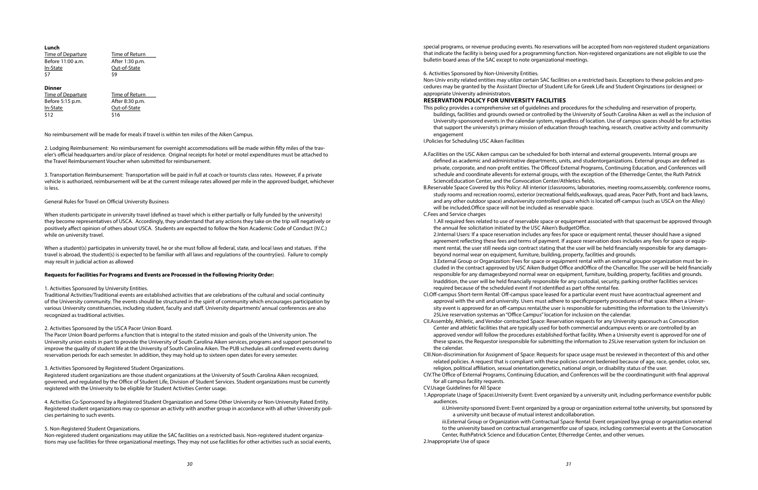**Lunch**

| Time of Departure | Time of Return |
| --- | --- |
| Before 11:00 a.m. | After 1:30 p.m. |
| In-State | Out-of-State |
| $7 | $9 |

**Dinner**

| Time of Departure | Time of Return |
| --- | --- |
| Before 5:15 p.m. | After 8:30 p.m. |
| In-State | Out-of-State |
| $12 | $16 |

No reimbursement will be made for meals if travel is within ten miles of the Aiken Campus.

2. Lodging Reimbursement: No reimbursement for overnight accommodations will be made within fifty miles of the traveler's official headquarters and/or place of residence. Original receipts for hotel or motel expenditures must be attached to the Travel Reimbursement Voucher when submitted for reimbursement.

3. Transportation Reimbursement: Transportation will be paid in full at coach or tourists class rates. However, if a private vehicle is authorized, reimbursement will be at the current mileage rates allowed per mile in the approved budget, whichever is less.

General Rules for Travel on Official University Business

When students participate in university travel (defined as travel which is either partially or fully funded by the university) they become representatives of USCA. Accordingly, they understand that any actions they take on the trip will negatively or positively affect opinion of others about USCA. Students are expected to follow the Non Academic Code of Conduct (IV.C.) while on university travel.

When a student(s) participates in university travel, he or she must follow all federal, state, and local laws and statues. If the travel is abroad, the student(s) is expected to be familiar with all laws and regulations of the country(ies). Failure to comply may result in judicial action as allowed

**Requests for Facilities For Programs and Events are Processed in the Following Priority Order:**

1. Activities Sponsored by University Entities.

Traditional Activities/Traditional events are established activities that are celebrations of the cultural and social continuity of the University community. The events should be structured in the spirit of community which encourages participation by various University constituencies, including student, faculty and staff. University departments' annual conferences are also recognized as traditional activities.

2. Activities Sponsored by the USCA Pacer Union Board.

The Pacer Union Board performs a function that is integral to the stated mission and goals of the University union. The University union exists in part to provide the University of South Carolina Aiken services, programs and support personnel to improve the quality of student life at the University of South Carolina Aiken. The PUB schedules all confirmed events during reservation periods for each semester. In addition, they may hold up to sixteen open dates for every semester.

3. Activities Sponsored by Registered Student Organizations.

Registered student organizations are those student organizations at the University of South Carolina Aiken recognized, governed, and regulated by the Office of Student Life, Division of Student Services. Student organizations must be currently registered with the University to be eligible for Student Activities Center usage.

4. Activities Co-Sponsored by a Registered Student Organization and Some Other University or Non-University Rated Entity. Registered student organizations may co-sponsor an activity with another group in accordance with all other University policies pertaining to such events.

5. Non-Registered Student Organizations.

Non-registered student organizations may utilize the SAC facilities on a restricted basis. Non-registered student organizations may use facilities for three organizational meetings. They may not use facilities for other activities such as social events, special programs, or revenue producing events. No reservations will be accepted from non-registered student organizations that indicate the facility is being used for a programming function. Non-registered organizations are not eligible to use the bulletin board areas of the SAC except to note organizational meetings.

6. Activities Sponsored by Non-University Entities.

Non-Univ ersity related entities may utilize certain SAC facilities on a restricted basis. Exceptions to these policies and procedures may be granted by the Assistant Director of Student Life for Greek Life and Student Orginzations (or designee) or appropriate University administrators.

**RESERVATION POLICY FOR UNIVERSITY FACILITIES**

This policy provides a comprehensive set of guidelines and procedures for the scheduling and reservation of property, buildings, facilities and grounds owned or controlled by the University of South Carolina Aiken as well as the inclusion of University-sponsored events in the calendar system, regardless of location. Use of campus spaces should be for activities that support the university's primary mission of education through teaching, research, creative activity and community engagement

I.Policies for Scheduling USC Aiken Facilities

A.Facilities on the USC Aiken campus can be scheduled for both internal and external groupevents. Internal groups are defined as academic and administrative departments, units, and studentorganizations. External groups are defined as private, corporate, and non-profit entities. The Officeof External Programs, Continuing Education, and Conferences will schedule and coordinate allevents for external groups, with the exception of the Etherredge Center, the Ruth Patrick ScienceEducation Center, and the Convocation Center/Athletics fields.

B.Reservable Space Covered by this Policy: All interior (classrooms, laboratories, meeting rooms,assembly, conference rooms, study rooms and recreation rooms), exterior (recreational fields,walkways, quad areas, Pacer Path, front and back lawns, and any other outdoor space) anduniversity controlled space which is located off-campus (such as USCA on the Alley) will be included.Office space will not be included as reservable space.

C.Fees and Service charges

1.All required fees related to use of reservable space or equipment associated with that spacemust be approved through the annual fee solicitation initiated by the USC Aiken's BudgetOffice.

2.Internal Users: If a space reservation includes any fees for space or equipment rental, theuser should have a signed agreement reflecting these fees and terms of payment. If aspace reservation does includes any fees for space or equipment rental, the user still needa sign contract stating that the user will be held financially responsible for any damagesbeyond normal wear on equipment, furniture, building, property, facilities and grounds.

3.External Group or Organization: Fees for space or equipment rental with an external groupor organization must be included in the contract approved by USC Aiken Budget Office andOffice of the Chancellor. The user will be held financially responsible for any damagesbeyond normal wear on equipment, furniture, building, property, facilities and grounds. Inaddition, the user will be held financially responsible for any custodial, security, parking orother facilities services required because of the scheduled event if not identified as part ofthe rental fee.

CI.Off-campus Short-term Rental: Off-campus space leased for a particular event must have acontractual agreement and approval with the unit and university. Users must adhere to specificproperty procedures of that space. When a University event is approved for an off-campus rental,the user is responsible for submitting the information to the University's 25Live reservation systemas an "Office Campus" location for inclusion on the calendar.

CII.Assembly, Athletic, and Vendor-contracted Space: Reservation requests for any University spacesuch as Convocation Center and athletic facilities that are typically used for both commercial andcampus events or are controlled by an approved vendor will follow the procedures established forthat facility. When a University event is approved for one of these spaces, the Requestor isresponsible for submitting the information to 25Live reservation system for inclusion on the calendar.

CIII.Non-discrimination for Assignment of Space: Requests for space usage must be reviewed in thecontext of this and other related policies. A request that is compliant with these policies cannot bedenied because of age, race, gender, color, sex, religion, political affiliation, sexual orientation,genetics, national origin, or disability status of the user.

CIV.The Office of External Programs, Continuing Education, and Conferences will be the coordinatingunit with final approval for all campus facility requests.

CV.Usage Guidelines for All Space

1.Appropriate Usage of Spacei.University Event: Event organized by a university unit, including performance eventsfor public audiences.

ii.University-sponsored Event: Event organized by a group or organization external tothe university, but sponsored by a university unit because of mutual interest andcollaboration.

iii.External Group or Organization with Contractual Space Rental: Event organized bya group or organization external to the university based on contractual arrangementfor use of space, including commercial events at the Convocation Center, RuthPatrick Science and Education Center, Etherredge Center, and other venues.

2.Inappropriate Use of space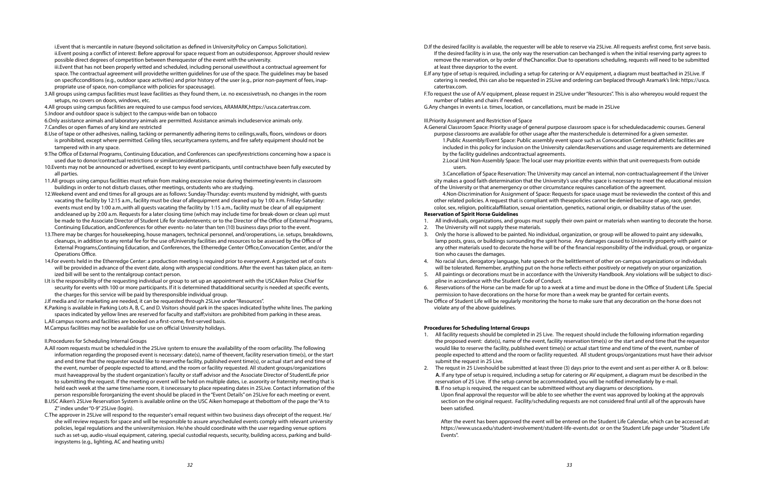i.Event that is mercantile in nature (beyond solicitation as defined in UniversityPolicy on Campus Solicitation).

ii.Event posing a conflict of interest: Before approval for space request from an outsidesponsor, Approver should review possible direct degrees of competition between therequester of the event with the university.

iii.Event that has not been properly vetted and scheduled, including personal usewithout a contractual agreement for space. The contractual agreement will providethe written guidelines for use of the space. The guidelines may be based on specificconditions (e.g., outdoor space activities) and prior history of the user (e.g., prior non-payment of fees, inappropriate use of space, non-compliance with policies for spaceusage).

3.All groups using campus facilities must leave facilities as they found them, i.e. no excessivetrash, no changes in the room setups, no covers on doors, windows, etc.

4.All groups using campus facilities are required to use campus food services, ARAMARK,https://usca.catertrax.com.

5.Indoor and outdoor space is subject to the campus-wide ban on tobacco

6.Only assistance animals and laboratory animals are permitted. Assistance animals includeservice animals only.

7.Candles or open flames of any kind are restricted

8.Use of tape or other adhesives, nailing, tacking or permanently adhering items to ceilings,walls, floors, windows or doors is prohibited, except where permitted. Ceiling tiles, securitycamera systems, and fire safety equipment should not be tampered with in any space.

9.The Office of External Programs, Continuing Education, and Conferences can specifyrestrictions concerning how a space is used due to donor/contractual restrictions or similarconsiderations.

10.Events may not be announced or advertised, except to key event participants, until contractshave been fully executed by all parties.

11.All groups using campus facilities must refrain from making excessive noise during theirmeeting/events in classroom buildings in order to not disturb classes, other meetings, orstudents who are studying.

12.Weekend event and end times for all groups are as follows: Sunday-Thursday: events mustend by midnight, with guests vacating the facility by 12:15 a.m., facility must be clear of allequipment and cleaned up by 1:00 a.m. Friday-Saturday: events must end by 1:00 a.m.,with all guests vacating the facility by 1:15 a.m., facility must be clear of all equipment andcleaned up by 2:00 a.m. Requests for a later closing time (which may include time for break-down or clean up) must be made to the Associate Director of Student Life for studentevents; or to the Director of the Office of External Programs, Continuing Education, andConferences for other events- no later than ten (10) business days prior to the event.

13.There may be charges for housekeeping, house managers, technical personnel, and/oroperations, i.e. setups, breakdowns, cleanups, in addition to any rental fee for the use ofUniversity facilities and resources to be assessed by the Office of External Programs,Continuing Education, and Conferences, the Etherredge Center Office,Convocation Center, and/or the Operations Office.

14.For events held in the Etherredge Center: a production meeting is required prior to everyevent. A projected set of costs will be provided in advance of the event date, along with anyspecial conditions. After the event has taken place, an itemized bill will be sent to the rentalgroup contact person.

I.It is the responsibility of the requesting individual or group to set up an appointment with the USCAiken Police Chief for security for events with 100 or more participants. If it is determined thatadditional security is needed at specific events, the charges for this service will be paid by theresponsible individual group.

J.If media and /or marketing are needed, it can be requested through 25Live under "Resources".

K.Parking is available in Parking Lots A, B, C, and D. Visitors should park in the spaces indicated bythe white lines. The parking spaces indicated by yellow lines are reserved for faculty and staff;visitors are prohibited from parking in these areas.

L.All campus rooms and facilities are booked on a first-come, first-served basis.

M.Campus facilities may not be available for use on official University holidays.

II.Procedures for Scheduling Internal Groups

A.All room requests must be scheduled in the 25Live system to ensure the availability of the room orfacility. The following information regarding the proposed event is necessary: date(s), name of theevent, facility reservation time(s), or the start and end time that the requester would like to reservethe facility, published event time(s), or actual start and end time of the event, number of people expected to attend, and the room or facility requested. All student groups/organizations must haveapproval by the student organization's faculty or staff advisor and the Associate Director of StudentLife prior to submitting the request. If the meeting or event will be held on multiple dates, i.e. asorority or fraternity meeting that is held each week at the same time/same room, it isnecessary to place repeating dates in 25Live. Contact information of the person responsible fororganizing the event should be placed in the "Event Details" on 25Live for each meeting or event.

B.USC Aiken's 25Live Reservation System is available online on the USC Aiken homepage at thebottom of the page the "A to Z" index under "0-9" 25Live (login).

C.The approver in 25Live will respond to the requester's email request within two business days ofreceipt of the request. He/she will review requests for space and will be responsible to assure anyscheduled events comply with relevant university policies, legal regulations and the universitymission. He/she should coordinate with the user regarding venue options such as set-up, audio-visual equipment, catering, special custodial requests, security, building access, parking and buildingsystems (e.g., lighting, AC and heating units)

D.If the desired facility is available, the requester will be able to reserve via 25Live. All requests arefirst come, first serve basis. If the desired facility is in use, the only way the reservation can bechanged is when the initial reserving party agrees to remove the reservation, or by order of theChancellor. Due to operations scheduling, requests will need to be submitted at least three daysprior to the event.

E.If any type of setup is required, including a setup for catering or A/V equipment, a diagram must beattached in 25Live. If catering is needed, this can also be requested in 25Live and ordering can beplaced through Aramark's link: https://usca.catertrax.com.

F.To request the use of A/V equipment, please request in 25Live under "Resources". This is also whereyou would request the number of tables and chairs if needed.

G.Any changes in events i.e. times, location, or cancellations, must be made in 25Live

III.Priority Assignment and Restriction of Space

A.General Classroom Space: Priority usage of general purpose classroom space is for scheduledacademic courses. General purpose classrooms are available for other usage after the masterschedule is determined for a given semester.

1.Public Assembly/Event Space: Public assembly event space such as Convocation Centerand athletic facilities are included in this policy for inclusion on the University calendar.Reservations and usage requirements are determined by the facility guidelines andcontractual agreements.

2.Local Unit Non-Assembly Space: The local user may prioritize events within that unit overrequests from outside users.

3.Cancellation of Space Reservation: The University may cancel an internal, non-contractualagreement if the University makes a good faith determination that the University's use ofthe space is necessary to meet the educational mission of the University or that anemergency or other circumstance requires cancellation of the agreement.

4.Non-Discrimination for Assignment of Space: Requests for space usage must be reviewedin the context of this and other related policies. A request that is compliant with thesepolicies cannot be denied because of age, race, gender, color, sex, religion, politicalaffiliation, sexual orientation, genetics, national origin, or disability status of the user.

**Reservation of Spirit Horse Guidelines**

1. All individuals, organizations, and groups must supply their own paint or materials when wanting to decorate the horse.
2. The University will not supply these materials.
3. Only the horse is allowed to be painted. No individual, organization, or group will be allowed to paint any sidewalks, lamp posts, grass, or buildings surrounding the spirit horse. Any damages caused to University property with paint or any other materials used to decorate the horse will be of the financial responsibility of the individual, group, or organization who causes the damages.
4. No racial slurs, derogatory language, hate speech or the belittlement of other on-campus organizations or individuals will be tolerated. Remember, anything put on the horse reflects either positively or negatively on your organization.
5. All paintings or decorations must be in accordance with the University Handbook. Any violations will be subject to discipline in accordance with the Student Code of Conduct.
6. Reservations of the Horse can be made for up to a week at a time and must be done in the Office of Student Life. Special permission to have decorations on the horse for more than a week may be granted for certain events.

The Office of Student Life will be regularly monitoring the horse to make sure that any decoration on the horse does not violate any of the above guidelines.

**Procedures for Scheduling Internal Groups**

1. All facility requests should be completed in 25 Live. The request should include the following information regarding the proposed event: date(s), name of the event, facility reservation time(s) or the start and end time that the requestor would like to reserve the facility, published event time(s) or actual start time and end time of the event, number of people expected to attend and the room or facility requested. All student groups/organizations must have their advisor submit the request in 25 Live.
2. The requst in 25 Liveshould be submitted at least three (3) days prior to the event and sent as per either A. or B. below:

   **A.** If any type of setup is required, including a setup for catering or AV equipment, a diagram must be described in the reservation of 25 Live. If the setup cannot be accommodated, you will be notified immediately by e-mail.

   **B.** If no setup is required, the request can be submitteed without any diagrams or descriptions.

   Upon final approval the requestor will be able to see whether the event was approved by looking at the approvals section on the original request. Facility/scheduling requests are not considered final until all of the approvals have been satisfied.

   After the event has been approved the event will be entered on the Student Life Calendar, which can be accessed at: https://www.usca.edu/student-involvement/student-life-events.dot or on the Student Life page under "Student Life Events".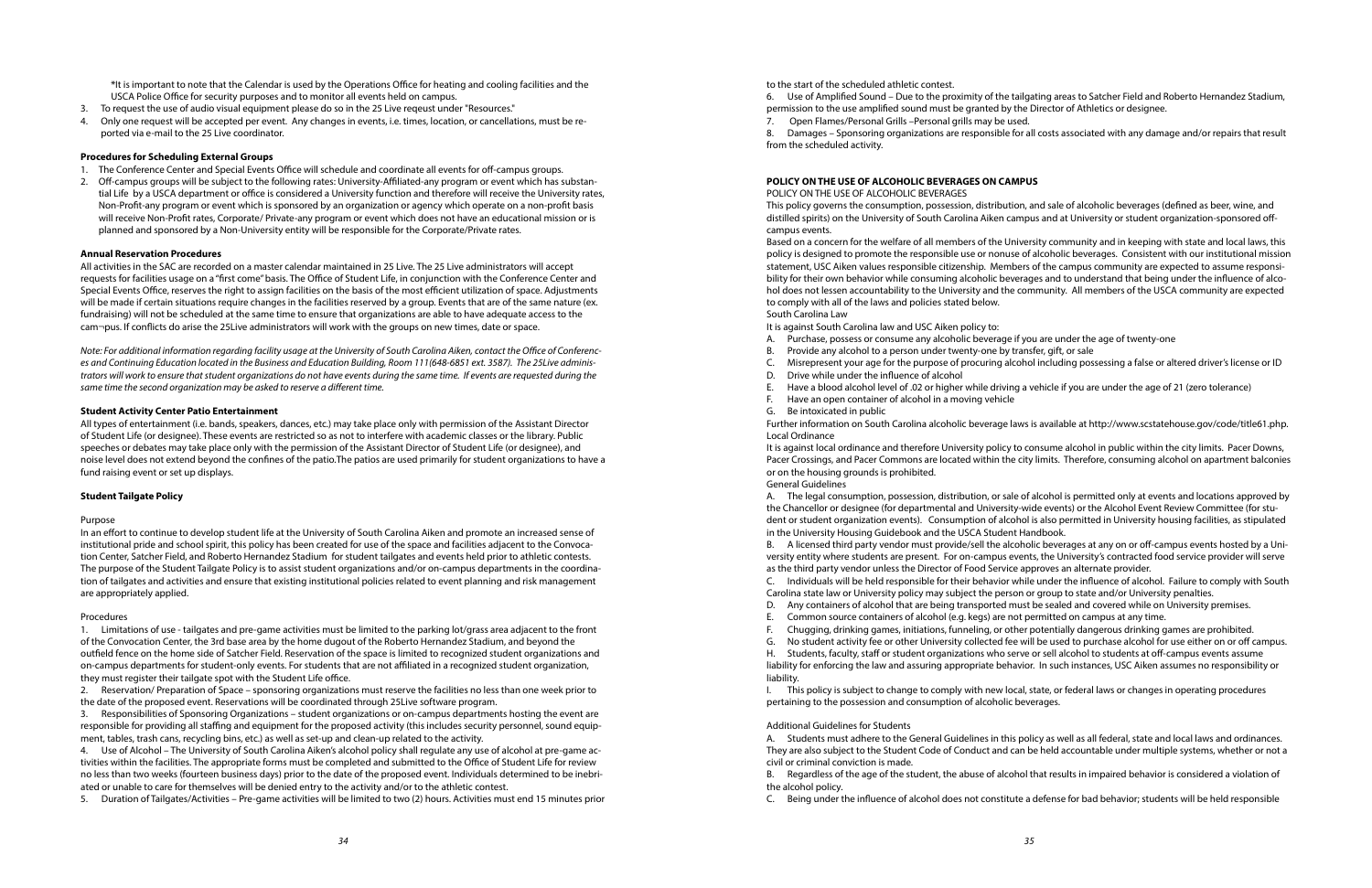*It is important to note that the Calendar is used by the Operations Office for heating and cooling facilities and the USCA Police Office for security purposes and to monitor all events held on campus.

3. To request the use of audio visual equipment please do so in the 25 Live reqeust under "Resources."
4. Only one request will be accepted per event. Any changes in events, i.e. times, location, or cancellations, must be reported via e-mail to the 25 Live coordinator.

**Procedures for Scheduling External Groups**

1. The Conference Center and Special Events Office will schedule and coordinate all events for off-campus groups.
2. Off-campus groups will be subject to the following rates: University-Affiliated-any program or event which has substantial Life by a USCA department or office is considered a University function and therefore will receive the University rates, Non-Profit-any program or event which is sponsored by an organization or agency which operate on a non-profit basis will receive Non-Profit rates, Corporate/ Private-any program or event which does not have an educational mission or is planned and sponsored by a Non-University entity will be responsible for the Corporate/Private rates.

**Annual Reservation Procedures**

All activities in the SAC are recorded on a master calendar maintained in 25 Live. The 25 Live administrators will accept requests for facilities usage on a "first come" basis. The Office of Student Life, in conjunction with the Conference Center and Special Events Office, reserves the right to assign facilities on the basis of the most efficient utilization of space. Adjustments will be made if certain situations require changes in the facilities reserved by a group. Events that are of the same nature (ex. fundraising) will not be scheduled at the same time to ensure that organizations are able to have adequate access to the cam¬pus. If conflicts do arise the 25Live administrators will work with the groups on new times, date or space.

*Note: For additional information regarding facility usage at the University of South Carolina Aiken, contact the Office of Conferences and Continuing Education located in the Business and Education Building, Room 111(648-6851 ext. 3587). The 25Live administrators will work to ensure that student organizations do not have events during the same time. If events are requested during the same time the second organization may be asked to reserve a different time.*

**Student Activity Center Patio Entertainment**

All types of entertainment (i.e. bands, speakers, dances, etc.) may take place only with permission of the Assistant Director of Student Life (or designee). These events are restricted so as not to interfere with academic classes or the library. Public speeches or debates may take place only with the permission of the Assistant Director of Student Life (or designee), and noise level does not extend beyond the confines of the patio.The patios are used primarily for student organizations to have a fund raising event or set up displays.

**Student Tailgate Policy**

Purpose

In an effort to continue to develop student life at the University of South Carolina Aiken and promote an increased sense of institutional pride and school spirit, this policy has been created for use of the space and facilities adjacent to the Convocation Center, Satcher Field, and Roberto Hernandez Stadium for student tailgates and events held prior to athletic contests. The purpose of the Student Tailgate Policy is to assist student organizations and/or on-campus departments in the coordination of tailgates and activities and ensure that existing institutional policies related to event planning and risk management are appropriately applied.

Procedures

1. Limitations of use - tailgates and pre-game activities must be limited to the parking lot/grass area adjacent to the front of the Convocation Center, the 3rd base area by the home dugout of the Roberto Hernandez Stadium, and beyond the outfield fence on the home side of Satcher Field. Reservation of the space is limited to recognized student organizations and on-campus departments for student-only events. For students that are not affiliated in a recognized student organization, they must register their tailgate spot with the Student Life office.
2. Reservation/ Preparation of Space – sponsoring organizations must reserve the facilities no less than one week prior to the date of the proposed event. Reservations will be coordinated through 25Live software program.
3. Responsibilities of Sponsoring Organizations – student organizations or on-campus departments hosting the event are responsible for providing all staffing and equipment for the proposed activity (this includes security personnel, sound equipment, tables, trash cans, recycling bins, etc.) as well as set-up and clean-up related to the activity.
4. Use of Alcohol – The University of South Carolina Aiken's alcohol policy shall regulate any use of alcohol at pre-game activities within the facilities. The appropriate forms must be completed and submitted to the Office of Student Life for review no less than two weeks (fourteen business days) prior to the date of the proposed event. Individuals determined to be inebriated or unable to care for themselves will be denied entry to the activity and/or to the athletic contest.
5. Duration of Tailgates/Activities – Pre-game activities will be limited to two (2) hours. Activities must end 15 minutes prior to the start of the scheduled athletic contest.
6. Use of Amplified Sound – Due to the proximity of the tailgating areas to Satcher Field and Roberto Hernandez Stadium, permission to the use amplified sound must be granted by the Director of Athletics or designee.
7. Open Flames/Personal Grills –Personal grills may be used.
8. Damages – Sponsoring organizations are responsible for all costs associated with any damage and/or repairs that result from the scheduled activity.

**POLICY ON THE USE OF ALCOHOLIC BEVERAGES ON CAMPUS**

POLICY ON THE USE OF ALCOHOLIC BEVERAGES

This policy governs the consumption, possession, distribution, and sale of alcoholic beverages (defined as beer, wine, and distilled spirits) on the University of South Carolina Aiken campus and at University or student organization-sponsored off-campus events.

Based on a concern for the welfare of all members of the University community and in keeping with state and local laws, this policy is designed to promote the responsible use or nonuse of alcoholic beverages. Consistent with our institutional mission statement, USC Aiken values responsible citizenship. Members of the campus community are expected to assume responsibility for their own behavior while consuming alcoholic beverages and to understand that being under the influence of alcohol does not lessen accountability to the University and the community. All members of the USCA community are expected to comply with all of the laws and policies stated below.

South Carolina Law

It is against South Carolina law and USC Aiken policy to:

A. Purchase, possess or consume any alcoholic beverage if you are under the age of twenty-one
B. Provide any alcohol to a person under twenty-one by transfer, gift, or sale
C. Misrepresent your age for the purpose of procuring alcohol including possessing a false or altered driver's license or ID
D. Drive while under the influence of alcohol
E. Have a blood alcohol level of .02 or higher while driving a vehicle if you are under the age of 21 (zero tolerance)
F. Have an open container of alcohol in a moving vehicle
G. Be intoxicated in public

Further information on South Carolina alcoholic beverage laws is available at http://www.scstatehouse.gov/code/title61.php.

Local Ordinance

It is against local ordinance and therefore University policy to consume alcohol in public within the city limits. Pacer Downs, Pacer Crossings, and Pacer Commons are located within the city limits. Therefore, consuming alcohol on apartment balconies or on the housing grounds is prohibited.

General Guidelines

A. The legal consumption, possession, distribution, or sale of alcohol is permitted only at events and locations approved by the Chancellor or designee (for departmental and University-wide events) or the Alcohol Event Review Committee (for student or student organization events). Consumption of alcohol is also permitted in University housing facilities, as stipulated in the University Housing Guidebook and the USCA Student Handbook.
B. A licensed third party vendor must provide/sell the alcoholic beverages at any on or off-campus events hosted by a University entity where students are present. For on-campus events, the University's contracted food service provider will serve as the third party vendor unless the Director of Food Service approves an alternate provider.
C. Individuals will be held responsible for their behavior while under the influence of alcohol. Failure to comply with South Carolina state law or University policy may subject the person or group to state and/or University penalties.
D. Any containers of alcohol that are being transported must be sealed and covered while on University premises.
E. Common source containers of alcohol (e.g. kegs) are not permitted on campus at any time.
F. Chugging, drinking games, initiations, funneling, or other potentially dangerous drinking games are prohibited.
G. No student activity fee or other University collected fee will be used to purchase alcohol for use either on or off campus.
H. Students, faculty, staff or student organizations who serve or sell alcohol to students at off-campus events assume liability for enforcing the law and assuring appropriate behavior. In such instances, USC Aiken assumes no responsibility or liability.
I. This policy is subject to change to comply with new local, state, or federal laws or changes in operating procedures pertaining to the possession and consumption of alcoholic beverages.

Additional Guidelines for Students

A. Students must adhere to the General Guidelines in this policy as well as all federal, state and local laws and ordinances. They are also subject to the Student Code of Conduct and can be held accountable under multiple systems, whether or not a civil or criminal conviction is made.
B. Regardless of the age of the student, the abuse of alcohol that results in impaired behavior is considered a violation of the alcohol policy.
C. Being under the influence of alcohol does not constitute a defense for bad behavior; students will be held responsible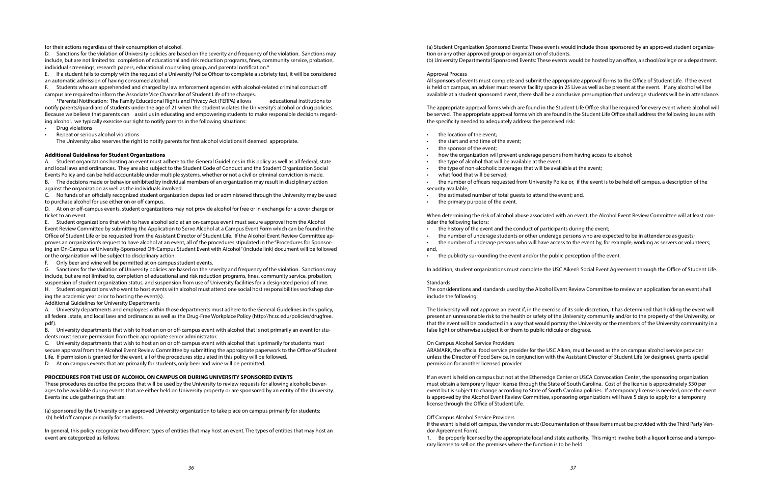for their actions regardless of their consumption of alcohol.

D. Sanctions for the violation of University policies are based on the severity and frequency of the violation. Sanctions may include, but are not limited to: completion of educational and risk reduction programs, fines, community service, probation, individual screenings, research papers, educational counseling group, and parental notification.*

E. If a student fails to comply with the request of a University Police Officer to complete a sobriety test, it will be considered an automatic admission of having consumed alcohol.

F. Students who are apprehended and charged by law enforcement agencies with alcohol-related criminal conduct off campus are required to inform the Associate Vice Chancellor of Student Life of the charges.

*Parental Notification: The Family Educational Rights and Privacy Act (FERPA) allows educational institutions to notify parents/guardians of students under the age of 21 when the student violates the University's alcohol or drug policies. Because we believe that parents can assist us in educating and empowering students to make responsible decisions regarding alcohol, we typically exercise our right to notify parents in the following situations:

- Drug violations
- Repeat or serious alcohol violations

The University also reserves the right to notify parents for first alcohol violations if deemed appropriate.

**Additional Guidelines for Student Organizations**

A. Student organizations hosting an event must adhere to the General Guidelines in this policy as well as all federal, state and local laws and ordinances. They are also subject to the Student Code of Conduct and the Student Organization Social Events Policy and can be held accountable under multiple systems, whether or not a civil or criminal conviction is made.

B. The decisions made or behavior exhibited by individual members of an organization may result in disciplinary action against the organization as well as the individuals involved.

C. No funds of an officially recognized student organization deposited or administered through the University may be used to purchase alcohol for use either on or off campus.

D. At on or off-campus events, student organizations may not provide alcohol for free or in exchange for a cover charge or ticket to an event.

E. Student organizations that wish to have alcohol sold at an on-campus event must secure approval from the Alcohol Event Review Committee by submitting the Application to Serve Alcohol at a Campus Event Form which can be found in the Office of Student Life or be requested from the Assistant Director of Student Life. If the Alcohol Event Review Committee approves an organization's request to have alcohol at an event, all of the procedures stipulated in the "Procedures for Sponsoring an On-Campus or University-Sponsored Off-Campus Student Event with Alcohol" (include link) document will be followed or the organization will be subject to disciplinary action.

F. Only beer and wine will be permitted at on campus student events.

G. Sanctions for the violation of University policies are based on the severity and frequency of the violation. Sanctions may include, but are not limited to, completion of educational and risk reduction programs, fines, community service, probation, suspension of student organization status, and suspension from use of University facilities for a designated period of time.

H. Student organizations who want to host events with alcohol must attend one social host responsibilities workshop during the academic year prior to hosting the event(s).

Additional Guidelines for University Departments

A. University departments and employees within those departments must adhere to the General Guidelines in this policy, all federal, state, and local laws and ordinances as well as the Drug-Free Workplace Policy (http://hr.sc.edu/policies/drugfree.pdf).

B. University departments that wish to host an on or off-campus event with alcohol that is not primarily an event for students must secure permission from their appropriate senior administrator.

C. University departments that wish to host an on or off-campus event with alcohol that is primarily for students must secure approval from the Alcohol Event Review Committee by submitting the appropriate paperwork to the Office of Student Life. If permission is granted for the event, all of the procedures stipulated in this policy will be followed.

D. At on campus events that are primarily for students, only beer and wine will be permitted.

**PROCEDURES FOR THE USE OF ALCOHOL ON CAMPUS OR DURING UNIVERSITY SPONSORED EVENTS**

These procedures describe the process that will be used by the University to review requests for allowing alcoholic beverages to be available during events that are either held on University property or are sponsored by an entity of the University. Events include gatherings that are:

(a) sponsored by the University or an approved University organization to take place on campus primarily for students;
(b) held off campus primarily for students.

In general, this policy recognize two different types of entities that may host an event. The types of entities that may host an event are categorized as follows:

(a) Student Organization Sponsored Events: These events would include those sponsored by an approved student organization or any other approved group or organization of students.
(b) University Departmental Sponsored Events: These events would be hosted by an office, a school/college or a department.

Approval Process

All sponsors of events must complete and submit the appropriate approval forms to the Office of Student Life. If the event is held on campus, an adviser must reserve facility space in 25 Live as well as be present at the event. If any alcohol will be available at a student sponsored event, there shall be a conclusive presumption that underage students will be in attendance.

The appropriate approval forms which are found in the Student Life Office shall be required for every event where alcohol will be served. The appropriate approval forms which are found in the Student Life Office shall address the following issues with the specificity needed to adequately address the perceived risk:

- the location of the event;
- the start and end time of the event;
- the sponsor of the event;
- how the organization will prevent underage persons from having access to alcohol;
- the type of alcohol that will be available at the event;
- the type of non-alcoholic beverages that will be available at the event;
- what food that will be served;
- the number of officers requested from University Police or, if the event is to be held off campus, a description of the security available;
- the estimated number of total guests to attend the event; and,
- the primary purpose of the event.

When determining the risk of alcohol abuse associated with an event, the Alcohol Event Review Committee will at least consider the following factors:

- the history of the event and the conduct of participants during the event;
- the number of underage students or other underage persons who are expected to be in attendance as guests;
- the number of underage persons who will have access to the event by, for example, working as servers or volunteers; and,
- the publicity surrounding the event and/or the public perception of the event.

In addition, student organizations must complete the USC Aiken's Social Event Agreement through the Office of Student Life.

Standards

The considerations and standards used by the Alcohol Event Review Committee to review an application for an event shall include the following:

The University will not approve an event if, in the exercise of its sole discretion, it has determined that holding the event will present an unreasonable risk to the health or safety of the University community and/or to the property of the University, or that the event will be conducted in a way that would portray the University or the members of the University community in a false light or otherwise subject it or them to public ridicule or disgrace.

On Campus Alcohol Service Providers

ARAMARK, the official food service provider for the USC Aiken, must be used as the on campus alcohol service provider unless the Director of Food Service, in conjunction with the Assistant Director of Student Life (or designee), grants special permission for another licensed provider.

If an event is held on campus but not at the Etherredge Center or USCA Convocation Center, the sponsoring organization must obtain a temporary liquor license through the State of South Carolina. Cost of the license is approximately $50 per event but is subject to change according to State of South Carolina policies. If a temporary license is needed, once the event is approved by the Alcohol Event Review Committee, sponsoring organizations will have 5 days to apply for a temporary license through the Office of Student Life.

Off Campus Alcohol Service Providers

If the event is held off campus, the vendor must: (Documentation of these items must be provided with the Third Party Vendor Agreement Form).

1. Be properly licensed by the appropriate local and state authority. This might involve both a liquor license and a temporary license to sell on the premises where the function is to be held.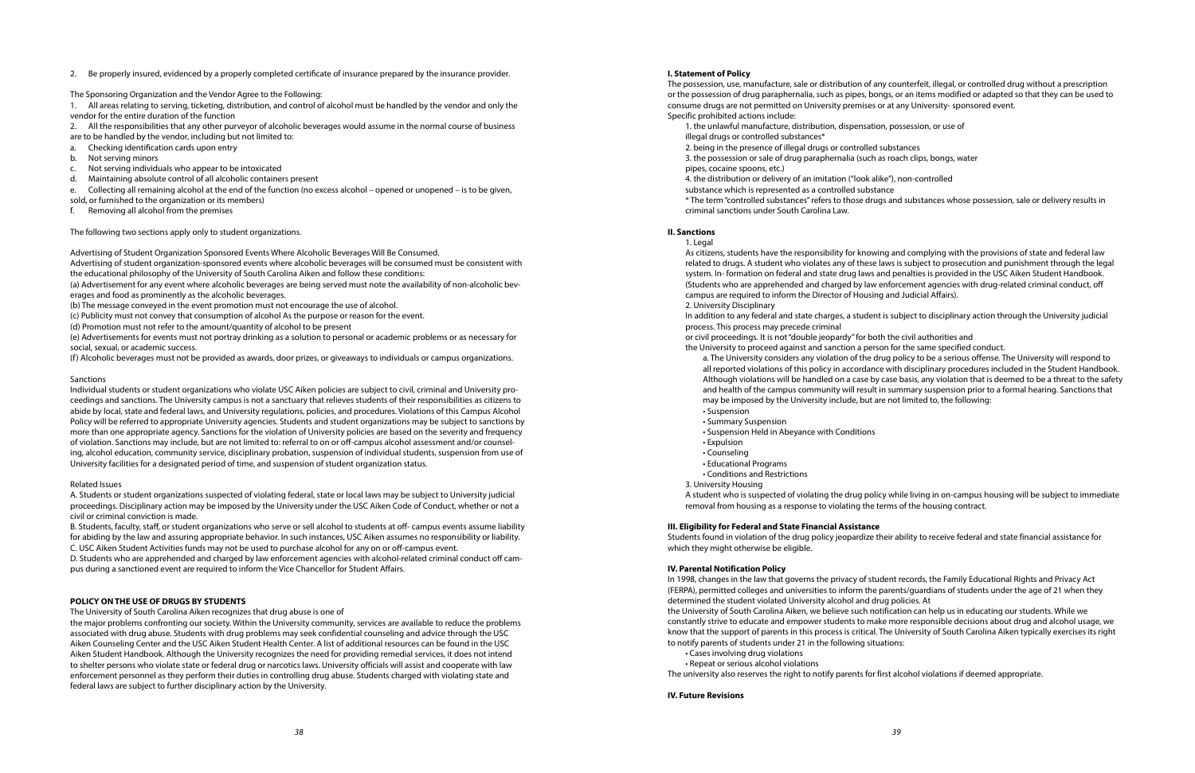2. Be properly insured, evidenced by a properly completed certificate of insurance prepared by the insurance provider.

The Sponsoring Organization and the Vendor Agree to the Following:

1. All areas relating to serving, ticketing, distribution, and control of alcohol must be handled by the vendor and only the vendor for the entire duration of the function
2. All the responsibilities that any other purveyor of alcoholic beverages would assume in the normal course of business are to be handled by the vendor, including but not limited to:
   a. Checking identification cards upon entry
   b. Not serving minors
   c. Not serving individuals who appear to be intoxicated
   d. Maintaining absolute control of all alcoholic containers present
   e. Collecting all remaining alcohol at the end of the function (no excess alcohol – opened or unopened – is to be given, sold, or furnished to the organization or its members)
   f. Removing all alcohol from the premises

The following two sections apply only to student organizations.

Advertising of Student Organization Sponsored Events Where Alcoholic Beverages Will Be Consumed.

Advertising of student organization-sponsored events where alcoholic beverages will be consumed must be consistent with the educational philosophy of the University of South Carolina Aiken and follow these conditions:

(a) Advertisement for any event where alcoholic beverages are being served must note the availability of non-alcoholic beverages and food as prominently as the alcoholic beverages.

(b) The message conveyed in the event promotion must not encourage the use of alcohol.

(c) Publicity must not convey that consumption of alcohol As the purpose or reason for the event.

(d) Promotion must not refer to the amount/quantity of alcohol to be present

(e) Advertisements for events must not portray drinking as a solution to personal or academic problems or as necessary for social, sexual, or academic success.

(f) Alcoholic beverages must not be provided as awards, door prizes, or giveaways to individuals or campus organizations.

Sanctions

Individual students or student organizations who violate USC Aiken policies are subject to civil, criminal and University proceedings and sanctions. The University campus is not a sanctuary that relieves students of their responsibilities as citizens to abide by local, state and federal laws, and University regulations, policies, and procedures. Violations of this Campus Alcohol Policy will be referred to appropriate University agencies. Students and student organizations may be subject to sanctions by more than one appropriate agency. Sanctions for the violation of University policies are based on the severity and frequency of violation. Sanctions may include, but are not limited to: referral to on or off-campus alcohol assessment and/or counseling, alcohol education, community service, disciplinary probation, suspension of individual students, suspension from use of University facilities for a designated period of time, and suspension of student organization status.

Related Issues

A. Students or student organizations suspected of violating federal, state or local laws may be subject to University judicial proceedings. Disciplinary action may be imposed by the University under the USC Aiken Code of Conduct, whether or not a civil or criminal conviction is made.

B. Students, faculty, staff, or student organizations who serve or sell alcohol to students at off- campus events assume liability for abiding by the law and assuring appropriate behavior. In such instances, USC Aiken assumes no responsibility or liability.

C. USC Aiken Student Activities funds may not be used to purchase alcohol for any on or off-campus event.

D. Students who are apprehended and charged by law enforcement agencies with alcohol-related criminal conduct off campus during a sanctioned event are required to inform the Vice Chancellor for Student Affairs.

## POLICY ON THE USE OF DRUGS BY STUDENTS

The University of South Carolina Aiken recognizes that drug abuse is one of the major problems confronting our society. Within the University community, services are available to reduce the problems associated with drug abuse. Students with drug problems may seek confidential counseling and advice through the USC Aiken Counseling Center and the USC Aiken Student Health Center. A list of additional resources can be found in the USC Aiken Student Handbook. Although the University recognizes the need for providing remedial services, it does not intend to shelter persons who violate state or federal drug or narcotics laws. University officials will assist and cooperate with law enforcement personnel as they perform their duties in controlling drug abuse. Students charged with violating state and federal laws are subject to further disciplinary action by the University.

### I. Statement of Policy

The possession, use, manufacture, sale or distribution of any counterfeit, illegal, or controlled drug without a prescription or the possession of drug paraphernalia, such as pipes, bongs, or an items modified or adapted so that they can be used to consume drugs are not permitted on University premises or at any University- sponsored event.

Specific prohibited actions include:

1. the unlawful manufacture, distribution, dispensation, possession, or use of illegal drugs or controlled substances*
2. being in the presence of illegal drugs or controlled substances
3. the possession or sale of drug paraphernalia (such as roach clips, bongs, water pipes, cocaine spoons, etc.)
4. the distribution or delivery of an imitation ("look alike"), non-controlled substance which is represented as a controlled substance

\* The term "controlled substances" refers to those drugs and substances whose possession, sale or delivery results in criminal sanctions under South Carolina Law.

### II. Sanctions

1. Legal

As citizens, students have the responsibility for knowing and complying with the provisions of state and federal law related to drugs. A student who violates any of these laws is subject to prosecution and punishment through the legal system. In- formation on federal and state drug laws and penalties is provided in the USC Aiken Student Handbook. (Students who are apprehended and charged by law enforcement agencies with drug-related criminal conduct, off campus are required to inform the Director of Housing and Judicial Affairs).

2. University Disciplinary

In addition to any federal and state charges, a student is subject to disciplinary action through the University judicial process. This process may precede criminal or civil proceedings. It is not "double jeopardy" for both the civil authorities and the University to proceed against and sanction a person for the same specified conduct.

a. The University considers any violation of the drug policy to be a serious offense. The University will respond to all reported violations of this policy in accordance with disciplinary procedures included in the Student Handbook. Although violations will be handled on a case by case basis, any violation that is deemed to be a threat to the safety and health of the campus community will result in summary suspension prior to a formal hearing. Sanctions that may be imposed by the University include, but are not limited to, the following:

- Suspension
- Summary Suspension
- Suspension Held in Abeyance with Conditions
- Expulsion
- Counseling
- Educational Programs
- Conditions and Restrictions

3. University Housing

A student who is suspected of violating the drug policy while living in on-campus housing will be subject to immediate removal from housing as a response to violating the terms of the housing contract.

### III. Eligibility for Federal and State Financial Assistance

Students found in violation of the drug policy jeopardize their ability to receive federal and state financial assistance for which they might otherwise be eligible.

### IV. Parental Notification Policy

In 1998, changes in the law that governs the privacy of student records, the Family Educational Rights and Privacy Act (FERPA), permitted colleges and universities to inform the parents/guardians of students under the age of 21 when they determined the student violated University alcohol and drug policies. At the University of South Carolina Aiken, we believe such notification can help us in educating our students. While we constantly strive to educate and empower students to make more responsible decisions about drug and alcohol usage, we know that the support of parents in this process is critical. The University of South Carolina Aiken typically exercises its right to notify parents of students under 21 in the following situations:

- Cases involving drug violations
- Repeat or serious alcohol violations

The university also reserves the right to notify parents for first alcohol violations if deemed appropriate.

### IV. Future Revisions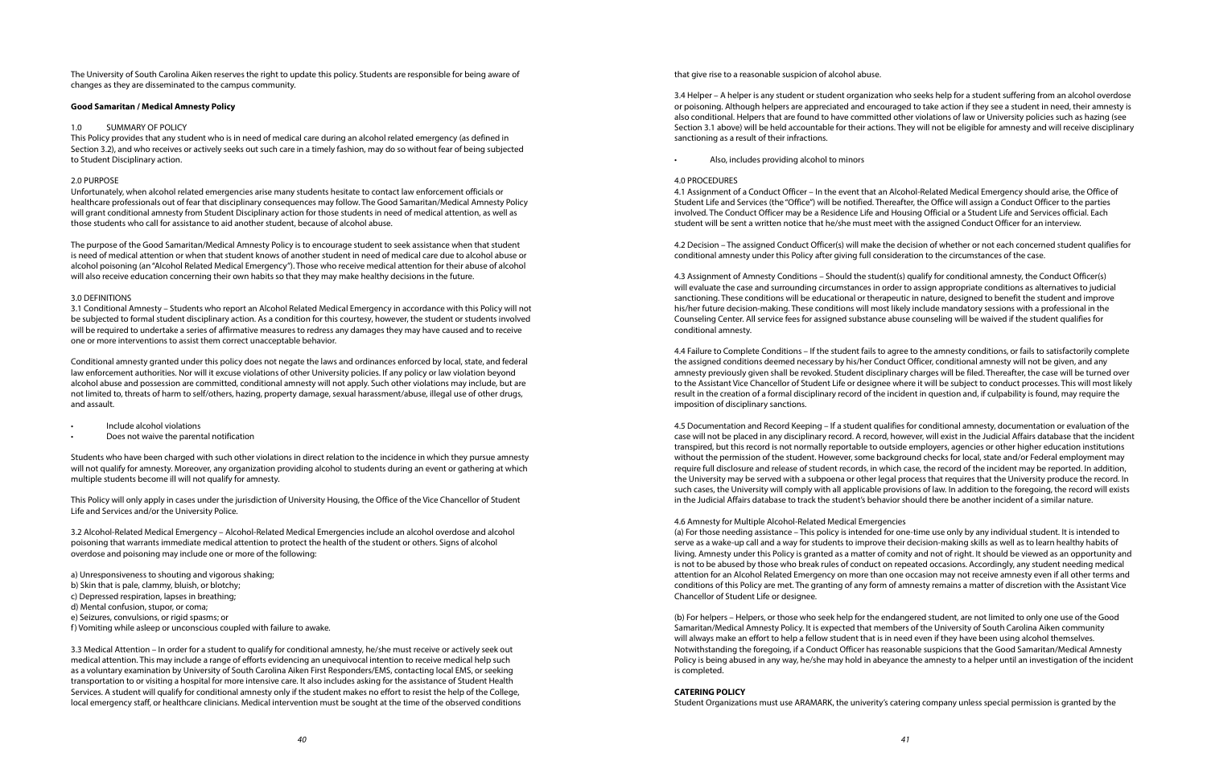The University of South Carolina Aiken reserves the right to update this policy. Students are responsible for being aware of changes as they are disseminated to the campus community.

**Good Samaritan / Medical Amnesty Policy**

1.0 SUMMARY OF POLICY

This Policy provides that any student who is in need of medical care during an alcohol related emergency (as defined in Section 3.2), and who receives or actively seeks out such care in a timely fashion, may do so without fear of being subjected to Student Disciplinary action.

2.0 PURPOSE

Unfortunately, when alcohol related emergencies arise many students hesitate to contact law enforcement officials or healthcare professionals out of fear that disciplinary consequences may follow. The Good Samaritan/Medical Amnesty Policy will grant conditional amnesty from Student Disciplinary action for those students in need of medical attention, as well as those students who call for assistance to aid another student, because of alcohol abuse.

The purpose of the Good Samaritan/Medical Amnesty Policy is to encourage student to seek assistance when that student is need of medical attention or when that student knows of another student in need of medical care due to alcohol abuse or alcohol poisoning (an "Alcohol Related Medical Emergency"). Those who receive medical attention for their abuse of alcohol will also receive education concerning their own habits so that they may make healthy decisions in the future.

3.0 DEFINITIONS

3.1 Conditional Amnesty – Students who report an Alcohol Related Medical Emergency in accordance with this Policy will not be subjected to formal student disciplinary action. As a condition for this courtesy, however, the student or students involved will be required to undertake a series of affirmative measures to redress any damages they may have caused and to receive one or more interventions to assist them correct unacceptable behavior.

Conditional amnesty granted under this policy does not negate the laws and ordinances enforced by local, state, and federal law enforcement authorities. Nor will it excuse violations of other University policies. If any policy or law violation beyond alcohol abuse and possession are committed, conditional amnesty will not apply. Such other violations may include, but are not limited to, threats of harm to self/others, hazing, property damage, sexual harassment/abuse, illegal use of other drugs, and assault.

- Include alcohol violations
- Does not waive the parental notification

Students who have been charged with such other violations in direct relation to the incidence in which they pursue amnesty will not qualify for amnesty. Moreover, any organization providing alcohol to students during an event or gathering at which multiple students become ill will not qualify for amnesty.

This Policy will only apply in cases under the jurisdiction of University Housing, the Office of the Vice Chancellor of Student Life and Services and/or the University Police.

3.2 Alcohol-Related Medical Emergency – Alcohol-Related Medical Emergencies include an alcohol overdose and alcohol poisoning that warrants immediate medical attention to protect the health of the student or others. Signs of alcohol overdose and poisoning may include one or more of the following:

a) Unresponsiveness to shouting and vigorous shaking;
b) Skin that is pale, clammy, bluish, or blotchy;
c) Depressed respiration, lapses in breathing;
d) Mental confusion, stupor, or coma;
e) Seizures, convulsions, or rigid spasms; or
f) Vomiting while asleep or unconscious coupled with failure to awake.

3.3 Medical Attention – In order for a student to qualify for conditional amnesty, he/she must receive or actively seek out medical attention. This may include a range of efforts evidencing an unequivocal intention to receive medical help such as a voluntary examination by University of South Carolina Aiken First Responders/EMS, contacting local EMS, or seeking transportation to or visiting a hospital for more intensive care. It also includes asking for the assistance of Student Health Services. A student will qualify for conditional amnesty only if the student makes no effort to resist the help of the College, local emergency staff, or healthcare clinicians. Medical intervention must be sought at the time of the observed conditions that give rise to a reasonable suspicion of alcohol abuse.

3.4 Helper – A helper is any student or student organization who seeks help for a student suffering from an alcohol overdose or poisoning. Although helpers are appreciated and encouraged to take action if they see a student in need, their amnesty is also conditional. Helpers that are found to have committed other violations of law or University policies such as hazing (see Section 3.1 above) will be held accountable for their actions. They will not be eligible for amnesty and will receive disciplinary sanctioning as a result of their infractions.

- Also, includes providing alcohol to minors

4.0 PROCEDURES

4.1 Assignment of a Conduct Officer – In the event that an Alcohol-Related Medical Emergency should arise, the Office of Student Life and Services (the "Office") will be notified. Thereafter, the Office will assign a Conduct Officer to the parties involved. The Conduct Officer may be a Residence Life and Housing Official or a Student Life and Services official. Each student will be sent a written notice that he/she must meet with the assigned Conduct Officer for an interview.

4.2 Decision – The assigned Conduct Officer(s) will make the decision of whether or not each concerned student qualifies for conditional amnesty under this Policy after giving full consideration to the circumstances of the case.

4.3 Assignment of Amnesty Conditions – Should the student(s) qualify for conditional amnesty, the Conduct Officer(s) will evaluate the case and surrounding circumstances in order to assign appropriate conditions as alternatives to judicial sanctioning. These conditions will be educational or therapeutic in nature, designed to benefit the student and improve his/her future decision-making. These conditions will most likely include mandatory sessions with a professional in the Counseling Center. All service fees for assigned substance abuse counseling will be waived if the student qualifies for conditional amnesty.

4.4 Failure to Complete Conditions – If the student fails to agree to the amnesty conditions, or fails to satisfactorily complete the assigned conditions deemed necessary by his/her Conduct Officer, conditional amnesty will not be given, and any amnesty previously given shall be revoked. Student disciplinary charges will be filed. Thereafter, the case will be turned over to the Assistant Vice Chancellor of Student Life or designee where it will be subject to conduct processes. This will most likely result in the creation of a formal disciplinary record of the incident in question and, if culpability is found, may require the imposition of disciplinary sanctions.

4.5 Documentation and Record Keeping – If a student qualifies for conditional amnesty, documentation or evaluation of the case will not be placed in any disciplinary record. A record, however, will exist in the Judicial Affairs database that the incident transpired, but this record is not normally reportable to outside employers, agencies or other higher education institutions without the permission of the student. However, some background checks for local, state and/or Federal employment may require full disclosure and release of student records, in which case, the record of the incident may be reported. In addition, the University may be served with a subpoena or other legal process that requires that the University produce the record. In such cases, the University will comply with all applicable provisions of law. In addition to the foregoing, the record will exists in the Judicial Affairs database to track the student's behavior should there be another incident of a similar nature.

4.6 Amnesty for Multiple Alcohol-Related Medical Emergencies

(a) For those needing assistance – This policy is intended for one-time use only by any individual student. It is intended to serve as a wake-up call and a way for students to improve their decision-making skills as well as to learn healthy habits of living. Amnesty under this Policy is granted as a matter of comity and not of right. It should be viewed as an opportunity and is not to be abused by those who break rules of conduct on repeated occasions. Accordingly, any student needing medical attention for an Alcohol Related Emergency on more than one occasion may not receive amnesty even if all other terms and conditions of this Policy are met. The granting of any form of amnesty remains a matter of discretion with the Assistant Vice Chancellor of Student Life or designee.

(b) For helpers – Helpers, or those who seek help for the endangered student, are not limited to only one use of the Good Samaritan/Medical Amnesty Policy. It is expected that members of the University of South Carolina Aiken community will always make an effort to help a fellow student that is in need even if they have been using alcohol themselves. Notwithstanding the foregoing, if a Conduct Officer has reasonable suspicions that the Good Samaritan/Medical Amnesty Policy is being abused in any way, he/she may hold in abeyance the amnesty to a helper until an investigation of the incident is completed.

**CATERING POLICY**

Student Organizations must use ARAMARK, the univerity's catering company unless special permission is granted by the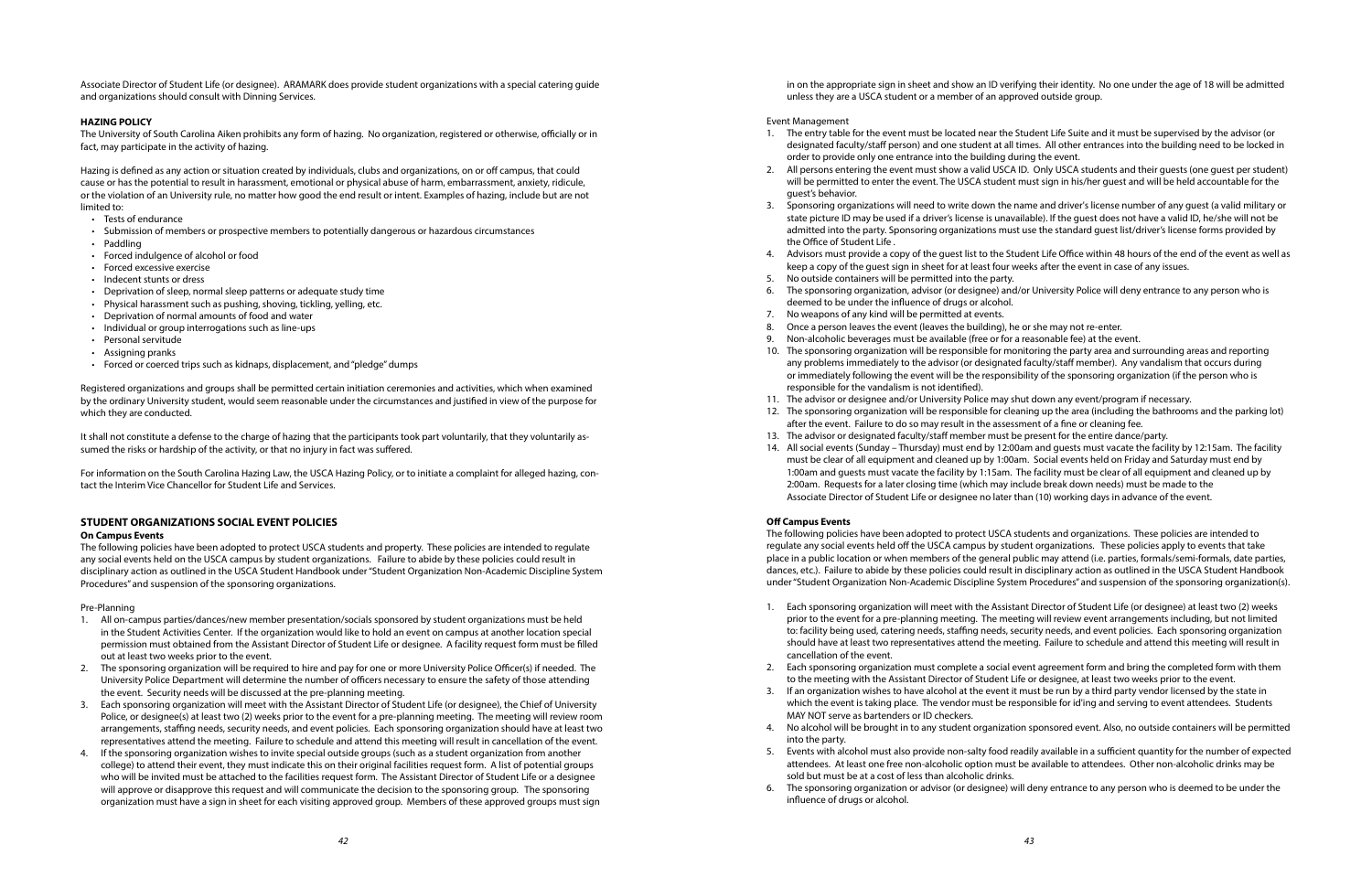Associate Director of Student Life (or designee). ARAMARK does provide student organizations with a special catering guide and organizations should consult with Dinning Services.

### HAZING POLICY

The University of South Carolina Aiken prohibits any form of hazing. No organization, registered or otherwise, officially or in fact, may participate in the activity of hazing.

Hazing is defined as any action or situation created by individuals, clubs and organizations, on or off campus, that could cause or has the potential to result in harassment, emotional or physical abuse of harm, embarrassment, anxiety, ridicule, or the violation of an University rule, no matter how good the end result or intent. Examples of hazing, include but are not limited to:

- Tests of endurance
- Submission of members or prospective members to potentially dangerous or hazardous circumstances
- Paddling
- Forced indulgence of alcohol or food
- Forced excessive exercise
- Indecent stunts or dress
- Deprivation of sleep, normal sleep patterns or adequate study time
- Physical harassment such as pushing, shoving, tickling, yelling, etc.
- Deprivation of normal amounts of food and water
- Individual or group interrogations such as line-ups
- Personal servitude
- Assigning pranks
- Forced or coerced trips such as kidnaps, displacement, and "pledge" dumps

Registered organizations and groups shall be permitted certain initiation ceremonies and activities, which when examined by the ordinary University student, would seem reasonable under the circumstances and justified in view of the purpose for which they are conducted.

It shall not constitute a defense to the charge of hazing that the participants took part voluntarily, that they voluntarily assumed the risks or hardship of the activity, or that no injury in fact was suffered.

For information on the South Carolina Hazing Law, the USCA Hazing Policy, or to initiate a complaint for alleged hazing, contact the Interim Vice Chancellor for Student Life and Services.

### STUDENT ORGANIZATIONS SOCIAL EVENT POLICIES

#### On Campus Events

The following policies have been adopted to protect USCA students and property. These policies are intended to regulate any social events held on the USCA campus by student organizations. Failure to abide by these policies could result in disciplinary action as outlined in the USCA Student Handbook under "Student Organization Non-Academic Discipline System Procedures" and suspension of the sponsoring organizations.

Pre-Planning

1. All on-campus parties/dances/new member presentation/socials sponsored by student organizations must be held in the Student Activities Center. If the organization would like to hold an event on campus at another location special permission must obtained from the Assistant Director of Student Life or designee. A facility request form must be filled out at least two weeks prior to the event.
2. The sponsoring organization will be required to hire and pay for one or more University Police Officer(s) if needed. The University Police Department will determine the number of officers necessary to ensure the safety of those attending the event. Security needs will be discussed at the pre-planning meeting.
3. Each sponsoring organization will meet with the Assistant Director of Student Life (or designee), the Chief of University Police, or designee(s) at least two (2) weeks prior to the event for a pre-planning meeting. The meeting will review room arrangements, staffing needs, security needs, and event policies. Each sponsoring organization should have at least two representatives attend the meeting. Failure to schedule and attend this meeting will result in cancellation of the event.
4. If the sponsoring organization wishes to invite special outside groups (such as a student organization from another college) to attend their event, they must indicate this on their original facilities request form. A list of potential groups who will be invited must be attached to the facilities request form. The Assistant Director of Student Life or a designee will approve or disapprove this request and will communicate the decision to the sponsoring group. The sponsoring organization must have a sign in sheet for each visiting approved group. Members of these approved groups must sign in on the appropriate sign in sheet and show an ID verifying their identity. No one under the age of 18 will be admitted unless they are a USCA student or a member of an approved outside group.

Event Management

1. The entry table for the event must be located near the Student Life Suite and it must be supervised by the advisor (or designated faculty/staff person) and one student at all times. All other entrances into the building need to be locked in order to provide only one entrance into the building during the event.
2. All persons entering the event must show a valid USCA ID. Only USCA students and their guests (one guest per student) will be permitted to enter the event. The USCA student must sign in his/her guest and will be held accountable for the guest's behavior.
3. Sponsoring organizations will need to write down the name and driver's license number of any guest (a valid military or state picture ID may be used if a driver's license is unavailable). If the guest does not have a valid ID, he/she will not be admitted into the party. Sponsoring organizations must use the standard guest list/driver's license forms provided by the Office of Student Life .
4. Advisors must provide a copy of the guest list to the Student Life Office within 48 hours of the end of the event as well as keep a copy of the guest sign in sheet for at least four weeks after the event in case of any issues.
5. No outside containers will be permitted into the party.
6. The sponsoring organization, advisor (or designee) and/or University Police will deny entrance to any person who is deemed to be under the influence of drugs or alcohol.
7. No weapons of any kind will be permitted at events.
8. Once a person leaves the event (leaves the building), he or she may not re-enter.
9. Non-alcoholic beverages must be available (free or for a reasonable fee) at the event.
10. The sponsoring organization will be responsible for monitoring the party area and surrounding areas and reporting any problems immediately to the advisor (or designated faculty/staff member). Any vandalism that occurs during or immediately following the event will be the responsibility of the sponsoring organization (if the person who is responsible for the vandalism is not identified).
11. The advisor or designee and/or University Police may shut down any event/program if necessary.
12. The sponsoring organization will be responsible for cleaning up the area (including the bathrooms and the parking lot) after the event. Failure to do so may result in the assessment of a fine or cleaning fee.
13. The advisor or designated faculty/staff member must be present for the entire dance/party.
14. All social events (Sunday – Thursday) must end by 12:00am and guests must vacate the facility by 12:15am. The facility must be clear of all equipment and cleaned up by 1:00am. Social events held on Friday and Saturday must end by 1:00am and guests must vacate the facility by 1:15am. The facility must be clear of all equipment and cleaned up by 2:00am. Requests for a later closing time (which may include break down needs) must be made to the Associate Director of Student Life or designee no later than (10) working days in advance of the event.

#### Off Campus Events

The following policies have been adopted to protect USCA students and organizations. These policies are intended to regulate any social events held off the USCA campus by student organizations. These policies apply to events that take place in a public location or when members of the general public may attend (i.e. parties, formals/semi-formals, date parties, dances, etc.). Failure to abide by these policies could result in disciplinary action as outlined in the USCA Student Handbook under "Student Organization Non-Academic Discipline System Procedures" and suspension of the sponsoring organization(s).

1. Each sponsoring organization will meet with the Assistant Director of Student Life (or designee) at least two (2) weeks prior to the event for a pre-planning meeting. The meeting will review event arrangements including, but not limited to: facility being used, catering needs, staffing needs, security needs, and event policies. Each sponsoring organization should have at least two representatives attend the meeting. Failure to schedule and attend this meeting will result in cancellation of the event.
2. Each sponsoring organization must complete a social event agreement form and bring the completed form with them to the meeting with the Assistant Director of Student Life or designee, at least two weeks prior to the event.
3. If an organization wishes to have alcohol at the event it must be run by a third party vendor licensed by the state in which the event is taking place. The vendor must be responsible for id'ing and serving to event attendees. Students MAY NOT serve as bartenders or ID checkers.
4. No alcohol will be brought in to any student organization sponsored event. Also, no outside containers will be permitted into the party.
5. Events with alcohol must also provide non-salty food readily available in a sufficient quantity for the number of expected attendees. At least one free non-alcoholic option must be available to attendees. Other non-alcoholic drinks may be sold but must be at a cost of less than alcoholic drinks.
6. The sponsoring organization or advisor (or designee) will deny entrance to any person who is deemed to be under the influence of drugs or alcohol.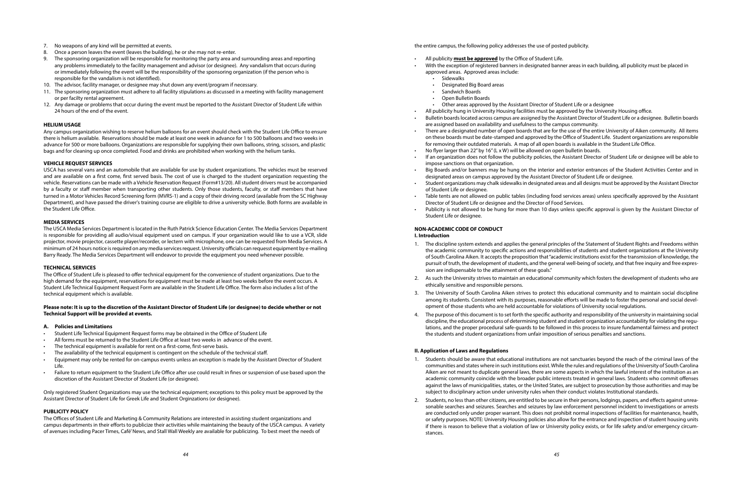7. No weapons of any kind will be permitted at events.
8. Once a person leaves the event (leaves the building), he or she may not re-enter.
9. The sponsoring organization will be responsible for monitoring the party area and surrounding areas and reporting any problems immediately to the facility management and advisor (or designee). Any vandalism that occurs during or immediately following the event will be the responsibility of the sponsoring organization (if the person who is responsible for the vandalism is not identified).
10. The advisor, facility manager, or designee may shut down any event/program if necessary.
11. The sponsoring organization must adhere to all facility stipulations as discussed in a meeting with facility management or per facilty rental agreement.
12. Any damage or problems that occur during the event must be reported to the Assistant Director of Student Life within 24 hours of the end of the event.

### HELIUM USAGE

Any campus organization wishing to reserve helium balloons for an event should check with the Student Life Office to ensure there is helium available. Reservations should be made at least one week in advance for 1 to 500 balloons and two weeks in advance for 500 or more balloons. Organizations are responsible for supplying their own balloons, string, scissors, and plastic bags and for cleaning up once completed. Food and drinks are prohibited when working with the helium tanks.

### VEHICLE REQUEST SERVICES

USCA has several vans and an automobile that are available for use by student organizations. The vehicles must be reserved and are available on a first come, first served basis. The cost of use is charged to the student organization requesting the vehicle. Reservations can be made with a Vehicle Reservation Request (Form#13/20). All student drivers must be accompanied by a faculty or staff member when transporting other students. Only those students, faculty, or staff members that have turned in a Motor Vehicles Record Screening form (MVRS-1) and a copy of their driving record (available from the SC Highway Department), and have passed the driver's training course are eligible to drive a university vehicle. Both forms are available in the Student Life Office.

### MEDIA SERVICES

The USCA Media Services Department is located in the Ruth Patrick Science Education Center. The Media Services Department is responsible for providing all audio/visual equipment used on campus. If your organization would like to use a VCR, slide projector, movie projector, cassette player/recorder, or lectern with microphone, one can be requested from Media Services. A minimum of 24 hours notice is required on any media services request. University officials can requesst equipment by e-mailing Barry Ready. The Media Services Department will endeavor to provide the equipment you need whenever possible.

### TECHNICAL SERVICES

The Office of Student Life is pleased to offer technical equipment for the convenience of student organizations. Due to the high demand for the equipment, reservations for equipment must be made at least two weeks before the event occurs. A Student Life Technical Equipment Request Form are available in the Student Life Office. The form also includes a list of the technical equipment which is available.

**Please note: It is up to the discretion of the Assistant Director of Student Life (or designee) to decide whether or not Technical Support will be provided at events.**

#### A. Policies and Limitations

- Student Life Technical Equipment Request forms may be obtained in the Office of Student Life
- All forms must be returned to the Student Life Office at least two weeks in advance of the event.
- The technical equipment is available for rent on a first-come, first-serve basis.
- The availability of the technical equipment is contingent on the schedule of the technical staff.
- Equipment may only be rented for on-campus events unless an exception is made by the Assistant Director of Student Life.
- Failure to return equipment to the Student Life Office after use could result in fines or suspension of use based upon the discretion of the Assistant Director of Student Life (or designee).

Only registered Student Organizations may use the technical equipment; exceptions to this policy must be approved by the Assistant Director of Student Life for Greek Life and Student Orginzations (or designee).

### PUBLICITY POLICY

The Offices of Student Life and Marketing & Community Relations are interested in assisting student organizations and campus departments in their efforts to publicize their activities while maintaining the beauty of the USCA campus. A variety of avenues including Pacer Times, Café' News, and Stall Wall Weekly are available for publicizing. To best meet the needs of the entire campus, the following policy addresses the use of posted publicity.

- All publicity **must be approved** by the Office of Student Life.
- With the exception of registered banners in designated banner areas in each building, all publicity must be placed in approved areas. Approved areas include:
  - Sidewalks
  - Designated Big Board areas
  - Sandwich Boards
  - Open Bulletin Boards
  - Other areas approved by the Assistant Director of Student Life or a designee
- All publicity hung in University Housing facilities must be approved by the University Housing office.
- Bulletin boards located across campus are assigned by the Assistant Director of Student Life or a designee. Bulletin boards are assigned based on availability and usefulness to the campus community.
- There are a designated number of open boards that are for the use of the entire University of Aiken community. All items on these boards must be date-stamped and approved by the Office of Student Life. Student organizations are responsible for removing their outdated materials. A map of all open boards is available in the Student Life Office.
- No flyer larger than 22" by 16" (L x W) will be allowed on open bulletin boards.
- If an organization does not follow the publicity policies, the Assistant Director of Student Life or designee will be able to impose sanctions on that organization.
- Big Boards and/or banners may be hung on the interior and exterior entrances of the Student Activities Center and in designated areas on campus approved by the Assistant Director of Student Life or designee.
- Student organizations may chalk sidewalks in designated areas and all designs must be approved by the Assistant Director of Student Life or designee.
- Table tents are not allowed on public tables (including food services areas) unless specifically approved by the Assistant Director of Student Life or designee and the Director of Food Services.
- Publicity is not allowed to be hung for more than 10 days unless specific approval is given by the Assistant Director of Student Life or designee.

## NON-ACADEMIC CODE OF CONDUCT

### I. Introduction

1. The discipline system extends and applies the general principles of the Statement of Student Rights and Freedoms within the academic community to specific actions and responsibilities of students and student organizations at the University of South Carolina Aiken. It accepts the proposition that "academic institutions exist for the transmission of knowledge, the pursuit of truth, the development of students, and the general well-being of society, and that free inquiry and free expression are indispensable to the attainment of these goals."
2. As such the University strives to maintain an educational community which fosters the development of students who are ethically sensitive and responsible persons.
3. The University of South Carolina Aiken strives to protect this educational community and to maintain social discipline among its students. Consistent with its purposes, reasonable efforts will be made to foster the personal and social development of those students who are held accountable for violations of University social regulations.
4. The purpose of this document is to set forth the specific authority and responsibility of the university in maintaining social discipline, the educational process of determining student and student organization accountability for violating the regulations, and the proper procedural safe-guards to be followed in this process to insure fundamental fairness and protect the students and student organizations from unfair imposition of serious penalties and sanctions.

### II. Application of Laws and Regulations

1. Students should be aware that educational institutions are not sanctuaries beyond the reach of the criminal laws of the communities and states where in such institutions exist. While the rules and regulations of the University of South Carolina Aiken are not meant to duplicate general laws, there are some aspects in which the lawful interest of the institution as an academic community coincide with the broader public interests treated in general laws. Students who commit offenses against the laws of municipalities, states, or the United States, are subject to prosecution by those authorities and may be subject to disciplinary action under university rules when their conduct violates Institutional standards.
2. Students, no less than other citizens, are entitled to be secure in their persons, lodgings, papers, and effects against unreasonable searches and seizures. Searches and seizures by law enforcement personnel incident to investigations or arrests are conducted only under proper warrant. This does not prohibit normal inspections of facilities for maintenance, health, or safety purposes. NOTE: University Housing policies also allow for the entrance and inspection of student housing units if there is reason to believe that a violation of law or University policy exists, or for life safety and/or emergency circumstances.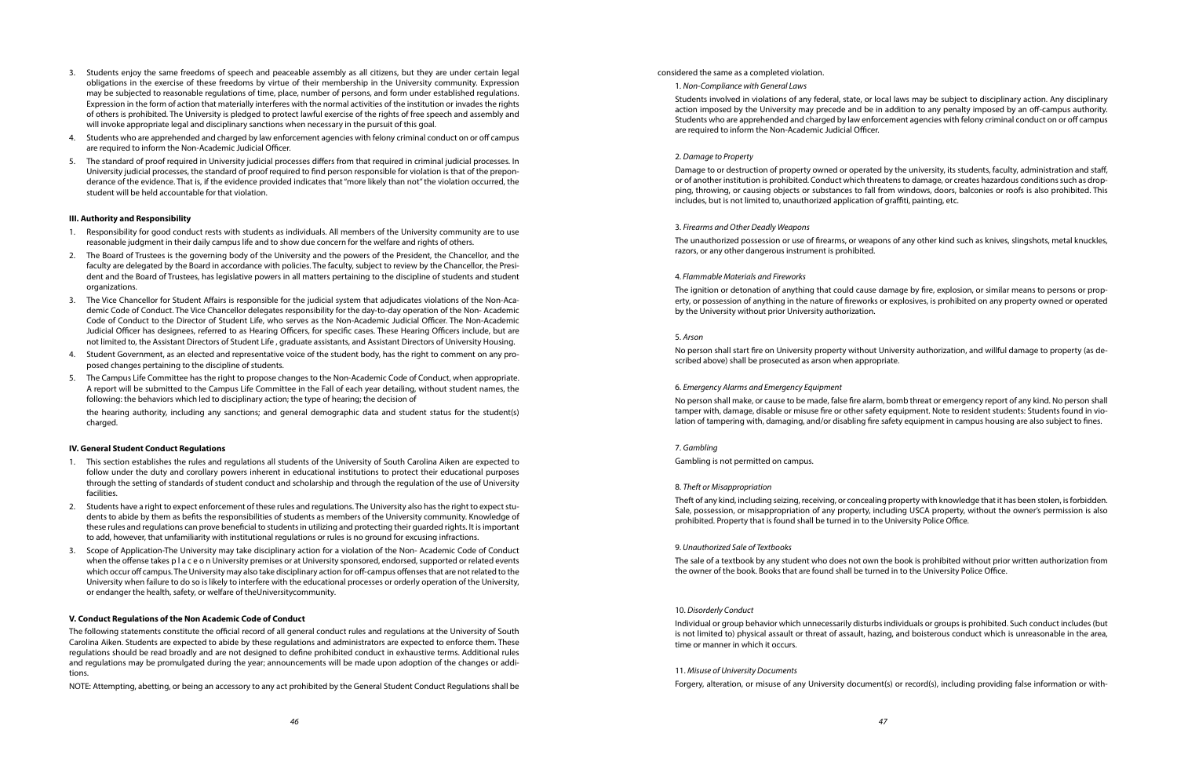3. Students enjoy the same freedoms of speech and peaceable assembly as all citizens, but they are under certain legal obligations in the exercise of these freedoms by virtue of their membership in the University community. Expression may be subjected to reasonable regulations of time, place, number of persons, and form under established regulations. Expression in the form of action that materially interferes with the normal activities of the institution or invades the rights of others is prohibited. The University is pledged to protect lawful exercise of the rights of free speech and assembly and will invoke appropriate legal and disciplinary sanctions when necessary in the pursuit of this goal.
4. Students who are apprehended and charged by law enforcement agencies with felony criminal conduct on or off campus are required to inform the Non-Academic Judicial Officer.
5. The standard of proof required in University judicial processes differs from that required in criminal judicial processes. In University judicial processes, the standard of proof required to find person responsible for violation is that of the preponderance of the evidence. That is, if the evidence provided indicates that "more likely than not" the violation occurred, the student will be held accountable for that violation.

#### III. Authority and Responsibility

1. Responsibility for good conduct rests with students as individuals. All members of the University community are to use reasonable judgment in their daily campus life and to show due concern for the welfare and rights of others.
2. The Board of Trustees is the governing body of the University and the powers of the President, the Chancellor, and the faculty are delegated by the Board in accordance with policies. The faculty, subject to review by the Chancellor, the President and the Board of Trustees, has legislative powers in all matters pertaining to the discipline of students and student organizations.
3. The Vice Chancellor for Student Affairs is responsible for the judicial system that adjudicates violations of the Non-Academic Code of Conduct. The Vice Chancellor delegates responsibility for the day-to-day operation of the Non- Academic Code of Conduct to the Director of Student Life, who serves as the Non-Academic Judicial Officer. The Non-Academic Judicial Officer has designees, referred to as Hearing Officers, for specific cases. These Hearing Officers include, but are not limited to, the Assistant Directors of Student Life , graduate assistants, and Assistant Directors of University Housing.
4. Student Government, as an elected and representative voice of the student body, has the right to comment on any proposed changes pertaining to the discipline of students.
5. The Campus Life Committee has the right to propose changes to the Non-Academic Code of Conduct, when appropriate. A report will be submitted to the Campus Life Committee in the Fall of each year detailing, without student names, the following: the behaviors which led to disciplinary action; the type of hearing; the decision of

   the hearing authority, including any sanctions; and general demographic data and student status for the student(s) charged.

#### IV. General Student Conduct Regulations

1. This section establishes the rules and regulations all students of the University of South Carolina Aiken are expected to follow under the duty and corollary powers inherent in educational institutions to protect their educational purposes through the setting of standards of student conduct and scholarship and through the regulation of the use of University facilities.
2. Students have a right to expect enforcement of these rules and regulations. The University also has the right to expect students to abide by them as befits the responsibilities of students as members of the University community. Knowledge of these rules and regulations can prove beneficial to students in utilizing and protecting their guarded rights. It is important to add, however, that unfamiliarity with institutional regulations or rules is no ground for excusing infractions.
3. Scope of Application-The University may take disciplinary action for a violation of the Non- Academic Code of Conduct when the offense takes p l a c e o n University premises or at University sponsored, endorsed, supported or related events which occur off campus. The University may also take disciplinary action for off-campus offenses that are not related to the University when failure to do so is likely to interfere with the educational processes or orderly operation of the University, or endanger the health, safety, or welfare of theUniversitycommunity.

#### V. Conduct Regulations of the Non Academic Code of Conduct

The following statements constitute the official record of all general conduct rules and regulations at the University of South Carolina Aiken. Students are expected to abide by these regulations and administrators are expected to enforce them. These regulations should be read broadly and are not designed to define prohibited conduct in exhaustive terms. Additional rules and regulations may be promulgated during the year; announcements will be made upon adoption of the changes or additions.

NOTE: Attempting, abetting, or being an accessory to any act prohibited by the General Student Conduct Regulations shall be considered the same as a completed violation.

1. *Non-Compliance with General Laws*

Students involved in violations of any federal, state, or local laws may be subject to disciplinary action. Any disciplinary action imposed by the University may precede and be in addition to any penalty imposed by an off-campus authority. Students who are apprehended and charged by law enforcement agencies with felony criminal conduct on or off campus are required to inform the Non-Academic Judicial Officer.

2. *Damage to Property*

Damage to or destruction of property owned or operated by the university, its students, faculty, administration and staff, or of another institution is prohibited. Conduct which threatens to damage, or creates hazardous conditions such as dropping, throwing, or causing objects or substances to fall from windows, doors, balconies or roofs is also prohibited. This includes, but is not limited to, unauthorized application of graffiti, painting, etc.

3. *Firearms and Other Deadly Weapons*

The unauthorized possession or use of firearms, or weapons of any other kind such as knives, slingshots, metal knuckles, razors, or any other dangerous instrument is prohibited.

4. *Flammable Materials and Fireworks*

The ignition or detonation of anything that could cause damage by fire, explosion, or similar means to persons or property, or possession of anything in the nature of fireworks or explosives, is prohibited on any property owned or operated by the University without prior University authorization.

5. *Arson*

No person shall start fire on University property without University authorization, and willful damage to property (as described above) shall be prosecuted as arson when appropriate.

6. *Emergency Alarms and Emergency Equipment*

No person shall make, or cause to be made, false fire alarm, bomb threat or emergency report of any kind. No person shall tamper with, damage, disable or misuse fire or other safety equipment. Note to resident students: Students found in violation of tampering with, damaging, and/or disabling fire safety equipment in campus housing are also subject to fines.

7. *Gambling*

Gambling is not permitted on campus.

8. *Theft or Misappropriation*

Theft of any kind, including seizing, receiving, or concealing property with knowledge that it has been stolen, is forbidden. Sale, possession, or misappropriation of any property, including USCA property, without the owner's permission is also prohibited. Property that is found shall be turned in to the University Police Office.

9. *Unauthorized Sale of Textbooks*

The sale of a textbook by any student who does not own the book is prohibited without prior written authorization from the owner of the book. Books that are found shall be turned in to the University Police Office.

10. *Disorderly Conduct*

Individual or group behavior which unnecessarily disturbs individuals or groups is prohibited. Such conduct includes (but is not limited to) physical assault or threat of assault, hazing, and boisterous conduct which is unreasonable in the area, time or manner in which it occurs.

11. *Misuse of University Documents*

Forgery, alteration, or misuse of any University document(s) or record(s), including providing false information or with-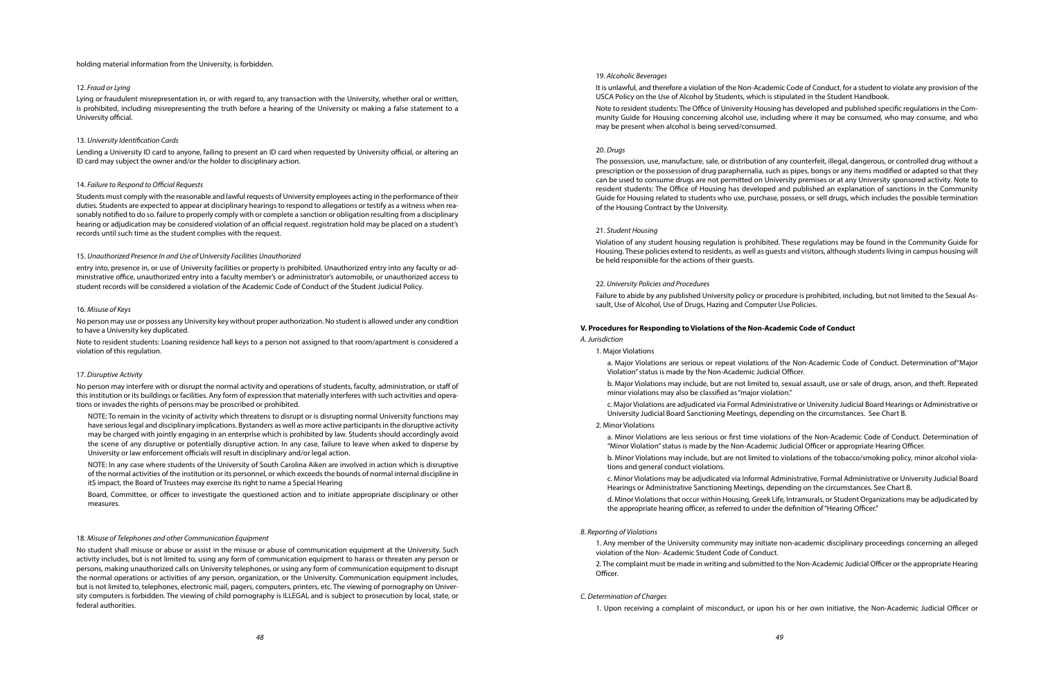holding material information from the University, is forbidden.

12. *Fraud or Lying*

Lying or fraudulent misrepresentation in, or with regard to, any transaction with the University, whether oral or written, is prohibited, including misrepresenting the truth before a hearing of the University or making a false statement to a University official.

13. *University Identification Cards*

Lending a University ID card to anyone, failing to present an ID card when requested by University official, or altering an ID card may subject the owner and/or the holder to disciplinary action.

14. *Failure to Respond to Official Requests*

Students must comply with the reasonable and lawful requests of University employees acting in the performance of their duties. Students are expected to appear at disciplinary hearings to respond to allegations or testify as a witness when reasonably notified to do so. failure to properly comply with or complete a sanction or obligation resulting from a disciplinary hearing or adjudication may be considered violation of an official request. registration hold may be placed on a student's records until such time as the student complies with the request.

15. *Unauthorized Presence In and Use of University Facilities Unauthorized*

entry into, presence in, or use of University facilities or property is prohibited. Unauthorized entry into any faculty or administrative office, unauthorized entry into a faculty member's or administrator's automobile, or unauthorized access to student records will be considered a violation of the Academic Code of Conduct of the Student Judicial Policy.

16. *Misuse of Keys*

No person may use or possess any University key without proper authorization. No student is allowed under any condition to have a University key duplicated.

Note to resident students: Loaning residence hall keys to a person not assigned to that room/apartment is considered a violation of this regulation.

17. *Disruptive Activity*

No person may interfere with or disrupt the normal activity and operations of students, faculty, administration, or staff of this institution or its buildings or facilities. Any form of expression that materially interferes with such activities and operations or invades the rights of persons may be proscribed or prohibited.

NOTE: To remain in the vicinity of activity which threatens to disrupt or is disrupting normal University functions may have serious legal and disciplinary implications. Bystanders as well as more active participants in the disruptive activity may be charged with jointly engaging in an enterprise which is prohibited by law. Students should accordingly avoid the scene of any disruptive or potentially disruptive action. In any case, failure to leave when asked to disperse by University or law enforcement officials will result in disciplinary and/or legal action.

NOTE: In any case where students of the University of South Carolina Aiken are involved in action which is disruptive of the normal activities of the institution or its personnel, or which exceeds the bounds of normal internal discipline in itS impact, the Board of Trustees may exercise its right to name a Special Hearing

Board, Committee, or officer to investigate the questioned action and to initiate appropriate disciplinary or other measures.

18. *Misuse of Telephones and other Communication Equipment*

No student shall misuse or abuse or assist in the misuse or abuse of communication equipment at the University. Such activity includes, but is not limited to, using any form of communication equipment to harass or threaten any person or persons, making unauthorized calls on University telephones, or using any form of communication equipment to disrupt the normal operations or activities of any person, organization, or the University. Communication equipment includes, but is not limited to, telephones, electronic mail, pagers, computers, printers, etc. The viewing of pornography on University computers is forbidden. The viewing of child pornography is ILLEGAL and is subject to prosecution by local, state, or federal authorities.

19. *Alcoholic Beverages*

It is unlawful, and therefore a violation of the Non-Academic Code of Conduct, for a student to violate any provision of the USCA Policy on the Use of Alcohol by Students, which is stipulated in the Student Handbook.

Note to resident students: The Office of University Housing has developed and published specific regulations in the Community Guide for Housing concerning alcohol use, including where it may be consumed, who may consume, and who may be present when alcohol is being served/consumed.

20. *Drugs*

The possession, use, manufacture, sale, or distribution of any counterfeit, illegal, dangerous, or controlled drug without a prescription or the possession of drug paraphernalia, such as pipes, bongs or any items modified or adapted so that they can be used to consume drugs are not permitted on University premises or at any University sponsored activity. Note to resident students: The Office of Housing has developed and published an explanation of sanctions in the Community Guide for Housing related to students who use, purchase, possess, or sell drugs, which includes the possible termination of the Housing Contract by the University.

21. *Student Housing*

Violation of any student housing regulation is prohibited. These regulations may be found in the Community Guide for Housing. These policies extend to residents, as well as guests and visitors, although students living in campus housing will be held responsible for the actions of their guests.

22. *University Policies and Procedures*

Failure to abide by any published University policy or procedure is prohibited, including, but not limited to the Sexual Assault, Use of Alcohol, Use of Drugs, Hazing and Computer Use Policies.

**V. Procedures for Responding to Violations of the Non-Academic Code of Conduct**

*A. Jurisdiction*

1. Major Violations

a. Major Violations are serious or repeat violations of the Non-Academic Code of Conduct. Determination of "Major Violation" status is made by the Non-Academic Judicial Officer.

b. Major Violations may include, but are not limited to, sexual assault, use or sale of drugs, arson, and theft. Repeated minor violations may also be classified as "major violation."

c. Major Violations are adjudicated via Formal Administrative or University Judicial Board Hearings or Administrative or University Judicial Board Sanctioning Meetings, depending on the circumstances. See Chart B.

2. Minor Violations

a. Minor Violations are less serious or first time violations of the Non-Academic Code of Conduct. Determination of "Minor Violation" status is made by the Non-Academic Judicial Officer or appropriate Hearing Officer.

b. Minor Violations may include, but are not limited to violations of the tobacco/smoking policy, minor alcohol violations and general conduct violations.

c. Minor Violations may be adjudicated via Informal Administrative, Formal Administrative or University Judicial Board Hearings or Administrative Sanctioning Meetings, depending on the circumstances. See Chart B.

d. Minor Violations that occur within Housing, Greek Life, Intramurals, or Student Organizations may be adjudicated by the appropriate hearing officer, as referred to under the definition of "Hearing Officer."

*B. Reporting of Violations*

1. Any member of the University community may initiate non-academic disciplinary proceedings concerning an alleged violation of the Non- Academic Student Code of Conduct.

2. The complaint must be made in writing and submitted to the Non-Academic Judicial Officer or the appropriate Hearing Officer.

*C. Determination of Charges*

1. Upon receiving a complaint of misconduct, or upon his or her own initiative, the Non-Academic Judicial Officer or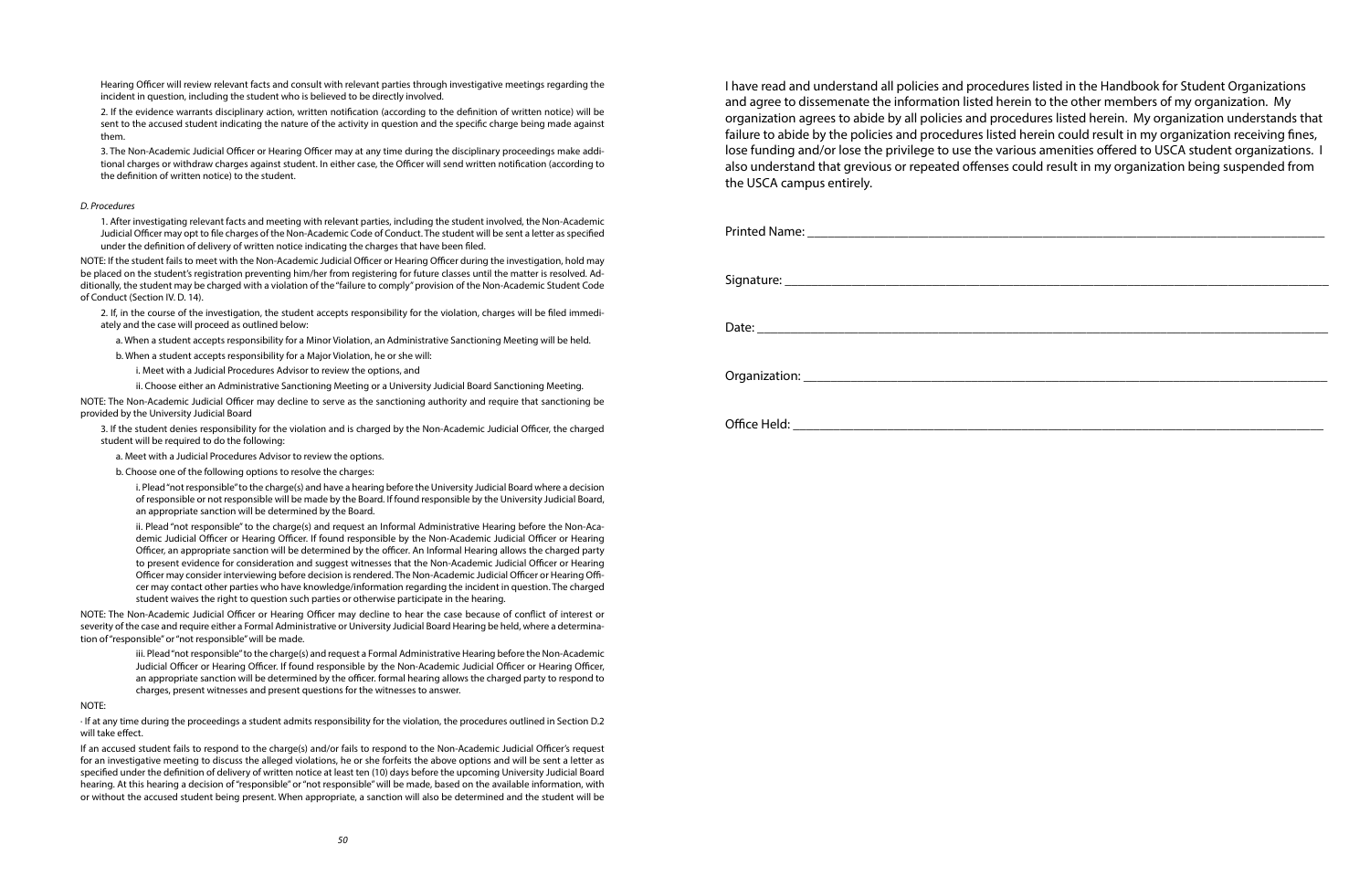Hearing Officer will review relevant facts and consult with relevant parties through investigative meetings regarding the incident in question, including the student who is believed to be directly involved.

2. If the evidence warrants disciplinary action, written notification (according to the definition of written notice) will be sent to the accused student indicating the nature of the activity in question and the specific charge being made against them.

3. The Non-Academic Judicial Officer or Hearing Officer may at any time during the disciplinary proceedings make additional charges or withdraw charges against student. In either case, the Officer will send written notification (according to the definition of written notice) to the student.

*D. Procedures*

1. After investigating relevant facts and meeting with relevant parties, including the student involved, the Non-Academic Judicial Officer may opt to file charges of the Non-Academic Code of Conduct. The student will be sent a letter as specified under the definition of delivery of written notice indicating the charges that have been filed.

NOTE: If the student fails to meet with the Non-Academic Judicial Officer or Hearing Officer during the investigation, hold may be placed on the student's registration preventing him/her from registering for future classes until the matter is resolved. Additionally, the student may be charged with a violation of the "failure to comply" provision of the Non-Academic Student Code of Conduct (Section IV. D. 14).

2. If, in the course of the investigation, the student accepts responsibility for the violation, charges will be filed immediately and the case will proceed as outlined below:

a. When a student accepts responsibility for a Minor Violation, an Administrative Sanctioning Meeting will be held.

b. When a student accepts responsibility for a Major Violation, he or she will:

i. Meet with a Judicial Procedures Advisor to review the options, and

ii. Choose either an Administrative Sanctioning Meeting or a University Judicial Board Sanctioning Meeting.

NOTE: The Non-Academic Judicial Officer may decline to serve as the sanctioning authority and require that sanctioning be provided by the University Judicial Board

3. If the student denies responsibility for the violation and is charged by the Non-Academic Judicial Officer, the charged student will be required to do the following:

a. Meet with a Judicial Procedures Advisor to review the options.

b. Choose one of the following options to resolve the charges:

i. Plead "not responsible" to the charge(s) and have a hearing before the University Judicial Board where a decision of responsible or not responsible will be made by the Board. If found responsible by the University Judicial Board, an appropriate sanction will be determined by the Board.

ii. Plead "not responsible" to the charge(s) and request an Informal Administrative Hearing before the Non-Academic Judicial Officer or Hearing Officer. If found responsible by the Non-Academic Judicial Officer or Hearing Officer, an appropriate sanction will be determined by the officer. An Informal Hearing allows the charged party to present evidence for consideration and suggest witnesses that the Non-Academic Judicial Officer or Hearing Officer may consider interviewing before decision is rendered. The Non-Academic Judicial Officer or Hearing Officer may contact other parties who have knowledge/information regarding the incident in question. The charged student waives the right to question such parties or otherwise participate in the hearing.

NOTE: The Non-Academic Judicial Officer or Hearing Officer may decline to hear the case because of conflict of interest or severity of the case and require either a Formal Administrative or University Judicial Board Hearing be held, where a determination of "responsible" or "not responsible" will be made.

iii. Plead "not responsible" to the charge(s) and request a Formal Administrative Hearing before the Non-Academic Judicial Officer or Hearing Officer. If found responsible by the Non-Academic Judicial Officer or Hearing Officer, an appropriate sanction will be determined by the officer. formal hearing allows the charged party to respond to charges, present witnesses and present questions for the witnesses to answer.

NOTE:

· If at any time during the proceedings a student admits responsibility for the violation, the procedures outlined in Section D.2 will take effect.

If an accused student fails to respond to the charge(s) and/or fails to respond to the Non-Academic Judicial Officer's request for an investigative meeting to discuss the alleged violations, he or she forfeits the above options and will be sent a letter as specified under the definition of delivery of written notice at least ten (10) days before the upcoming University Judicial Board hearing. At this hearing a decision of "responsible" or "not responsible" will be made, based on the available information, with or without the accused student being present. When appropriate, a sanction will also be determined and the student will be

I have read and understand all policies and procedures listed in the Handbook for Student Organizations and agree to dissemenate the information listed herein to the other members of my organization. My organization agrees to abide by all policies and procedures listed herein. My organization understands that failure to abide by the policies and procedures listed herein could result in my organization receiving fines, lose funding and/or lose the privilege to use the various amenities offered to USCA student organizations. I also understand that grevious or repeated offenses could result in my organization being suspended from the USCA campus entirely.

Printed Name: ______________________________

Signature: ______________________________

Date: ______________________________

Organization: ______________________________

Office Held: ______________________________